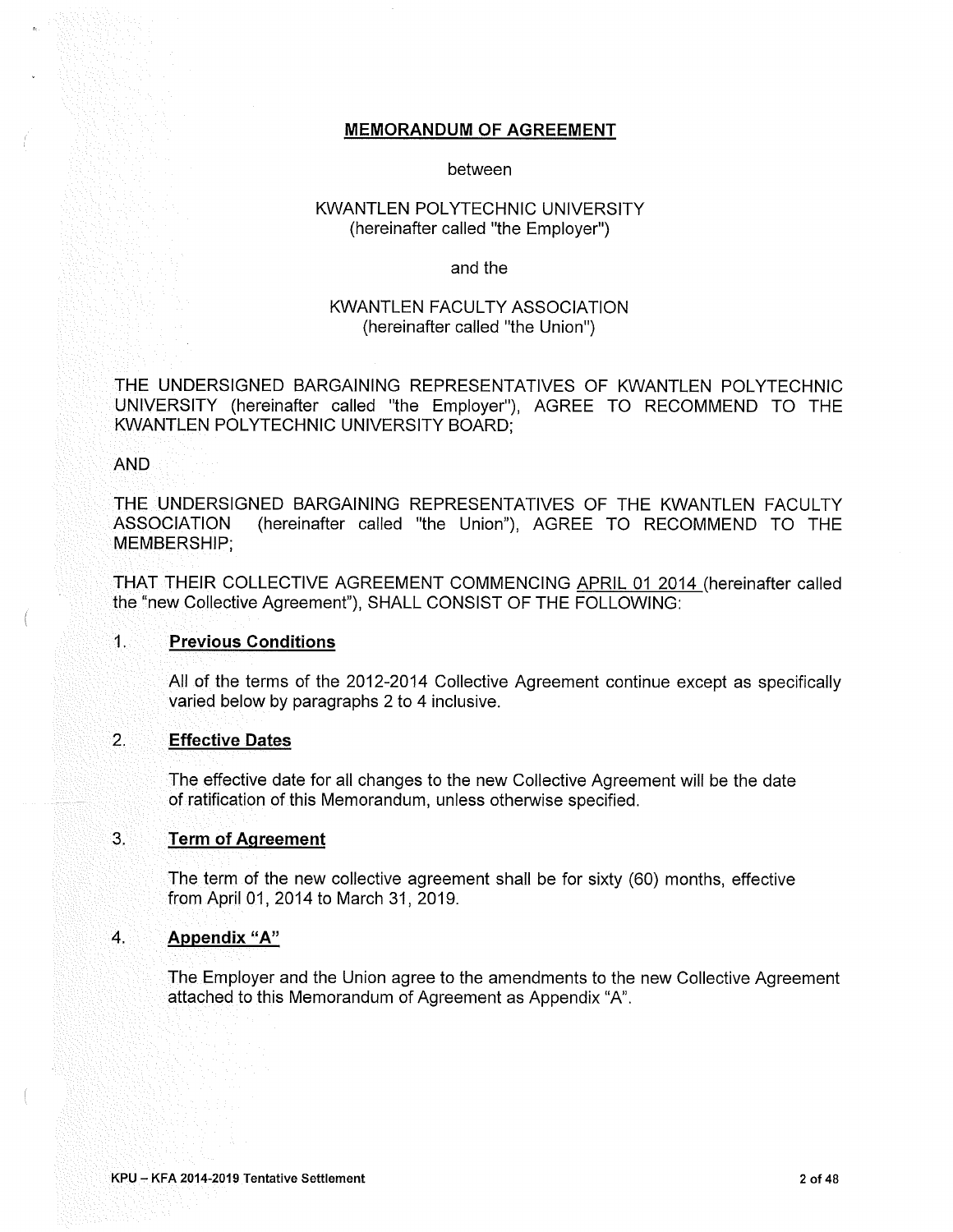# MEMORANDUM OF AGREEMENT

between

KWANTLEN POLYTECHNIC UNIVERSITY
(hereinafter called "the Employer")

and the

KWANTLEN FACULTY ASSOCIATION
(hereinafter called "the Union")

THE UNDERSIGNED BARGAINING REPRESENTATIVES OF KWANTLEN POLYTECHNIC UNIVERSITY (hereinafter called "the Employer"), AGREE TO RECOMMEND TO THE KWANTLEN POLYTECHNIC UNIVERSITY BOARD;

AND

THE UNDERSIGNED BARGAINING REPRESENTATIVES OF THE KWANTLEN FACULTY ASSOCIATION (hereinafter called "the Union"), AGREE TO RECOMMEND TO THE MEMBERSHIP;

THAT THEIR COLLECTIVE AGREEMENT COMMENCING APRIL 01 2014 (hereinafter called the "new Collective Agreement"), SHALL CONSIST OF THE FOLLOWING:

## 1. Previous Conditions

All of the terms of the 2012-2014 Collective Agreement continue except as specifically varied below by paragraphs 2 to 4 inclusive.

## 2. Effective Dates

The effective date for all changes to the new Collective Agreement will be the date of ratification of this Memorandum, unless otherwise specified.

## 3. Term of Agreement

The term of the new collective agreement shall be for sixty (60) months, effective from April 01, 2014 to March 31, 2019.

## 4. Appendix "A"

The Employer and the Union agree to the amendments to the new Collective Agreement attached to this Memorandum of Agreement as Appendix "A".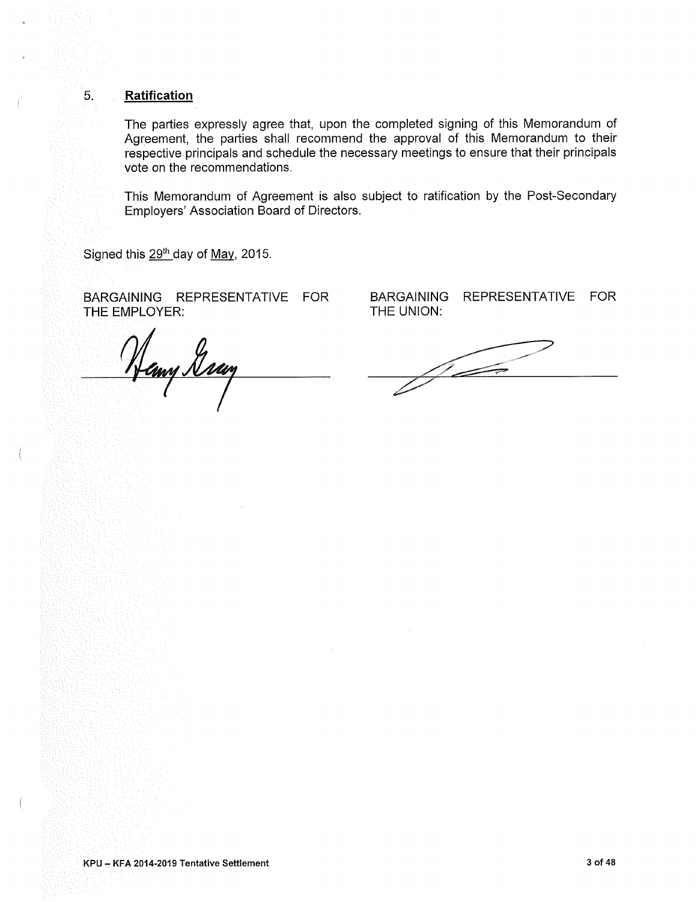5. **Ratification**

The parties expressly agree that, upon the completed signing of this Memorandum of Agreement, the parties shall recommend the approval of this Memorandum to their respective principals and schedule the necessary meetings to ensure that their principals vote on the recommendations.

This Memorandum of Agreement is also subject to ratification by the Post-Secondary Employers' Association Board of Directors.

Signed this 29th day of May, 2015.

| BARGAINING REPRESENTATIVE FOR THE EMPLOYER: | BARGAINING REPRESENTATIVE FOR THE UNION: |
| --- | --- |
| Henry Gray | |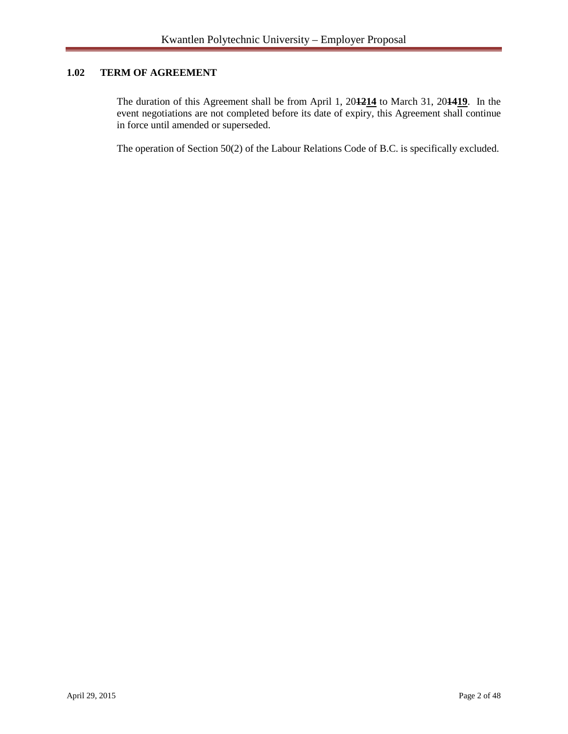### 1.02 TERM OF AGREEMENT

The duration of this Agreement shall be from April 1, 20~~12~~**<u>14</u>** to March 31, 20~~14~~**<u>19</u>**. In the event negotiations are not completed before its date of expiry, this Agreement shall continue in force until amended or superseded.

The operation of Section 50(2) of the Labour Relations Code of B.C. is specifically excluded.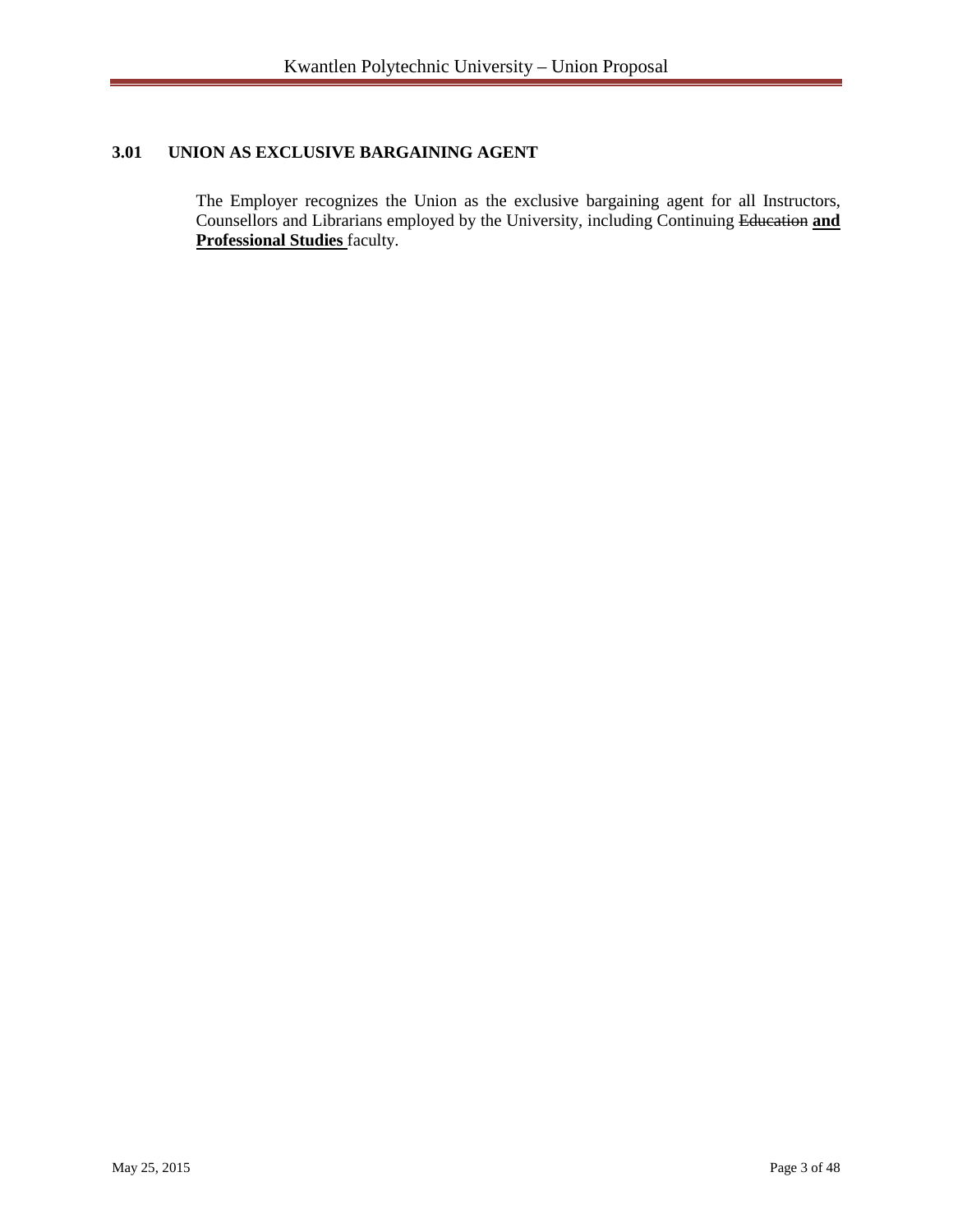### 3.01 UNION AS EXCLUSIVE BARGAINING AGENT

The Employer recognizes the Union as the exclusive bargaining agent for all Instructors, Counsellors and Librarians employed by the University, including Continuing ~~Education~~ **<u>and Professional Studies</u>** faculty.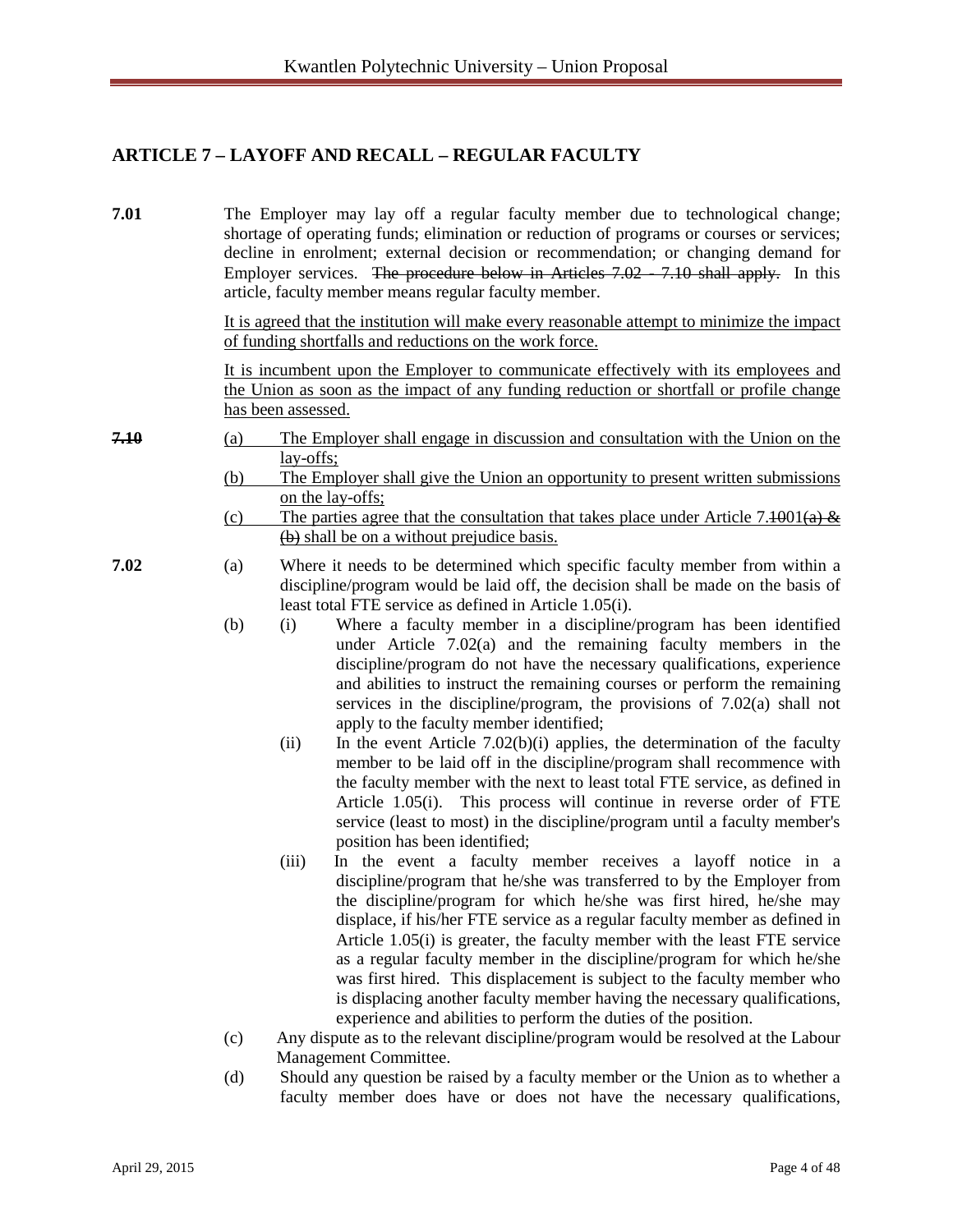## ARTICLE 7 – LAYOFF AND RECALL – REGULAR FACULTY

**7.01** The Employer may lay off a regular faculty member due to technological change; shortage of operating funds; elimination or reduction of programs or courses or services; decline in enrolment; external decision or recommendation; or changing demand for Employer services. ~~The procedure below in Articles 7.02 - 7.10 shall apply.~~ In this article, faculty member means regular faculty member.

<u>It is agreed that the institution will make every reasonable attempt to minimize the impact of funding shortfalls and reductions on the work force.</u>

<u>It is incumbent upon the Employer to communicate effectively with its employees and the Union as soon as the impact of any funding reduction or shortfall or profile change has been assessed.</u>

**~~7.10~~**

<u>(a) The Employer shall engage in discussion and consultation with the Union on the lay-offs;</u>

<u>(b) The Employer shall give the Union an opportunity to present written submissions on the lay-offs;</u>

<u>(c) The parties agree that the consultation that takes place under Article 7.~~10~~01~~(a) & (b)~~ shall be on a without prejudice basis.</u>

**7.02**

(a) Where it needs to be determined which specific faculty member from within a discipline/program would be laid off, the decision shall be made on the basis of least total FTE service as defined in Article 1.05(i).

(b)

(i) Where a faculty member in a discipline/program has been identified under Article 7.02(a) and the remaining faculty members in the discipline/program do not have the necessary qualifications, experience and abilities to instruct the remaining courses or perform the remaining services in the discipline/program, the provisions of 7.02(a) shall not apply to the faculty member identified;

(ii) In the event Article 7.02(b)(i) applies, the determination of the faculty member to be laid off in the discipline/program shall recommence with the faculty member with the next to least total FTE service, as defined in Article 1.05(i). This process will continue in reverse order of FTE service (least to most) in the discipline/program until a faculty member's position has been identified;

(iii) In the event a faculty member receives a layoff notice in a discipline/program that he/she was transferred to by the Employer from the discipline/program for which he/she was first hired, he/she may displace, if his/her FTE service as a regular faculty member as defined in Article 1.05(i) is greater, the faculty member with the least FTE service as a regular faculty member in the discipline/program for which he/she was first hired. This displacement is subject to the faculty member who is displacing another faculty member having the necessary qualifications, experience and abilities to perform the duties of the position.

(c) Any dispute as to the relevant discipline/program would be resolved at the Labour Management Committee.

(d) Should any question be raised by a faculty member or the Union as to whether a faculty member does have or does not have the necessary qualifications,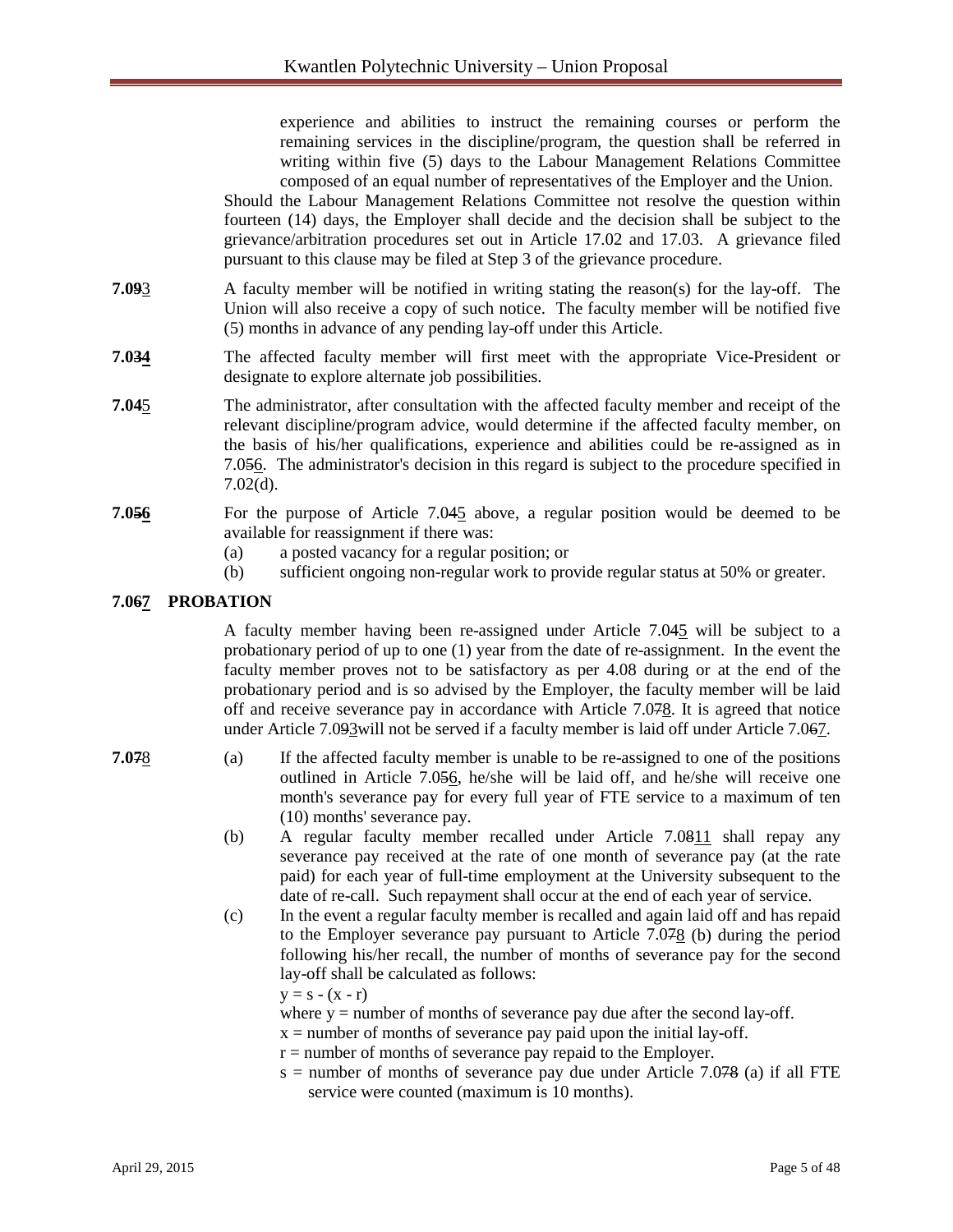experience and abilities to instruct the remaining courses or perform the remaining services in the discipline/program, the question shall be referred in writing within five (5) days to the Labour Management Relations Committee composed of an equal number of representatives of the Employer and the Union.

Should the Labour Management Relations Committee not resolve the question within fourteen (14) days, the Employer shall decide and the decision shall be subject to the grievance/arbitration procedures set out in Article 17.02 and 17.03. A grievance filed pursuant to this clause may be filed at Step 3 of the grievance procedure.

**7.0~~9~~**<u>3</u> A faculty member will be notified in writing stating the reason(s) for the lay-off. The Union will also receive a copy of such notice. The faculty member will be notified five (5) months in advance of any pending lay-off under this Article.

**7.0~~3~~<u>4</u>** The affected faculty member will first meet with the appropriate Vice-President or designate to explore alternate job possibilities.

**7.0~~4~~**<u>5</u> The administrator, after consultation with the affected faculty member and receipt of the relevant discipline/program advice, would determine if the affected faculty member, on the basis of his/her qualifications, experience and abilities could be re-assigned as in 7.0~~5~~<u>6</u>. The administrator's decision in this regard is subject to the procedure specified in 7.02(d).

**7.0~~5~~<u>6</u>** For the purpose of Article 7.0~~4~~<u>5</u> above, a regular position would be deemed to be available for reassignment if there was:

- (a) a posted vacancy for a regular position; or
- (b) sufficient ongoing non-regular work to provide regular status at 50% or greater.

## 7.0~~6~~<u>7</u> PROBATION

A faculty member having been re-assigned under Article 7.0~~4~~<u>5</u> will be subject to a probationary period of up to one (1) year from the date of re-assignment. In the event the faculty member proves not to be satisfactory as per 4.08 during or at the end of the probationary period and is so advised by the Employer, the faculty member will be laid off and receive severance pay in accordance with Article 7.0~~7~~<u>8</u>. It is agreed that notice under Article 7.0~~9~~<u>3</u>will not be served if a faculty member is laid off under Article 7.0~~6~~<u>7</u>.

**7.0~~7~~**<u>8</u>

- (a) If the affected faculty member is unable to be re-assigned to one of the positions outlined in Article 7.0~~5~~<u>6</u>, he/she will be laid off, and he/she will receive one month's severance pay for every full year of FTE service to a maximum of ten (10) months' severance pay.
- (b) A regular faculty member recalled under Article 7.0~~8~~<u>11</u> shall repay any severance pay received at the rate of one month of severance pay (at the rate paid) for each year of full-time employment at the University subsequent to the date of re-call. Such repayment shall occur at the end of each year of service.
- (c) In the event a regular faculty member is recalled and again laid off and has repaid to the Employer severance pay pursuant to Article 7.0~~7~~<u>8</u> (b) during the period following his/her recall, the number of months of severance pay for the second lay-off shall be calculated as follows:

  $y = s - (x - r)$

  where $y$ = number of months of severance pay due after the second lay-off.

  $x$ = number of months of severance pay paid upon the initial lay-off.

  $r$ = number of months of severance pay repaid to the Employer.

  $s$ = number of months of severance pay due under Article 7.0~~7~~<u>8</u> (a) if all FTE service were counted (maximum is 10 months).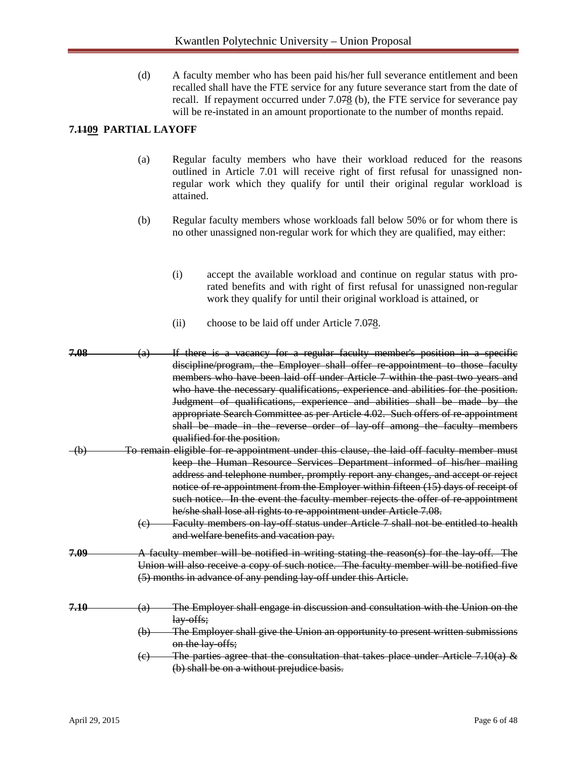(d) A faculty member who has been paid his/her full severance entitlement and been recalled shall have the FTE service for any future severance start from the date of recall. If repayment occurred under 7.0~~7~~8 (b), the FTE service for severance pay will be re-instated in an amount proportionate to the number of months repaid.

**7.~~11~~09 PARTIAL LAYOFF**

(a) Regular faculty members who have their workload reduced for the reasons outlined in Article 7.01 will receive right of first refusal for unassigned non-regular work which they qualify for until their original regular workload is attained.

(b) Regular faculty members whose workloads fall below 50% or for whom there is no other unassigned non-regular work for which they are qualified, may either:

(i) accept the available workload and continue on regular status with pro-rated benefits and with right of first refusal for unassigned non-regular work they qualify for until their original workload is attained, or

(ii) choose to be laid off under Article 7.0~~7~~8.

~~**7.08** (a) If there is a vacancy for a regular faculty member's position in a specific discipline/program, the Employer shall offer re-appointment to those faculty members who have been laid off under Article 7 within the past two years and who have the necessary qualifications, experience and abilities for the position. Judgment of qualifications, experience and abilities shall be made by the appropriate Search Committee as per Article 4.02. Such offers of re-appointment shall be made in the reverse order of lay-off among the faculty members qualified for the position.~~

~~(b) To remain eligible for re-appointment under this clause, the laid off faculty member must keep the Human Resource Services Department informed of his/her mailing address and telephone number, promptly report any changes, and accept or reject notice of re-appointment from the Employer within fifteen (15) days of receipt of such notice. In the event the faculty member rejects the offer of re-appointment he/she shall lose all rights to re-appointment under Article 7.08.~~

~~(c) Faculty members on lay-off status under Article 7 shall not be entitled to health and welfare benefits and vacation pay.~~

~~**7.09** A faculty member will be notified in writing stating the reason(s) for the lay-off. The Union will also receive a copy of such notice. The faculty member will be notified five (5) months in advance of any pending lay-off under this Article.~~

~~**7.10** (a) The Employer shall engage in discussion and consultation with the Union on the lay-offs;~~

~~(b) The Employer shall give the Union an opportunity to present written submissions on the lay-offs;~~

~~(c) The parties agree that the consultation that takes place under Article 7.10(a) & (b) shall be on a without prejudice basis.~~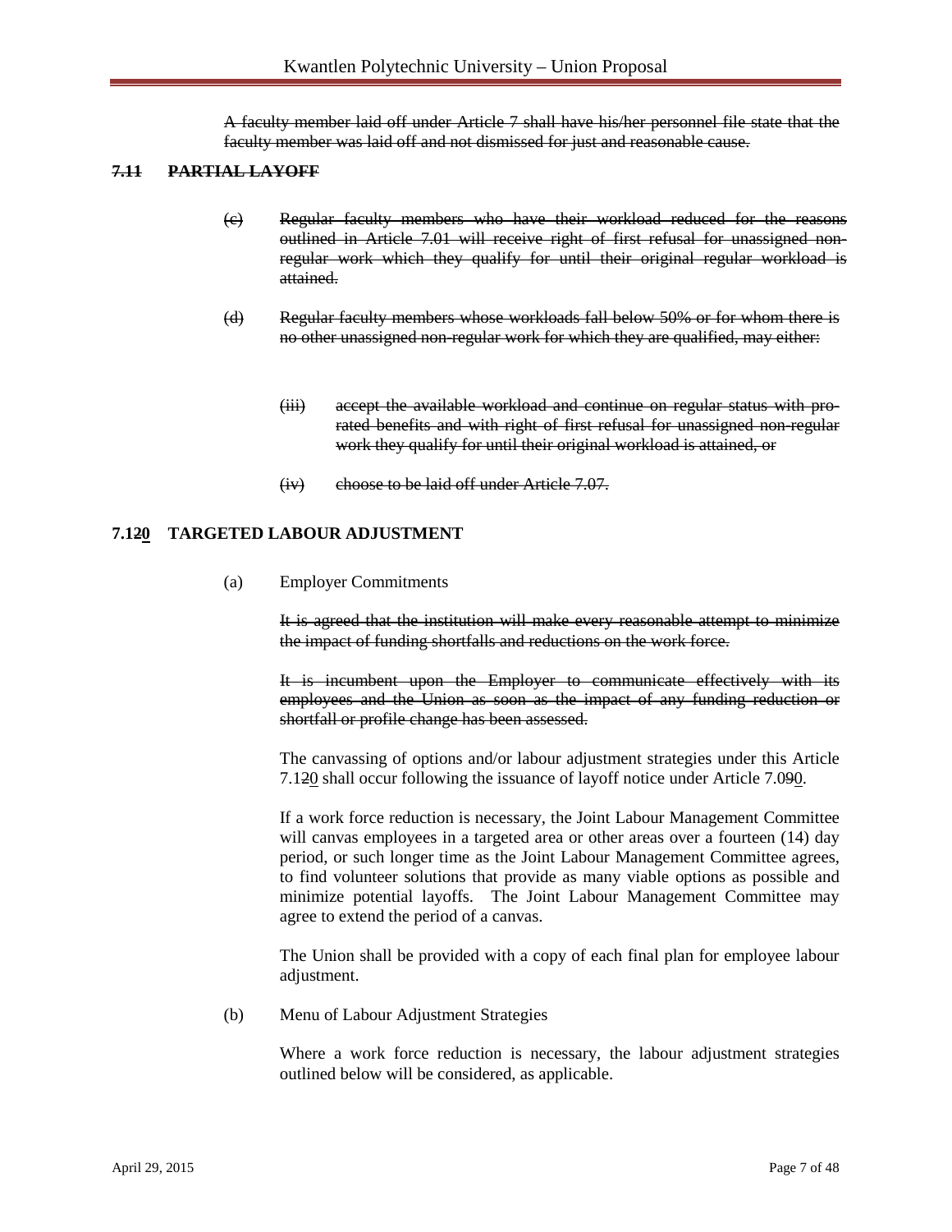~~A faculty member laid off under Article 7 shall have his/her personnel file state that the faculty member was laid off and not dismissed for just and reasonable cause.~~

### ~~7.11 PARTIAL LAYOFF~~

~~(c) Regular faculty members who have their workload reduced for the reasons outlined in Article 7.01 will receive right of first refusal for unassigned non-regular work which they qualify for until their original regular workload is attained.~~

~~(d) Regular faculty members whose workloads fall below 50% or for whom there is no other unassigned non-regular work for which they are qualified, may either:~~

~~(iii) accept the available workload and continue on regular status with pro-rated benefits and with right of first refusal for unassigned non-regular work they qualify for until their original workload is attained, or~~

~~(iv) choose to be laid off under Article 7.07.~~

### 7.1~~2~~0 TARGETED LABOUR ADJUSTMENT

(a) Employer Commitments

~~It is agreed that the institution will make every reasonable attempt to minimize the impact of funding shortfalls and reductions on the work force.~~

~~It is incumbent upon the Employer to communicate effectively with its employees and the Union as soon as the impact of any funding reduction or shortfall or profile change has been assessed.~~

The canvassing of options and/or labour adjustment strategies under this Article 7.1~~2~~0 shall occur following the issuance of layoff notice under Article 7.0~~9~~0.

If a work force reduction is necessary, the Joint Labour Management Committee will canvas employees in a targeted area or other areas over a fourteen (14) day period, or such longer time as the Joint Labour Management Committee agrees, to find volunteer solutions that provide as many viable options as possible and minimize potential layoffs. The Joint Labour Management Committee may agree to extend the period of a canvas.

The Union shall be provided with a copy of each final plan for employee labour adjustment.

(b) Menu of Labour Adjustment Strategies

Where a work force reduction is necessary, the labour adjustment strategies outlined below will be considered, as applicable.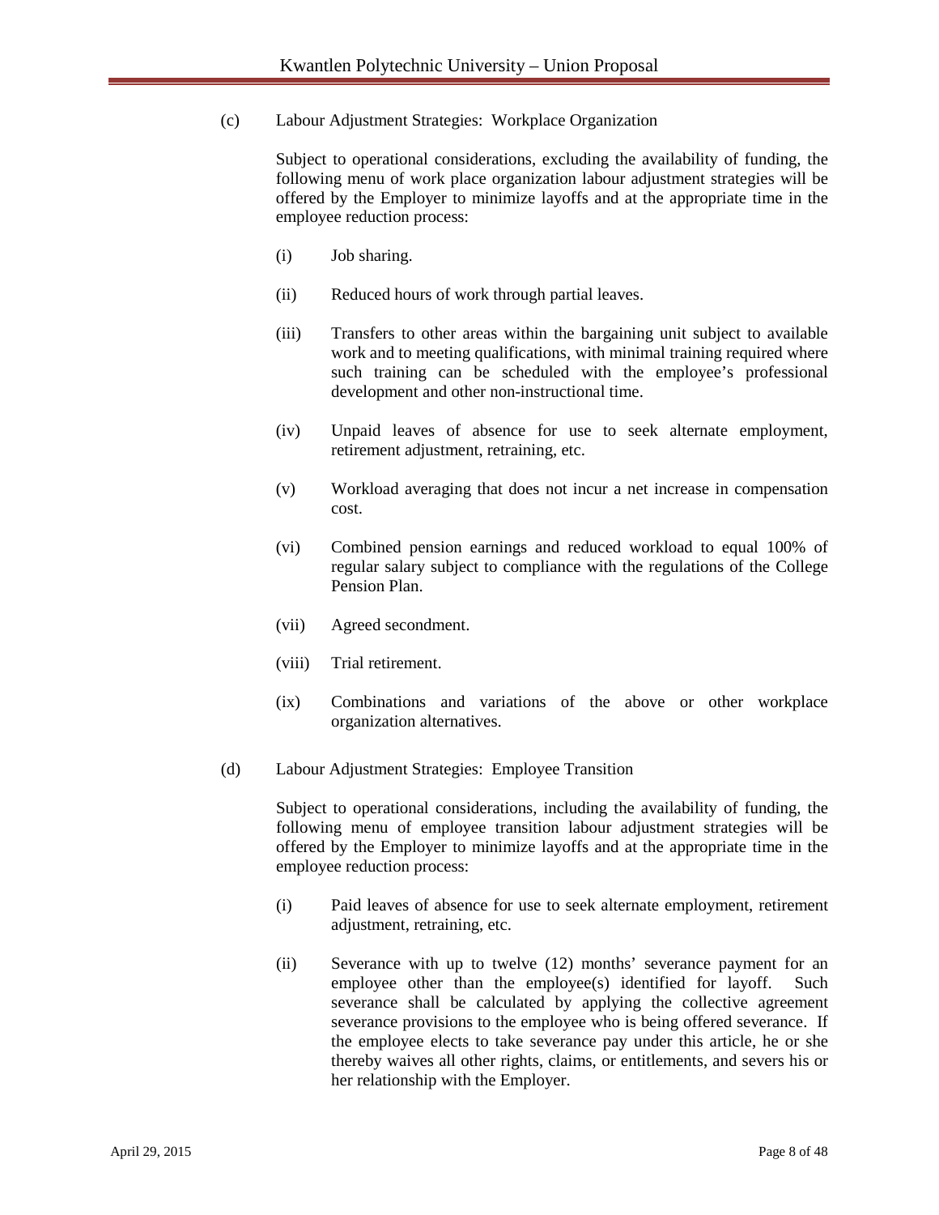(c) Labour Adjustment Strategies: Workplace Organization

Subject to operational considerations, excluding the availability of funding, the following menu of work place organization labour adjustment strategies will be offered by the Employer to minimize layoffs and at the appropriate time in the employee reduction process:

(i) Job sharing.

(ii) Reduced hours of work through partial leaves.

(iii) Transfers to other areas within the bargaining unit subject to available work and to meeting qualifications, with minimal training required where such training can be scheduled with the employee's professional development and other non-instructional time.

(iv) Unpaid leaves of absence for use to seek alternate employment, retirement adjustment, retraining, etc.

(v) Workload averaging that does not incur a net increase in compensation cost.

(vi) Combined pension earnings and reduced workload to equal 100% of regular salary subject to compliance with the regulations of the College Pension Plan.

(vii) Agreed secondment.

(viii) Trial retirement.

(ix) Combinations and variations of the above or other workplace organization alternatives.

(d) Labour Adjustment Strategies: Employee Transition

Subject to operational considerations, including the availability of funding, the following menu of employee transition labour adjustment strategies will be offered by the Employer to minimize layoffs and at the appropriate time in the employee reduction process:

(i) Paid leaves of absence for use to seek alternate employment, retirement adjustment, retraining, etc.

(ii) Severance with up to twelve (12) months' severance payment for an employee other than the employee(s) identified for layoff. Such severance shall be calculated by applying the collective agreement severance provisions to the employee who is being offered severance. If the employee elects to take severance pay under this article, he or she thereby waives all other rights, claims, or entitlements, and severs his or her relationship with the Employer.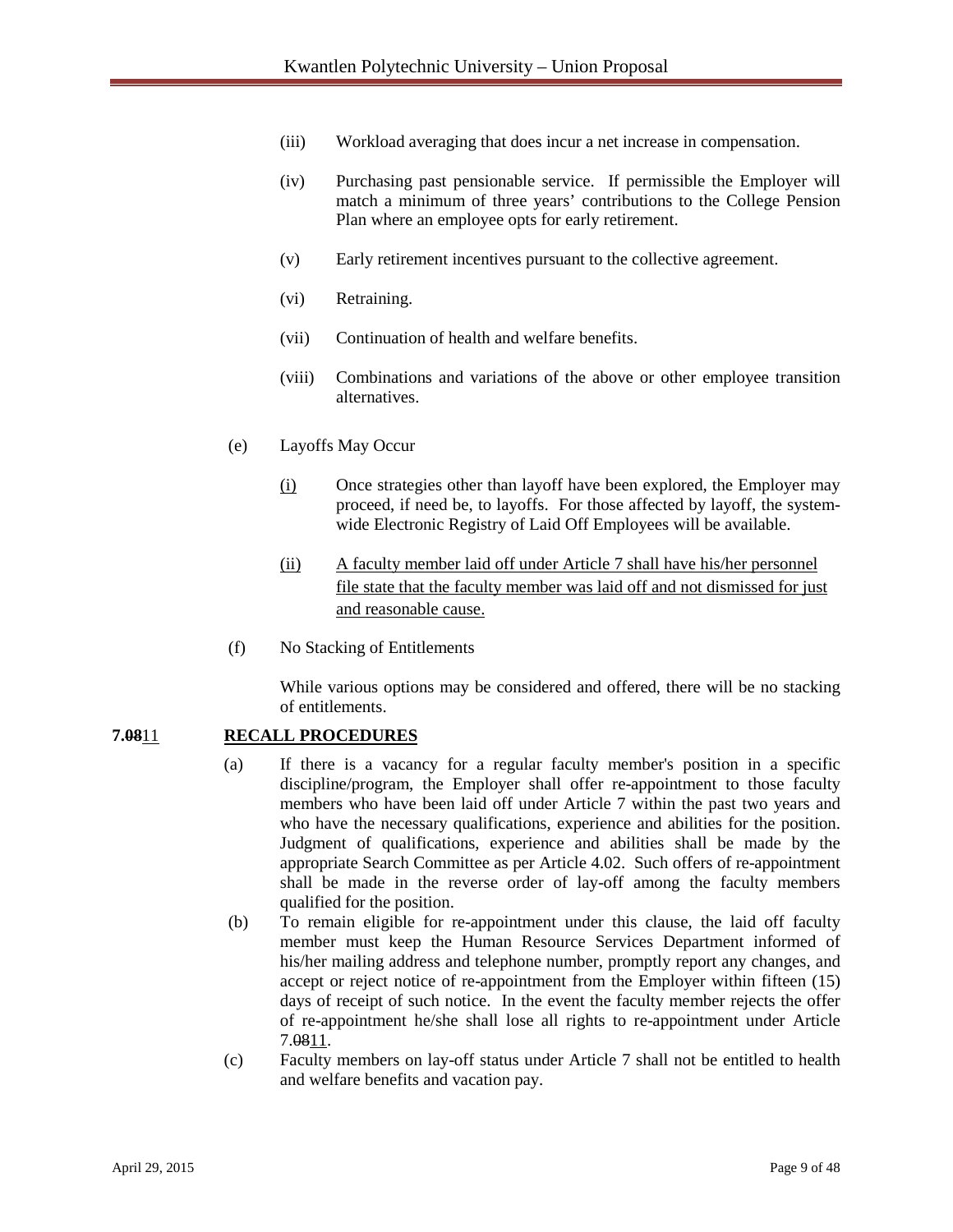(iii) Workload averaging that does incur a net increase in compensation.

(iv) Purchasing past pensionable service. If permissible the Employer will match a minimum of three years' contributions to the College Pension Plan where an employee opts for early retirement.

(v) Early retirement incentives pursuant to the collective agreement.

(vi) Retraining.

(vii) Continuation of health and welfare benefits.

(viii) Combinations and variations of the above or other employee transition alternatives.

(e) Layoffs May Occur

(i) Once strategies other than layoff have been explored, the Employer may proceed, if need be, to layoffs. For those affected by layoff, the system-wide Electronic Registry of Laid Off Employees will be available.

(ii) A faculty member laid off under Article 7 shall have his/her personnel file state that the faculty member was laid off and not dismissed for just and reasonable cause.

(f) No Stacking of Entitlements

While various options may be considered and offered, there will be no stacking of entitlements.

**7.~~08~~11 RECALL PROCEDURES**

(a) If there is a vacancy for a regular faculty member's position in a specific discipline/program, the Employer shall offer re-appointment to those faculty members who have been laid off under Article 7 within the past two years and who have the necessary qualifications, experience and abilities for the position. Judgment of qualifications, experience and abilities shall be made by the appropriate Search Committee as per Article 4.02. Such offers of re-appointment shall be made in the reverse order of lay-off among the faculty members qualified for the position.

(b) To remain eligible for re-appointment under this clause, the laid off faculty member must keep the Human Resource Services Department informed of his/her mailing address and telephone number, promptly report any changes, and accept or reject notice of re-appointment from the Employer within fifteen (15) days of receipt of such notice. In the event the faculty member rejects the offer of re-appointment he/she shall lose all rights to re-appointment under Article 7.~~08~~11.

(c) Faculty members on lay-off status under Article 7 shall not be entitled to health and welfare benefits and vacation pay.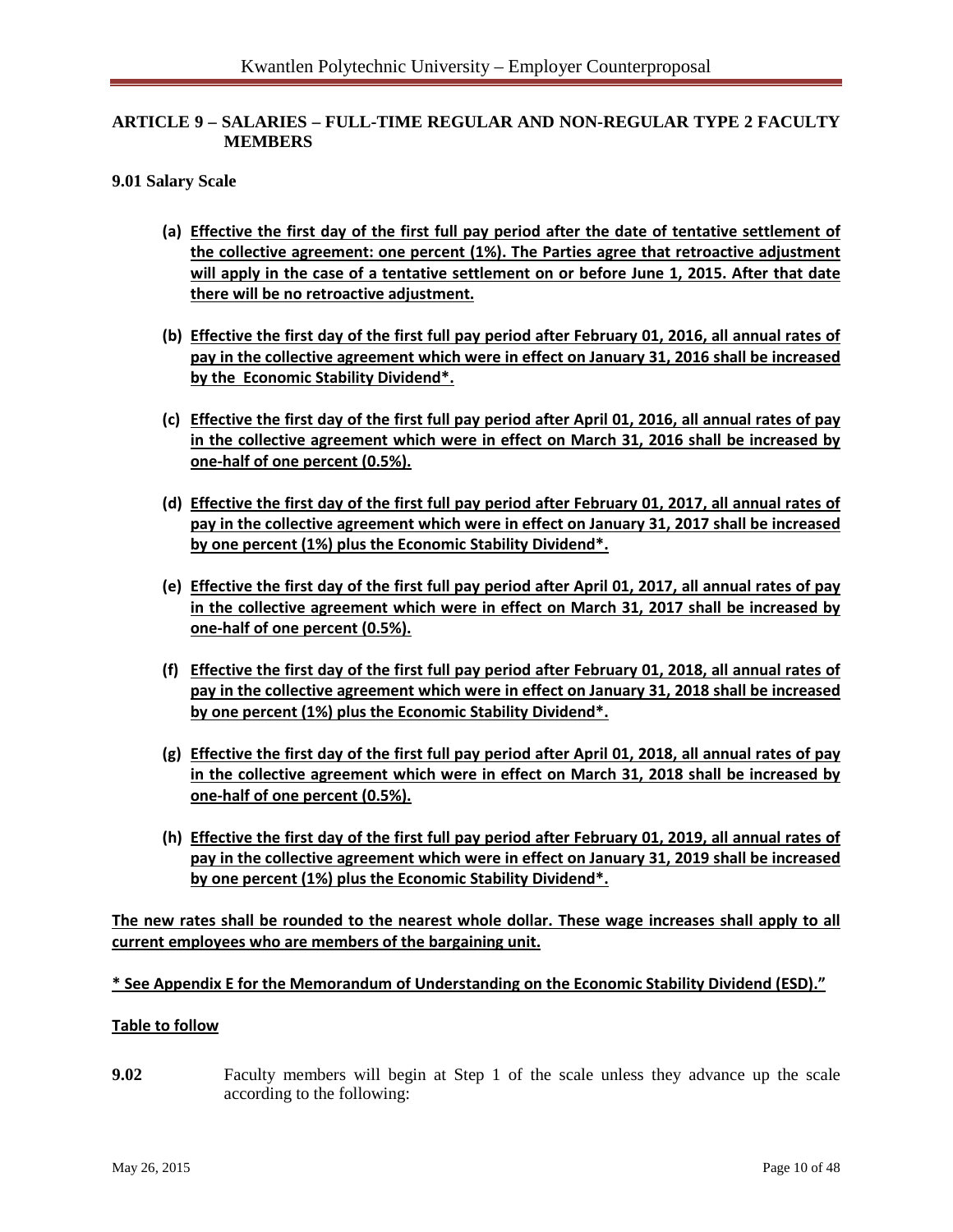## ARTICLE 9 – SALARIES – FULL-TIME REGULAR AND NON-REGULAR TYPE 2 FACULTY MEMBERS

### 9.01 Salary Scale

**(a) Effective the first day of the first full pay period after the date of tentative settlement of the collective agreement: one percent (1%). The Parties agree that retroactive adjustment will apply in the case of a tentative settlement on or before June 1, 2015. After that date there will be no retroactive adjustment.**

**(b) Effective the first day of the first full pay period after February 01, 2016, all annual rates of pay in the collective agreement which were in effect on January 31, 2016 shall be increased by the Economic Stability Dividend*.**

**(c) Effective the first day of the first full pay period after April 01, 2016, all annual rates of pay in the collective agreement which were in effect on March 31, 2016 shall be increased by one-half of one percent (0.5%).**

**(d) Effective the first day of the first full pay period after February 01, 2017, all annual rates of pay in the collective agreement which were in effect on January 31, 2017 shall be increased by one percent (1%) plus the Economic Stability Dividend*.**

**(e) Effective the first day of the first full pay period after April 01, 2017, all annual rates of pay in the collective agreement which were in effect on March 31, 2017 shall be increased by one-half of one percent (0.5%).**

**(f) Effective the first day of the first full pay period after February 01, 2018, all annual rates of pay in the collective agreement which were in effect on January 31, 2018 shall be increased by one percent (1%) plus the Economic Stability Dividend*.**

**(g) Effective the first day of the first full pay period after April 01, 2018, all annual rates of pay in the collective agreement which were in effect on March 31, 2018 shall be increased by one-half of one percent (0.5%).**

**(h) Effective the first day of the first full pay period after February 01, 2019, all annual rates of pay in the collective agreement which were in effect on January 31, 2019 shall be increased by one percent (1%) plus the Economic Stability Dividend*.**

**The new rates shall be rounded to the nearest whole dollar. These wage increases shall apply to all current employees who are members of the bargaining unit.**

**\* See Appendix E for the Memorandum of Understanding on the Economic Stability Dividend (ESD)."**

**Table to follow**

**9.02** Faculty members will begin at Step 1 of the scale unless they advance up the scale according to the following: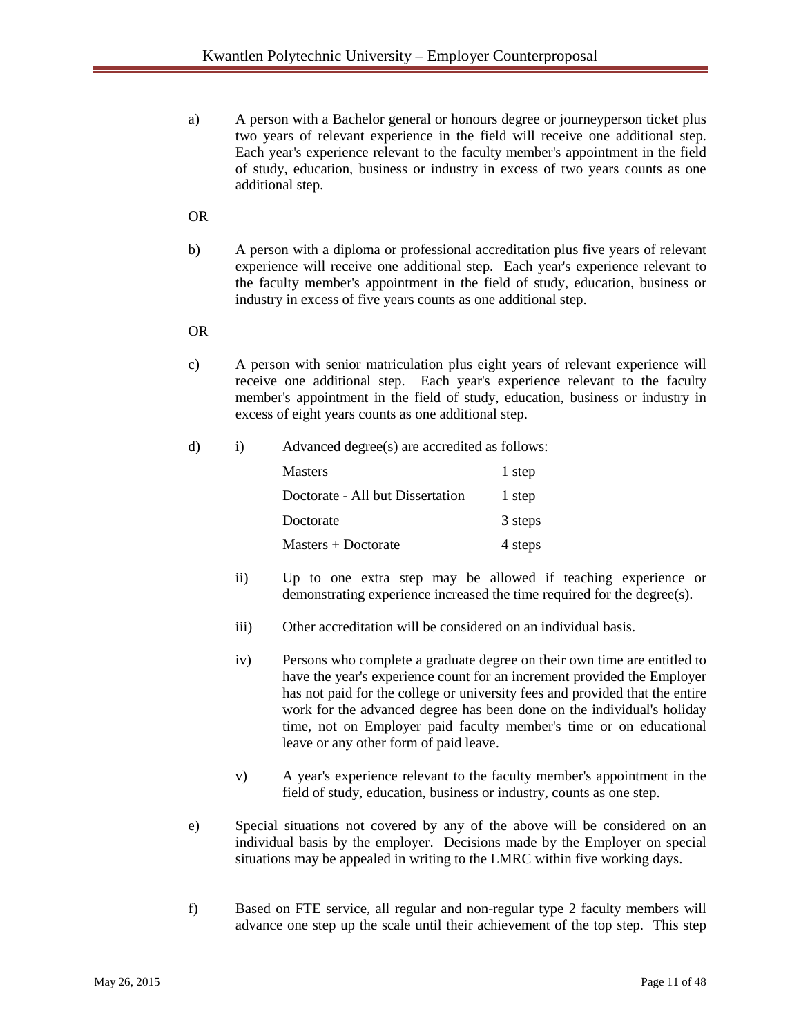a) A person with a Bachelor general or honours degree or journeyperson ticket plus two years of relevant experience in the field will receive one additional step. Each year's experience relevant to the faculty member's appointment in the field of study, education, business or industry in excess of two years counts as one additional step.

OR

b) A person with a diploma or professional accreditation plus five years of relevant experience will receive one additional step. Each year's experience relevant to the faculty member's appointment in the field of study, education, business or industry in excess of five years counts as one additional step.

OR

c) A person with senior matriculation plus eight years of relevant experience will receive one additional step. Each year's experience relevant to the faculty member's appointment in the field of study, education, business or industry in excess of eight years counts as one additional step.

d) i) Advanced degree(s) are accredited as follows:

| | |
|---|---|
| Masters | 1 step |
| Doctorate - All but Dissertation | 1 step |
| Doctorate | 3 steps |
| Masters + Doctorate | 4 steps |

ii) Up to one extra step may be allowed if teaching experience or demonstrating experience increased the time required for the degree(s).

iii) Other accreditation will be considered on an individual basis.

iv) Persons who complete a graduate degree on their own time are entitled to have the year's experience count for an increment provided the Employer has not paid for the college or university fees and provided that the entire work for the advanced degree has been done on the individual's holiday time, not on Employer paid faculty member's time or on educational leave or any other form of paid leave.

v) A year's experience relevant to the faculty member's appointment in the field of study, education, business or industry, counts as one step.

e) Special situations not covered by any of the above will be considered on an individual basis by the employer. Decisions made by the Employer on special situations may be appealed in writing to the LMRC within five working days.

f) Based on FTE service, all regular and non-regular type 2 faculty members will advance one step up the scale until their achievement of the top step. This step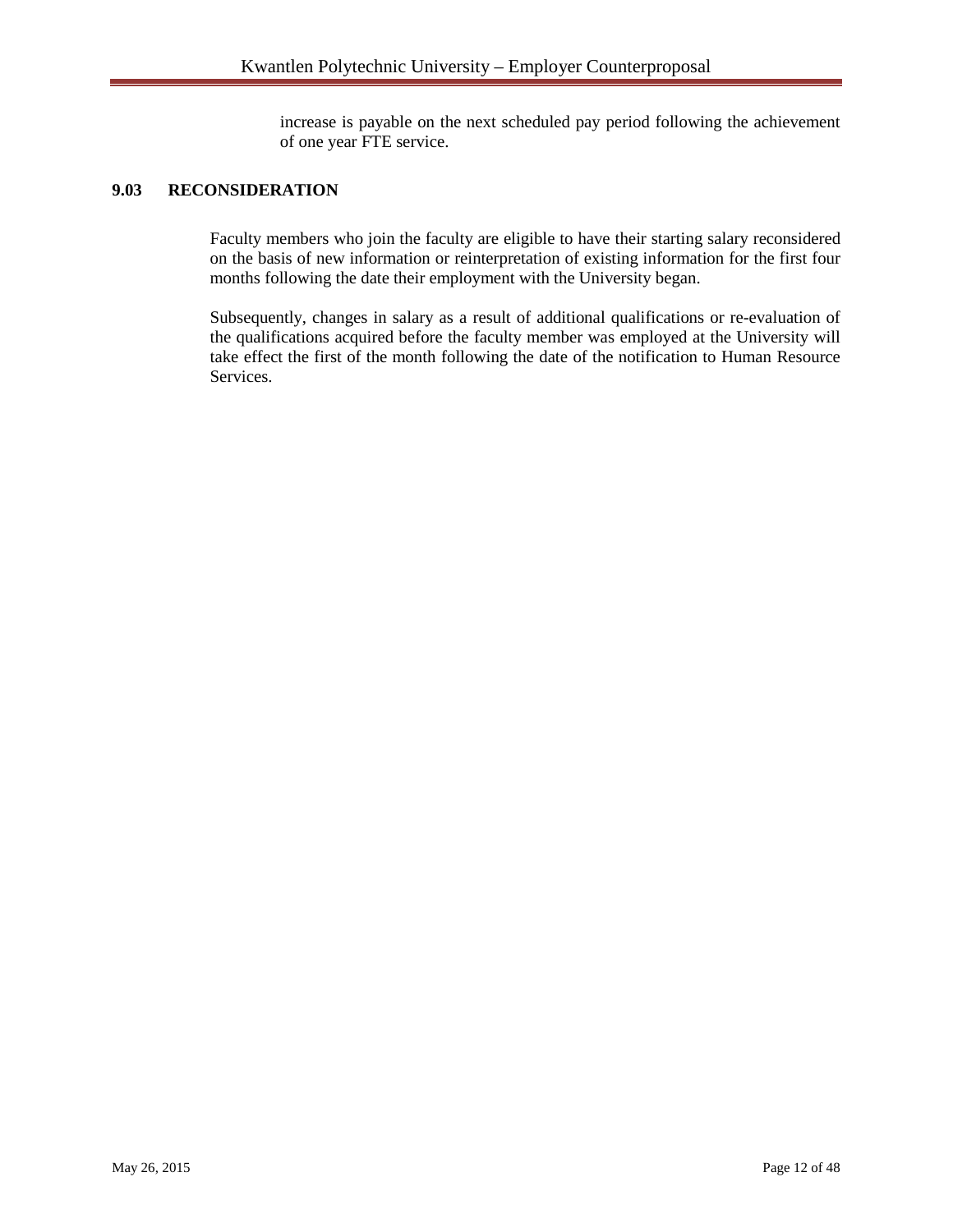increase is payable on the next scheduled pay period following the achievement of one year FTE service.

## 9.03 RECONSIDERATION

Faculty members who join the faculty are eligible to have their starting salary reconsidered on the basis of new information or reinterpretation of existing information for the first four months following the date their employment with the University began.

Subsequently, changes in salary as a result of additional qualifications or re-evaluation of the qualifications acquired before the faculty member was employed at the University will take effect the first of the month following the date of the notification to Human Resource Services.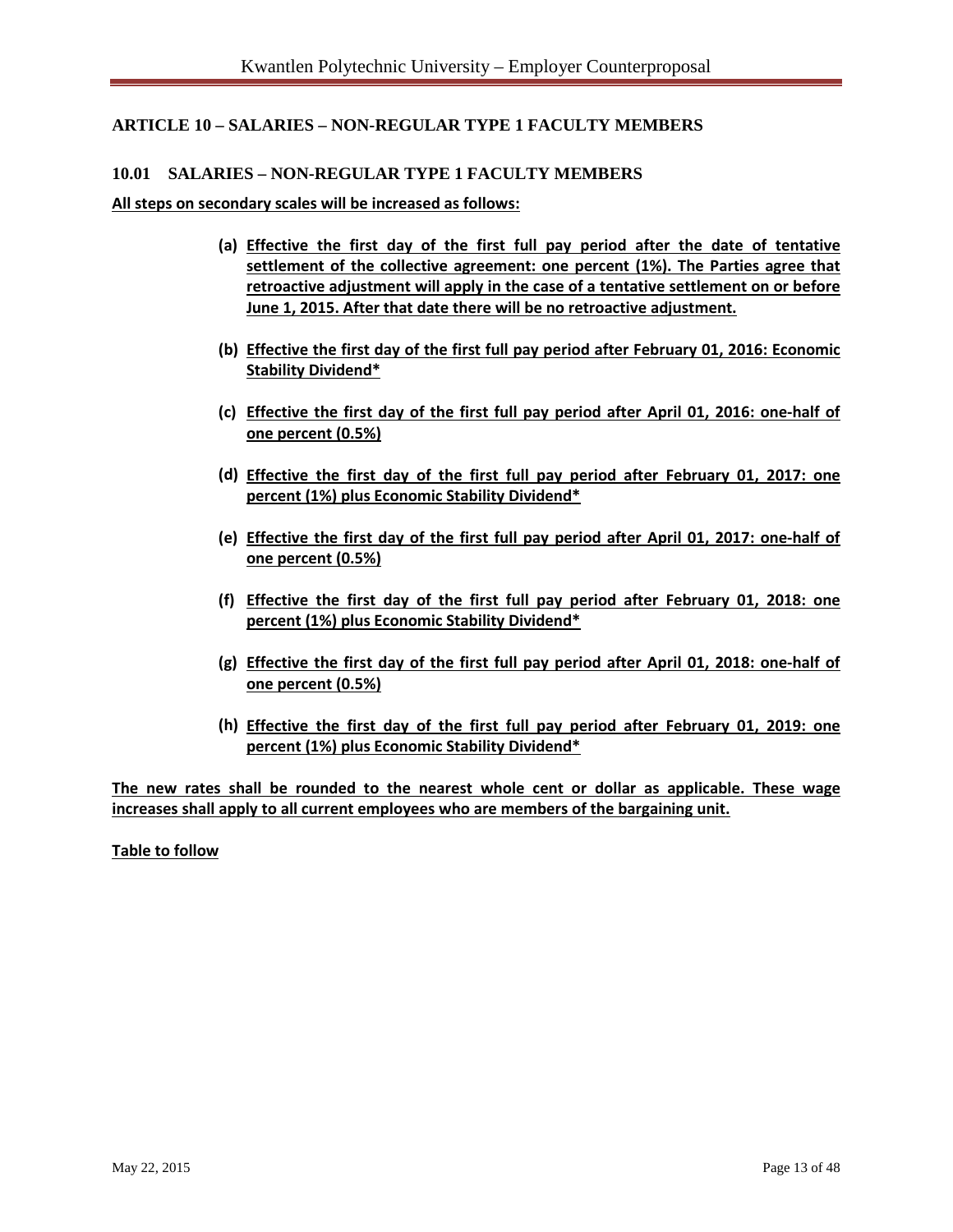## ARTICLE 10 – SALARIES – NON-REGULAR TYPE 1 FACULTY MEMBERS

### 10.01 SALARIES – NON-REGULAR TYPE 1 FACULTY MEMBERS

**All steps on secondary scales will be increased as follows:**

**(a) Effective the first day of the first full pay period after the date of tentative settlement of the collective agreement: one percent (1%). The Parties agree that retroactive adjustment will apply in the case of a tentative settlement on or before June 1, 2015. After that date there will be no retroactive adjustment.**

**(b) Effective the first day of the first full pay period after February 01, 2016: Economic Stability Dividend***

**(c) Effective the first day of the first full pay period after April 01, 2016: one-half of one percent (0.5%)**

**(d) Effective the first day of the first full pay period after February 01, 2017: one percent (1%) plus Economic Stability Dividend***

**(e) Effective the first day of the first full pay period after April 01, 2017: one-half of one percent (0.5%)**

**(f) Effective the first day of the first full pay period after February 01, 2018: one percent (1%) plus Economic Stability Dividend***

**(g) Effective the first day of the first full pay period after April 01, 2018: one-half of one percent (0.5%)**

**(h) Effective the first day of the first full pay period after February 01, 2019: one percent (1%) plus Economic Stability Dividend***

**The new rates shall be rounded to the nearest whole cent or dollar as applicable. These wage increases shall apply to all current employees who are members of the bargaining unit.**

**Table to follow**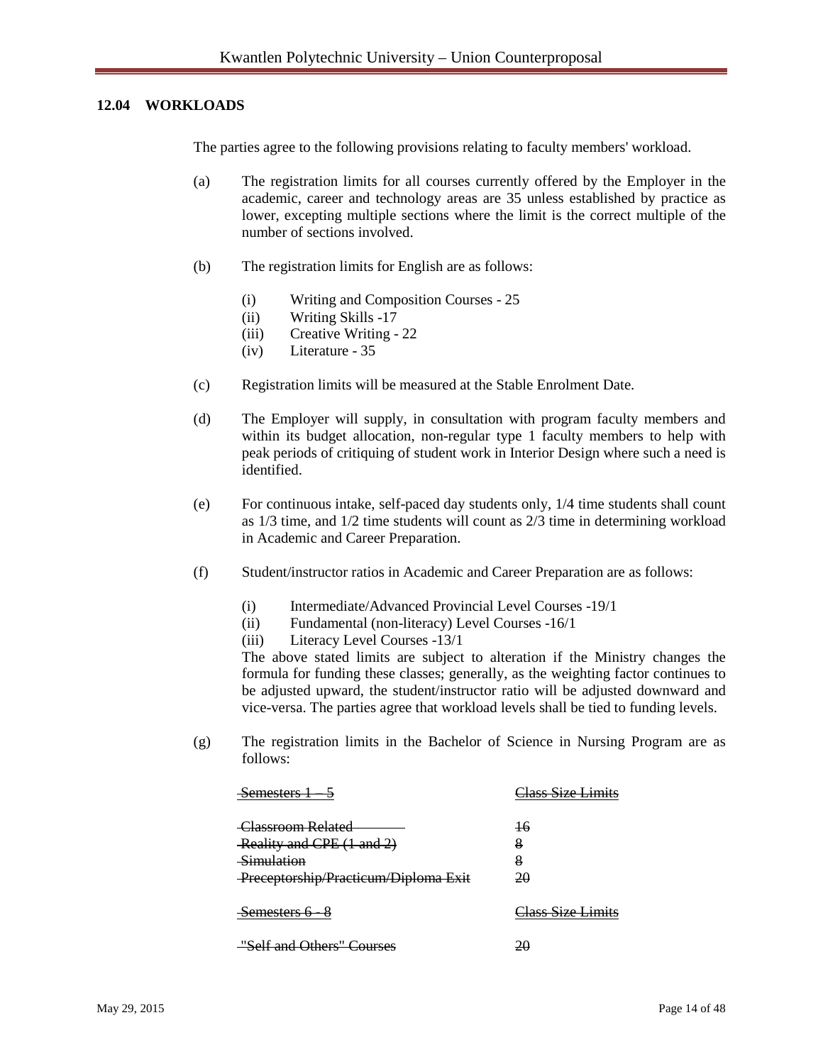## 12.04 WORKLOADS

The parties agree to the following provisions relating to faculty members' workload.

(a) The registration limits for all courses currently offered by the Employer in the academic, career and technology areas are 35 unless established by practice as lower, excepting multiple sections where the limit is the correct multiple of the number of sections involved.

(b) The registration limits for English are as follows:

- (i) Writing and Composition Courses - 25
- (ii) Writing Skills -17
- (iii) Creative Writing - 22
- (iv) Literature - 35

(c) Registration limits will be measured at the Stable Enrolment Date.

(d) The Employer will supply, in consultation with program faculty members and within its budget allocation, non-regular type 1 faculty members to help with peak periods of critiquing of student work in Interior Design where such a need is identified.

(e) For continuous intake, self-paced day students only, 1/4 time students shall count as 1/3 time, and 1/2 time students will count as 2/3 time in determining workload in Academic and Career Preparation.

(f) Student/instructor ratios in Academic and Career Preparation are as follows:

- (i) Intermediate/Advanced Provincial Level Courses -19/1
- (ii) Fundamental (non-literacy) Level Courses -16/1
- (iii) Literacy Level Courses -13/1

The above stated limits are subject to alteration if the Ministry changes the formula for funding these classes; generally, as the weighting factor continues to be adjusted upward, the student/instructor ratio will be adjusted downward and vice-versa. The parties agree that workload levels shall be tied to funding levels.

(g) The registration limits in the Bachelor of Science in Nursing Program are as follows:

| ~~Semesters 1 – 5~~ | ~~Class Size Limits~~ |
|---|---|
| ~~Classroom Related~~ | ~~16~~ |
| ~~Reality and CPE (1 and 2)~~ | ~~8~~ |
| ~~Simulation~~ | ~~8~~ |
| ~~Preceptorship/Practicum/Diploma Exit~~ | ~~20~~ |
| ~~Semesters 6 - 8~~ | ~~Class Size Limits~~ |
| ~~"Self and Others" Courses~~ | ~~20~~ |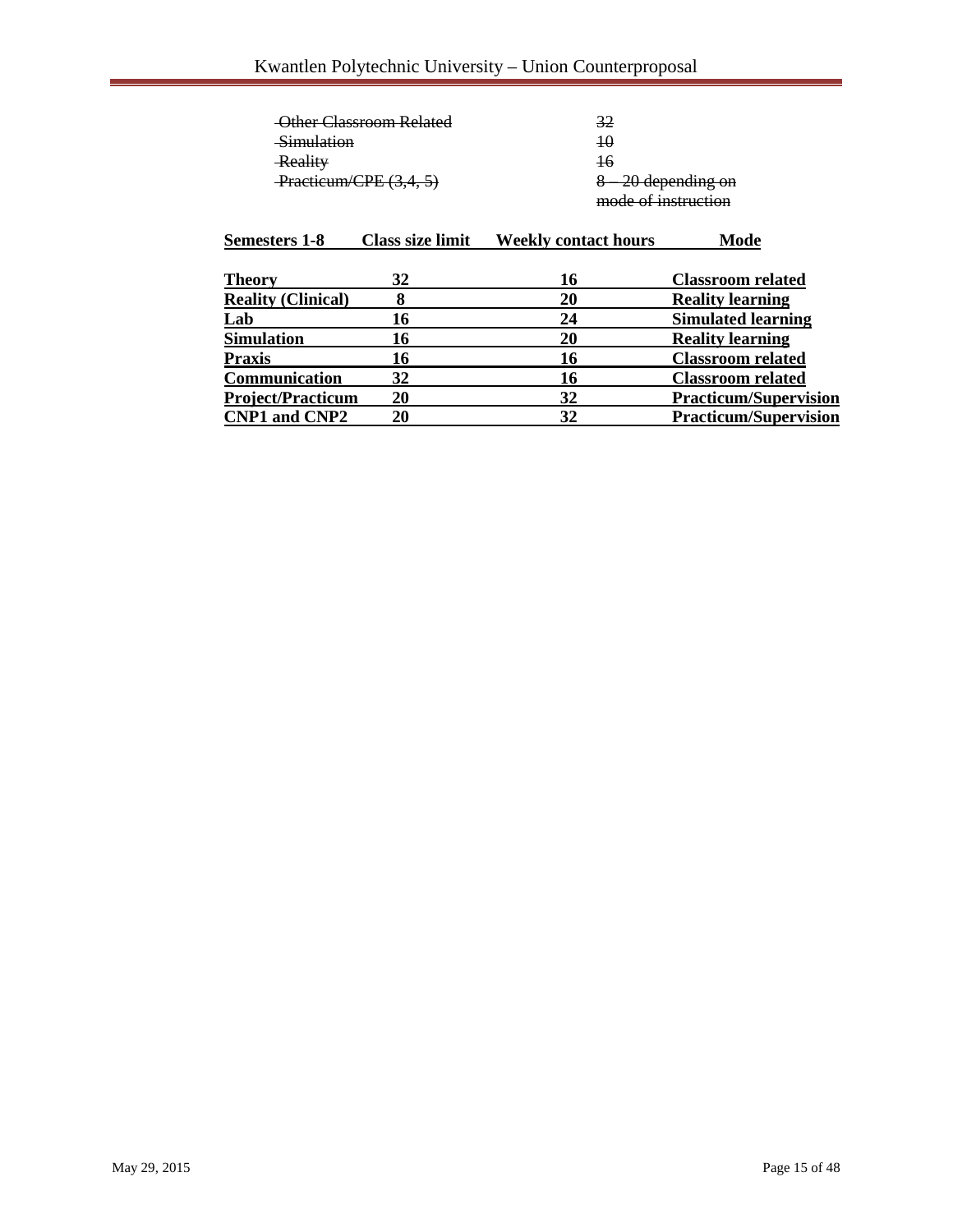| | |
|---|---|
| ~~Other Classroom Related~~ | ~~32~~ |
| ~~Simulation~~ | ~~10~~ |
| ~~Reality~~ | ~~16~~ |
| ~~Practicum/CPE (3,4, 5)~~ | ~~8 – 20 depending on mode of instruction~~ |

| **Semesters 1-8** | **Class size limit** | **Weekly contact hours** | **Mode** |
|---|---|---|---|
| <u>**Theory**</u> | <u>**32**</u> | <u>**16**</u> | <u>**Classroom related**</u> |
| <u>**Reality (Clinical)**</u> | <u>**8**</u> | <u>**20**</u> | <u>**Reality learning**</u> |
| <u>**Lab**</u> | <u>**16**</u> | <u>**24**</u> | <u>**Simulated learning**</u> |
| <u>**Simulation**</u> | <u>**16**</u> | <u>**20**</u> | <u>**Reality learning**</u> |
| <u>**Praxis**</u> | <u>**16**</u> | <u>**16**</u> | <u>**Classroom related**</u> |
| <u>**Communication**</u> | <u>**32**</u> | <u>**16**</u> | <u>**Classroom related**</u> |
| <u>**Project/Practicum**</u> | <u>**20**</u> | <u>**32**</u> | <u>**Practicum/Supervision**</u> |
| <u>**CNP1 and CNP2**</u> | <u>**20**</u> | <u>**32**</u> | <u>**Practicum/Supervision**</u> |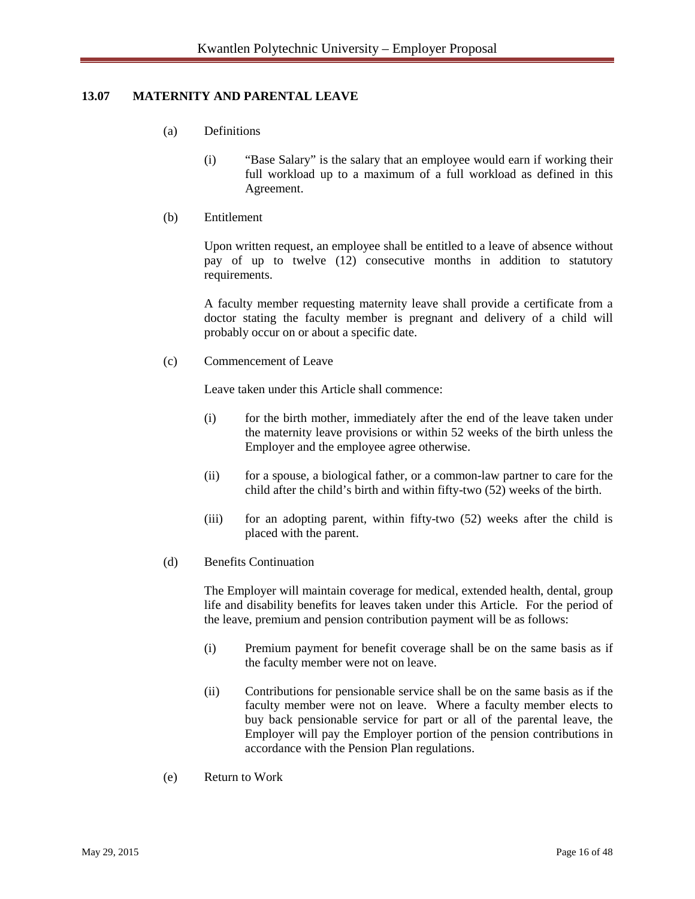## 13.07 MATERNITY AND PARENTAL LEAVE

(a) Definitions

(i) "Base Salary" is the salary that an employee would earn if working their full workload up to a maximum of a full workload as defined in this Agreement.

(b) Entitlement

Upon written request, an employee shall be entitled to a leave of absence without pay of up to twelve (12) consecutive months in addition to statutory requirements.

A faculty member requesting maternity leave shall provide a certificate from a doctor stating the faculty member is pregnant and delivery of a child will probably occur on or about a specific date.

(c) Commencement of Leave

Leave taken under this Article shall commence:

(i) for the birth mother, immediately after the end of the leave taken under the maternity leave provisions or within 52 weeks of the birth unless the Employer and the employee agree otherwise.

(ii) for a spouse, a biological father, or a common-law partner to care for the child after the child's birth and within fifty-two (52) weeks of the birth.

(iii) for an adopting parent, within fifty-two (52) weeks after the child is placed with the parent.

(d) Benefits Continuation

The Employer will maintain coverage for medical, extended health, dental, group life and disability benefits for leaves taken under this Article. For the period of the leave, premium and pension contribution payment will be as follows:

(i) Premium payment for benefit coverage shall be on the same basis as if the faculty member were not on leave.

(ii) Contributions for pensionable service shall be on the same basis as if the faculty member were not on leave. Where a faculty member elects to buy back pensionable service for part or all of the parental leave, the Employer will pay the Employer portion of the pension contributions in accordance with the Pension Plan regulations.

(e) Return to Work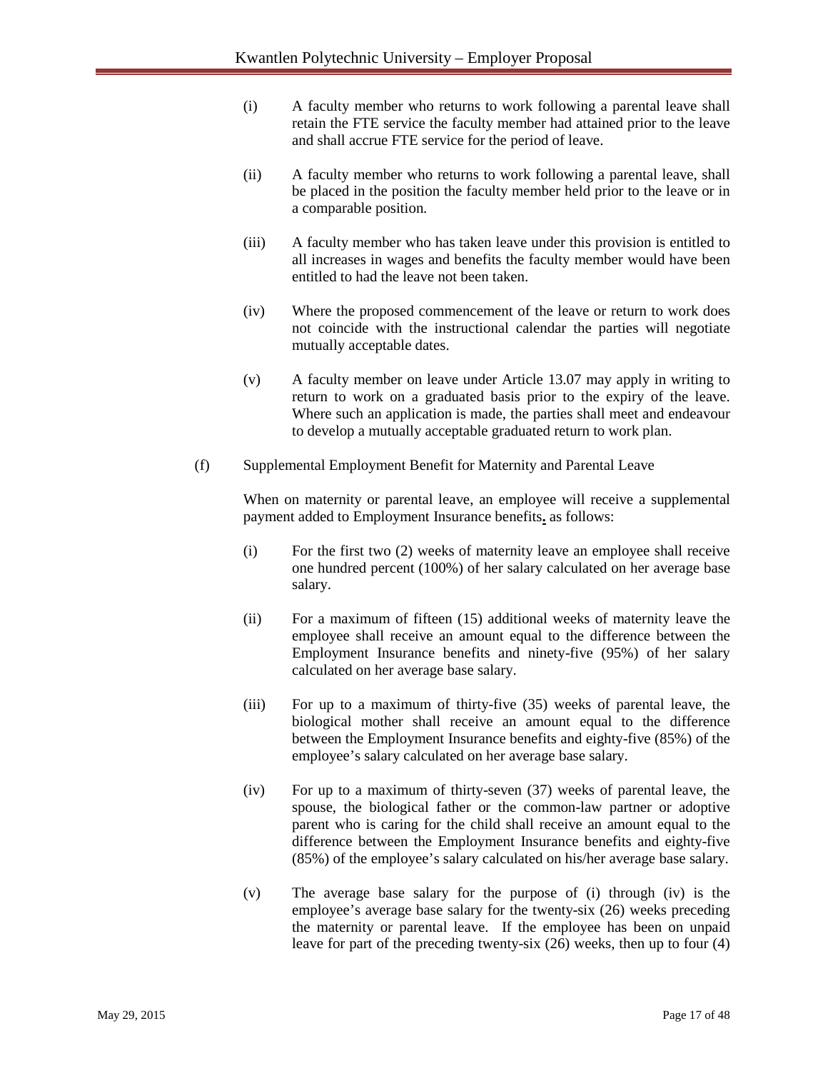(i) A faculty member who returns to work following a parental leave shall retain the FTE service the faculty member had attained prior to the leave and shall accrue FTE service for the period of leave.

(ii) A faculty member who returns to work following a parental leave, shall be placed in the position the faculty member held prior to the leave or in a comparable position.

(iii) A faculty member who has taken leave under this provision is entitled to all increases in wages and benefits the faculty member would have been entitled to had the leave not been taken.

(iv) Where the proposed commencement of the leave or return to work does not coincide with the instructional calendar the parties will negotiate mutually acceptable dates.

(v) A faculty member on leave under Article 13.07 may apply in writing to return to work on a graduated basis prior to the expiry of the leave. Where such an application is made, the parties shall meet and endeavour to develop a mutually acceptable graduated return to work plan.

(f) Supplemental Employment Benefit for Maternity and Parental Leave

When on maternity or parental leave, an employee will receive a supplemental payment added to Employment Insurance benefits**,** as follows:

(i) For the first two (2) weeks of maternity leave an employee shall receive one hundred percent (100%) of her salary calculated on her average base salary.

(ii) For a maximum of fifteen (15) additional weeks of maternity leave the employee shall receive an amount equal to the difference between the Employment Insurance benefits and ninety-five (95%) of her salary calculated on her average base salary.

(iii) For up to a maximum of thirty-five (35) weeks of parental leave, the biological mother shall receive an amount equal to the difference between the Employment Insurance benefits and eighty-five (85%) of the employee's salary calculated on her average base salary.

(iv) For up to a maximum of thirty-seven (37) weeks of parental leave, the spouse, the biological father or the common-law partner or adoptive parent who is caring for the child shall receive an amount equal to the difference between the Employment Insurance benefits and eighty-five (85%) of the employee's salary calculated on his/her average base salary.

(v) The average base salary for the purpose of (i) through (iv) is the employee's average base salary for the twenty-six (26) weeks preceding the maternity or parental leave. If the employee has been on unpaid leave for part of the preceding twenty-six (26) weeks, then up to four (4)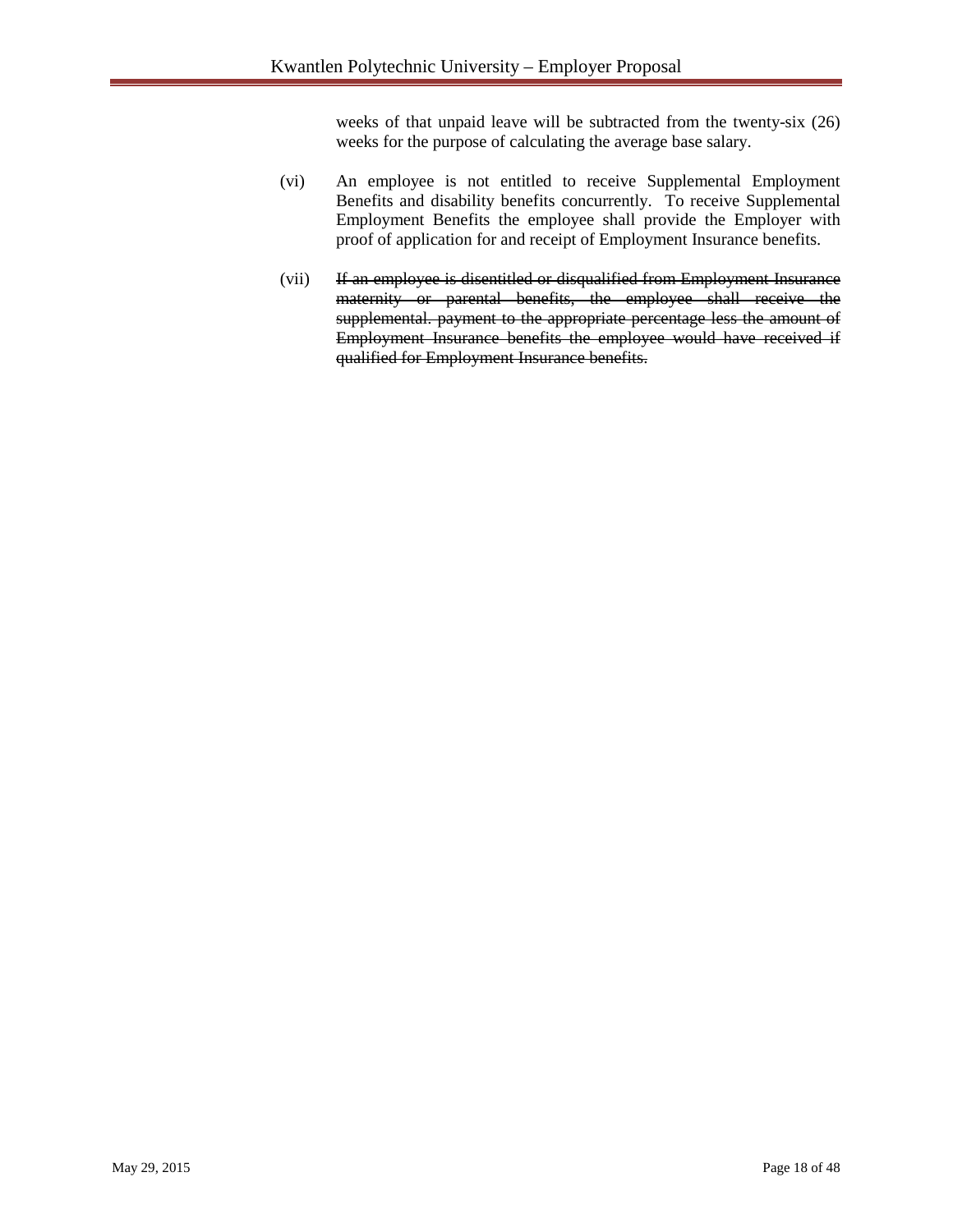weeks of that unpaid leave will be subtracted from the twenty-six (26) weeks for the purpose of calculating the average base salary.

(vi) An employee is not entitled to receive Supplemental Employment Benefits and disability benefits concurrently. To receive Supplemental Employment Benefits the employee shall provide the Employer with proof of application for and receipt of Employment Insurance benefits.

(vii) ~~If an employee is disentitled or disqualified from Employment Insurance maternity or parental benefits, the employee shall receive the supplemental. payment to the appropriate percentage less the amount of Employment Insurance benefits the employee would have received if qualified for Employment Insurance benefits.~~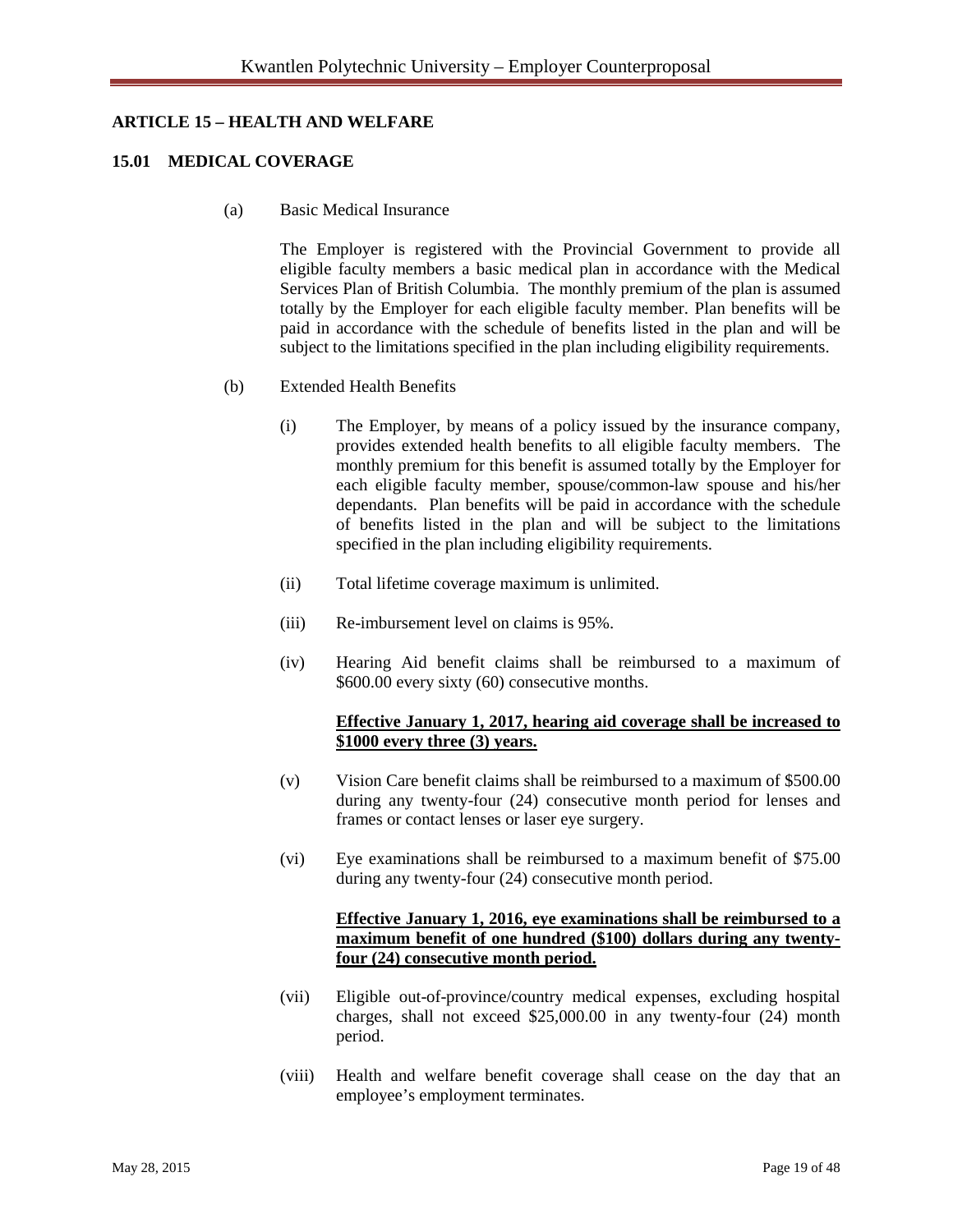## ARTICLE 15 – HEALTH AND WELFARE

### 15.01 MEDICAL COVERAGE

(a) Basic Medical Insurance

The Employer is registered with the Provincial Government to provide all eligible faculty members a basic medical plan in accordance with the Medical Services Plan of British Columbia. The monthly premium of the plan is assumed totally by the Employer for each eligible faculty member. Plan benefits will be paid in accordance with the schedule of benefits listed in the plan and will be subject to the limitations specified in the plan including eligibility requirements.

(b) Extended Health Benefits

(i) The Employer, by means of a policy issued by the insurance company, provides extended health benefits to all eligible faculty members. The monthly premium for this benefit is assumed totally by the Employer for each eligible faculty member, spouse/common-law spouse and his/her dependants. Plan benefits will be paid in accordance with the schedule of benefits listed in the plan and will be subject to the limitations specified in the plan including eligibility requirements.

(ii) Total lifetime coverage maximum is unlimited.

(iii) Re-imbursement level on claims is 95%.

(iv) Hearing Aid benefit claims shall be reimbursed to a maximum of \$600.00 every sixty (60) consecutive months.

**Effective January 1, 2017, hearing aid coverage shall be increased to \$1000 every three (3) years.**

(v) Vision Care benefit claims shall be reimbursed to a maximum of \$500.00 during any twenty-four (24) consecutive month period for lenses and frames or contact lenses or laser eye surgery.

(vi) Eye examinations shall be reimbursed to a maximum benefit of \$75.00 during any twenty-four (24) consecutive month period.

**Effective January 1, 2016, eye examinations shall be reimbursed to a maximum benefit of one hundred (\$100) dollars during any twenty-four (24) consecutive month period.**

(vii) Eligible out-of-province/country medical expenses, excluding hospital charges, shall not exceed \$25,000.00 in any twenty-four (24) month period.

(viii) Health and welfare benefit coverage shall cease on the day that an employee's employment terminates.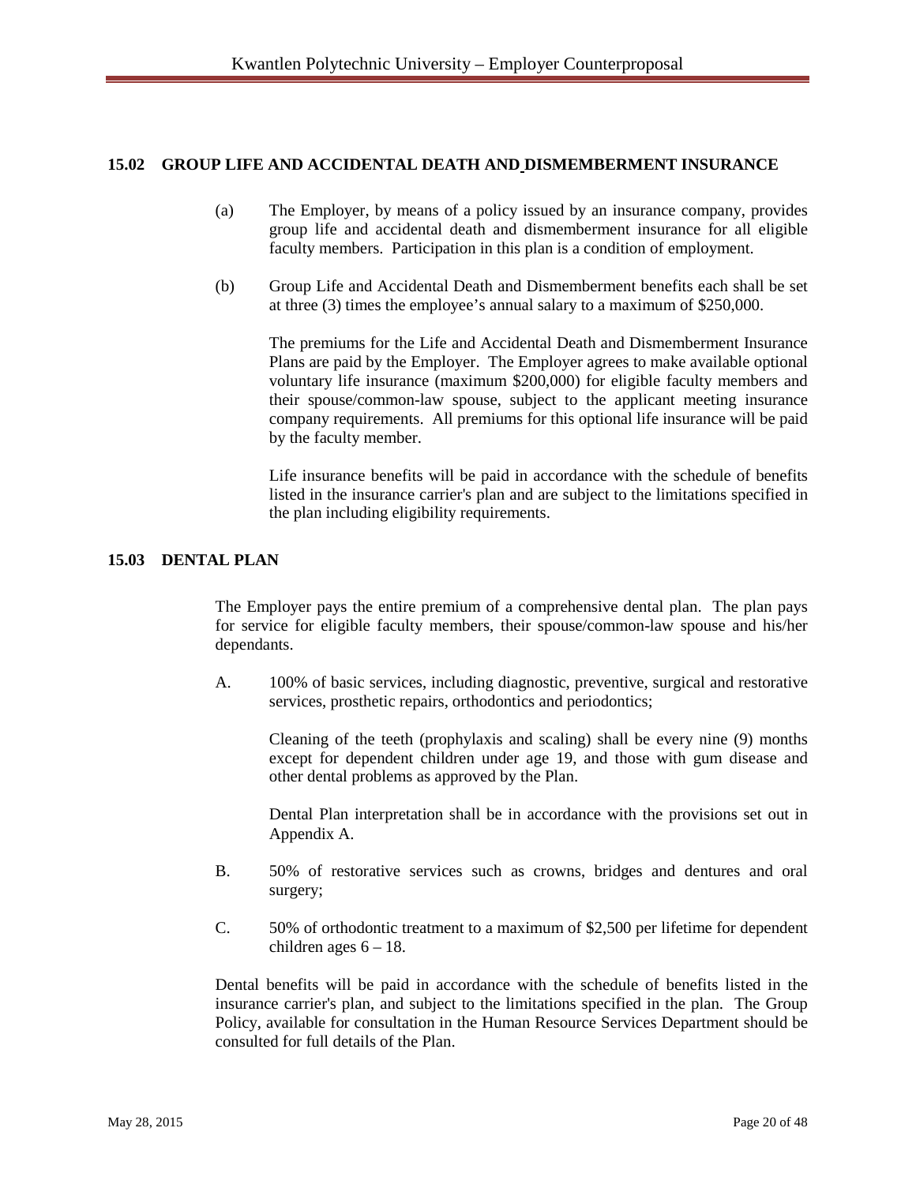## 15.02 GROUP LIFE AND ACCIDENTAL DEATH AND DISMEMBERMENT INSURANCE

(a) The Employer, by means of a policy issued by an insurance company, provides group life and accidental death and dismemberment insurance for all eligible faculty members. Participation in this plan is a condition of employment.

(b) Group Life and Accidental Death and Dismemberment benefits each shall be set at three (3) times the employee's annual salary to a maximum of $250,000.

The premiums for the Life and Accidental Death and Dismemberment Insurance Plans are paid by the Employer. The Employer agrees to make available optional voluntary life insurance (maximum $200,000) for eligible faculty members and their spouse/common-law spouse, subject to the applicant meeting insurance company requirements. All premiums for this optional life insurance will be paid by the faculty member.

Life insurance benefits will be paid in accordance with the schedule of benefits listed in the insurance carrier's plan and are subject to the limitations specified in the plan including eligibility requirements.

## 15.03 DENTAL PLAN

The Employer pays the entire premium of a comprehensive dental plan. The plan pays for service for eligible faculty members, their spouse/common-law spouse and his/her dependants.

A. 100% of basic services, including diagnostic, preventive, surgical and restorative services, prosthetic repairs, orthodontics and periodontics;

Cleaning of the teeth (prophylaxis and scaling) shall be every nine (9) months except for dependent children under age 19, and those with gum disease and other dental problems as approved by the Plan.

Dental Plan interpretation shall be in accordance with the provisions set out in Appendix A.

B. 50% of restorative services such as crowns, bridges and dentures and oral surgery;

C. 50% of orthodontic treatment to a maximum of $2,500 per lifetime for dependent children ages 6 – 18.

Dental benefits will be paid in accordance with the schedule of benefits listed in the insurance carrier's plan, and subject to the limitations specified in the plan. The Group Policy, available for consultation in the Human Resource Services Department should be consulted for full details of the Plan.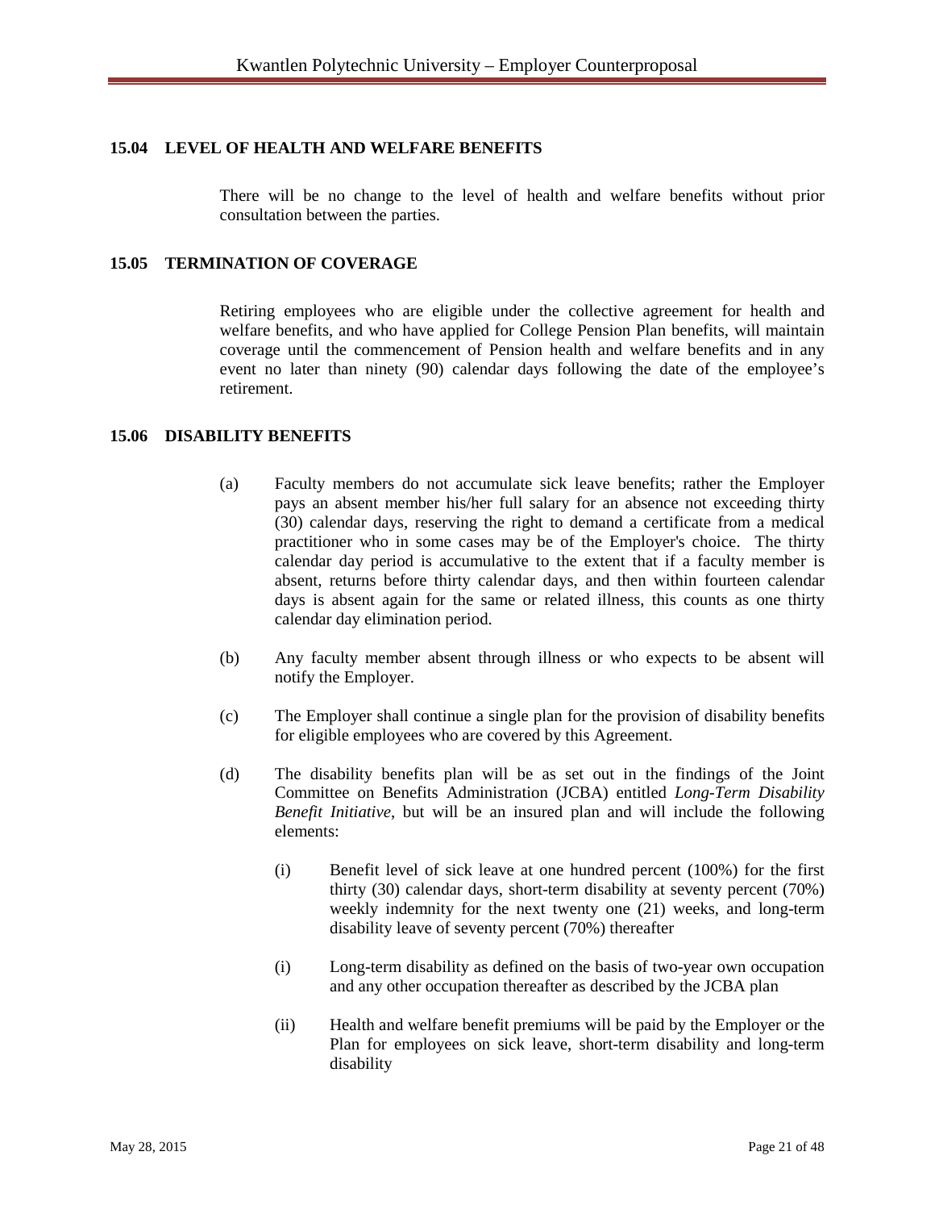## 15.04 LEVEL OF HEALTH AND WELFARE BENEFITS

There will be no change to the level of health and welfare benefits without prior consultation between the parties.

## 15.05 TERMINATION OF COVERAGE

Retiring employees who are eligible under the collective agreement for health and welfare benefits, and who have applied for College Pension Plan benefits, will maintain coverage until the commencement of Pension health and welfare benefits and in any event no later than ninety (90) calendar days following the date of the employee's retirement.

## 15.06 DISABILITY BENEFITS

(a) Faculty members do not accumulate sick leave benefits; rather the Employer pays an absent member his/her full salary for an absence not exceeding thirty (30) calendar days, reserving the right to demand a certificate from a medical practitioner who in some cases may be of the Employer's choice. The thirty calendar day period is accumulative to the extent that if a faculty member is absent, returns before thirty calendar days, and then within fourteen calendar days is absent again for the same or related illness, this counts as one thirty calendar day elimination period.

(b) Any faculty member absent through illness or who expects to be absent will notify the Employer.

(c) The Employer shall continue a single plan for the provision of disability benefits for eligible employees who are covered by this Agreement.

(d) The disability benefits plan will be as set out in the findings of the Joint Committee on Benefits Administration (JCBA) entitled *Long-Term Disability Benefit Initiative*, but will be an insured plan and will include the following elements:

  (i) Benefit level of sick leave at one hundred percent (100%) for the first thirty (30) calendar days, short-term disability at seventy percent (70%) weekly indemnity for the next twenty one (21) weeks, and long-term disability leave of seventy percent (70%) thereafter

  (i) Long-term disability as defined on the basis of two-year own occupation and any other occupation thereafter as described by the JCBA plan

  (ii) Health and welfare benefit premiums will be paid by the Employer or the Plan for employees on sick leave, short-term disability and long-term disability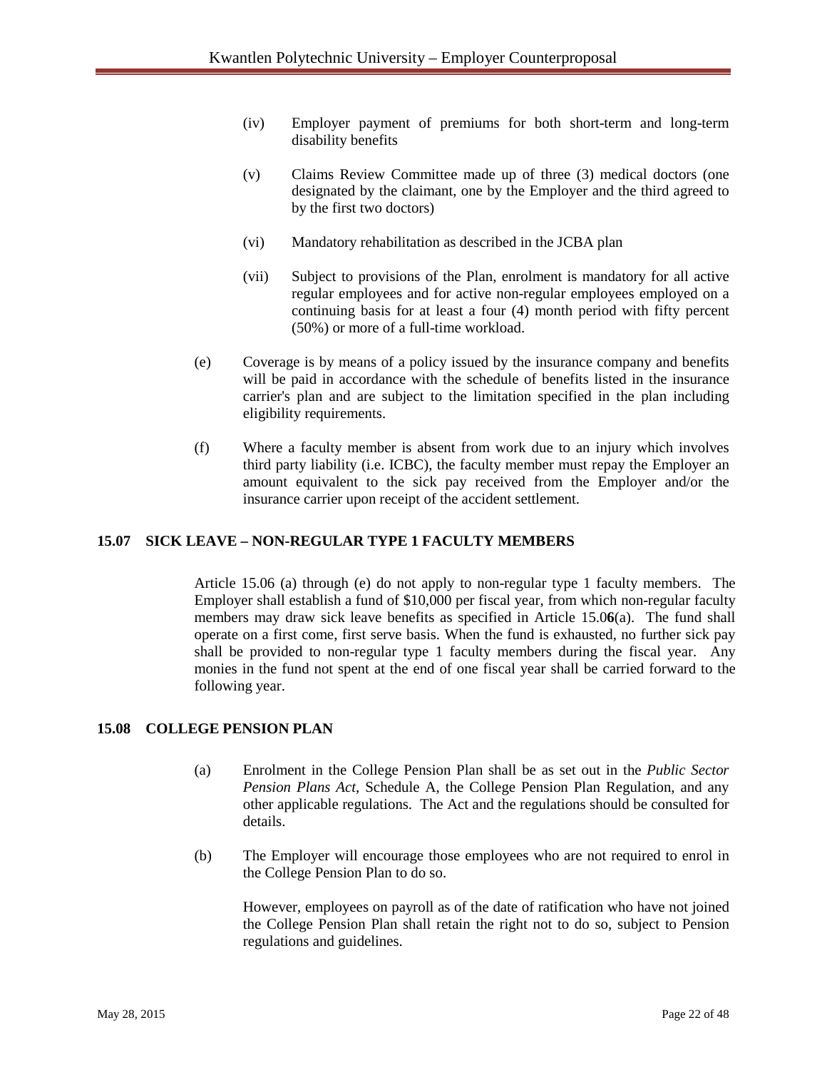(iv) Employer payment of premiums for both short-term and long-term disability benefits

(v) Claims Review Committee made up of three (3) medical doctors (one designated by the claimant, one by the Employer and the third agreed to by the first two doctors)

(vi) Mandatory rehabilitation as described in the JCBA plan

(vii) Subject to provisions of the Plan, enrolment is mandatory for all active regular employees and for active non-regular employees employed on a continuing basis for at least a four (4) month period with fifty percent (50%) or more of a full-time workload.

(e) Coverage is by means of a policy issued by the insurance company and benefits will be paid in accordance with the schedule of benefits listed in the insurance carrier's plan and are subject to the limitation specified in the plan including eligibility requirements.

(f) Where a faculty member is absent from work due to an injury which involves third party liability (i.e. ICBC), the faculty member must repay the Employer an amount equivalent to the sick pay received from the Employer and/or the insurance carrier upon receipt of the accident settlement.

### 15.07 SICK LEAVE – NON-REGULAR TYPE 1 FACULTY MEMBERS

Article 15.06 (a) through (e) do not apply to non-regular type 1 faculty members. The Employer shall establish a fund of $10,000 per fiscal year, from which non-regular faculty members may draw sick leave benefits as specified in Article 15.0**6**(a). The fund shall operate on a first come, first serve basis. When the fund is exhausted, no further sick pay shall be provided to non-regular type 1 faculty members during the fiscal year. Any monies in the fund not spent at the end of one fiscal year shall be carried forward to the following year.

### 15.08 COLLEGE PENSION PLAN

(a) Enrolment in the College Pension Plan shall be as set out in the *Public Sector Pension Plans Act*, Schedule A, the College Pension Plan Regulation, and any other applicable regulations. The Act and the regulations should be consulted for details.

(b) The Employer will encourage those employees who are not required to enrol in the College Pension Plan to do so.

However, employees on payroll as of the date of ratification who have not joined the College Pension Plan shall retain the right not to do so, subject to Pension regulations and guidelines.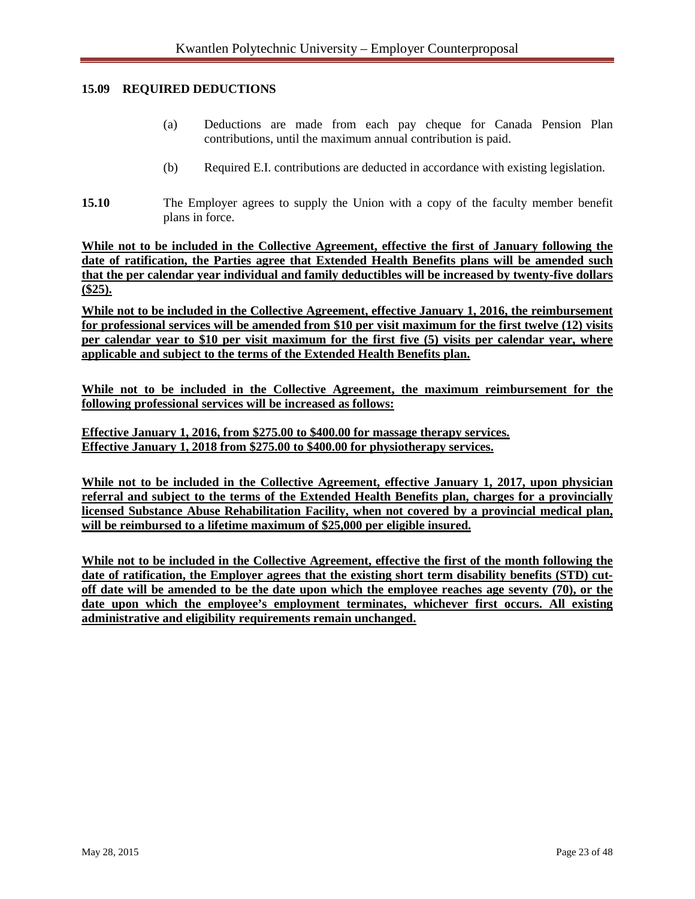### 15.09 REQUIRED DEDUCTIONS

(a) Deductions are made from each pay cheque for Canada Pension Plan contributions, until the maximum annual contribution is paid.

(b) Required E.I. contributions are deducted in accordance with existing legislation.

**15.10** The Employer agrees to supply the Union with a copy of the faculty member benefit plans in force.

<u>**While not to be included in the Collective Agreement, effective the first of January following the date of ratification, the Parties agree that Extended Health Benefits plans will be amended such that the per calendar year individual and family deductibles will be increased by twenty-five dollars ($25).**</u>

<u>**While not to be included in the Collective Agreement, effective January 1, 2016, the reimbursement for professional services will be amended from $10 per visit maximum for the first twelve (12) visits per calendar year to $10 per visit maximum for the first five (5) visits per calendar year, where applicable and subject to the terms of the Extended Health Benefits plan.**</u>

<u>**While not to be included in the Collective Agreement, the maximum reimbursement for the following professional services will be increased as follows:**</u>

<u>**Effective January 1, 2016, from $275.00 to $400.00 for massage therapy services.**</u>
<u>**Effective January 1, 2018 from $275.00 to $400.00 for physiotherapy services.**</u>

<u>**While not to be included in the Collective Agreement, effective January 1, 2017, upon physician referral and subject to the terms of the Extended Health Benefits plan, charges for a provincially licensed Substance Abuse Rehabilitation Facility, when not covered by a provincial medical plan, will be reimbursed to a lifetime maximum of $25,000 per eligible insured.**</u>

<u>**While not to be included in the Collective Agreement, effective the first of the month following the date of ratification, the Employer agrees that the existing short term disability benefits (STD) cut-off date will be amended to be the date upon which the employee reaches age seventy (70), or the date upon which the employee's employment terminates, whichever first occurs. All existing administrative and eligibility requirements remain unchanged.**</u>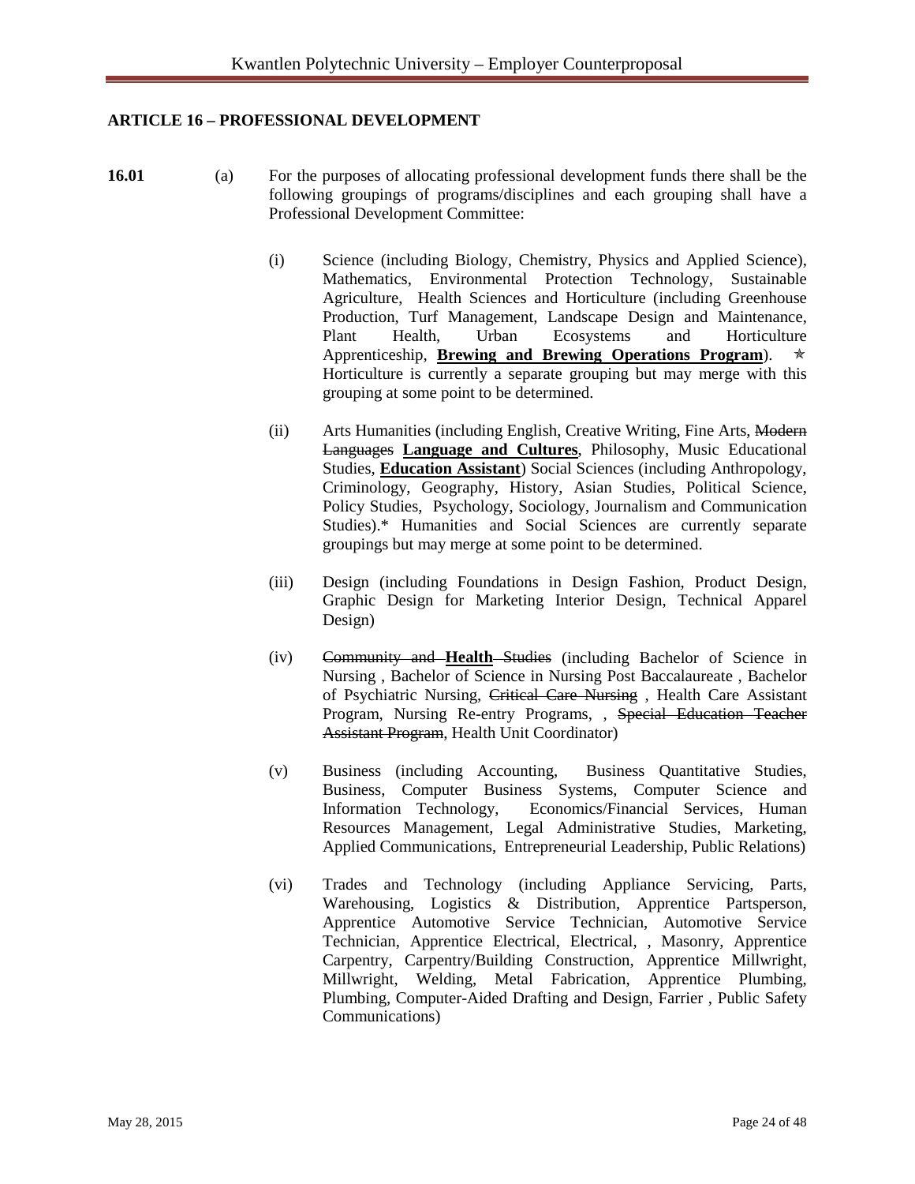## ARTICLE 16 – PROFESSIONAL DEVELOPMENT

**16.01** (a) For the purposes of allocating professional development funds there shall be the following groupings of programs/disciplines and each grouping shall have a Professional Development Committee:

(i) Science (including Biology, Chemistry, Physics and Applied Science), Mathematics, Environmental Protection Technology, Sustainable Agriculture, Health Sciences and Horticulture (including Greenhouse Production, Turf Management, Landscape Design and Maintenance, Plant Health, Urban Ecosystems and Horticulture Apprenticeship, **Brewing and Brewing Operations Program**). * Horticulture is currently a separate grouping but may merge with this grouping at some point to be determined.

(ii) Arts Humanities (including English, Creative Writing, Fine Arts, ~~Modern Languages~~ **Language and Cultures**, Philosophy, Music Educational Studies, **Education Assistant**) Social Sciences (including Anthropology, Criminology, Geography, History, Asian Studies, Political Science, Policy Studies, Psychology, Sociology, Journalism and Communication Studies).* Humanities and Social Sciences are currently separate groupings but may merge at some point to be determined.

(iii) Design (including Foundations in Design Fashion, Product Design, Graphic Design for Marketing Interior Design, Technical Apparel Design)

(iv) ~~Community and~~ **Health** ~~Studies~~ (including Bachelor of Science in Nursing , Bachelor of Science in Nursing Post Baccalaureate , Bachelor of Psychiatric Nursing, ~~Critical Care Nursing~~ , Health Care Assistant Program, Nursing Re-entry Programs, , ~~Special Education Teacher Assistant Program~~, Health Unit Coordinator)

(v) Business (including Accounting, Business Quantitative Studies, Business, Computer Business Systems, Computer Science and Information Technology, Economics/Financial Services, Human Resources Management, Legal Administrative Studies, Marketing, Applied Communications, Entrepreneurial Leadership, Public Relations)

(vi) Trades and Technology (including Appliance Servicing, Parts, Warehousing, Logistics & Distribution, Apprentice Partsperson, Apprentice Automotive Service Technician, Automotive Service Technician, Apprentice Electrical, Electrical, , Masonry, Apprentice Carpentry, Carpentry/Building Construction, Apprentice Millwright, Millwright, Welding, Metal Fabrication, Apprentice Plumbing, Plumbing, Computer-Aided Drafting and Design, Farrier , Public Safety Communications)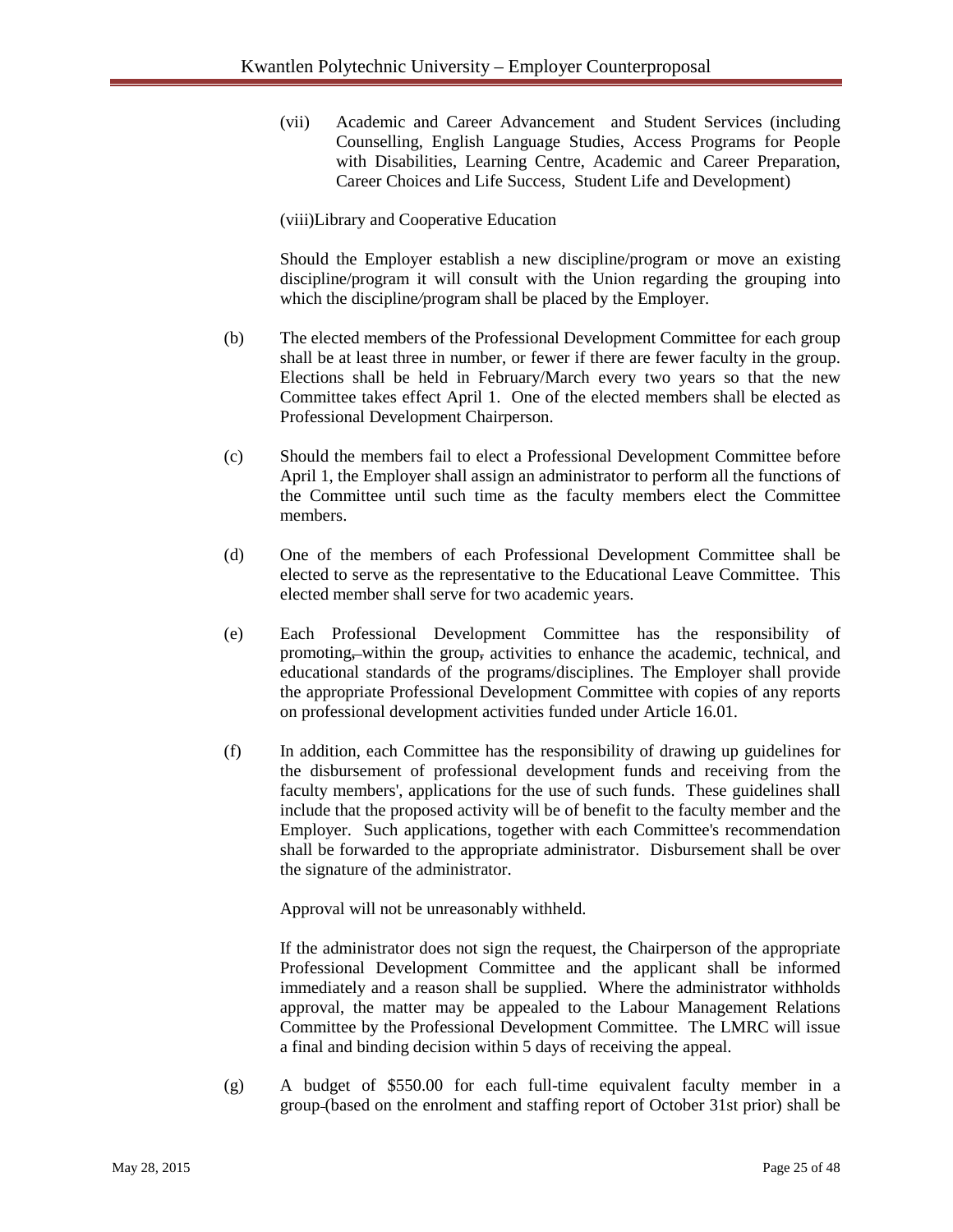(vii) Academic and Career Advancement and Student Services (including Counselling, English Language Studies, Access Programs for People with Disabilities, Learning Centre, Academic and Career Preparation, Career Choices and Life Success, Student Life and Development)

(viii)Library and Cooperative Education

Should the Employer establish a new discipline/program or move an existing discipline/program it will consult with the Union regarding the grouping into which the discipline/program shall be placed by the Employer.

(b) The elected members of the Professional Development Committee for each group shall be at least three in number, or fewer if there are fewer faculty in the group. Elections shall be held in February/March every two years so that the new Committee takes effect April 1. One of the elected members shall be elected as Professional Development Chairperson.

(c) Should the members fail to elect a Professional Development Committee before April 1, the Employer shall assign an administrator to perform all the functions of the Committee until such time as the faculty members elect the Committee members.

(d) One of the members of each Professional Development Committee shall be elected to serve as the representative to the Educational Leave Committee. This elected member shall serve for two academic years.

(e) Each Professional Development Committee has the responsibility of promoting, within the group, activities to enhance the academic, technical, and educational standards of the programs/disciplines. The Employer shall provide the appropriate Professional Development Committee with copies of any reports on professional development activities funded under Article 16.01.

(f) In addition, each Committee has the responsibility of drawing up guidelines for the disbursement of professional development funds and receiving from the faculty members', applications for the use of such funds. These guidelines shall include that the proposed activity will be of benefit to the faculty member and the Employer. Such applications, together with each Committee's recommendation shall be forwarded to the appropriate administrator. Disbursement shall be over the signature of the administrator.

Approval will not be unreasonably withheld.

If the administrator does not sign the request, the Chairperson of the appropriate Professional Development Committee and the applicant shall be informed immediately and a reason shall be supplied. Where the administrator withholds approval, the matter may be appealed to the Labour Management Relations Committee by the Professional Development Committee. The LMRC will issue a final and binding decision within 5 days of receiving the appeal.

(g) A budget of $550.00 for each full-time equivalent faculty member in a group (based on the enrolment and staffing report of October 31st prior) shall be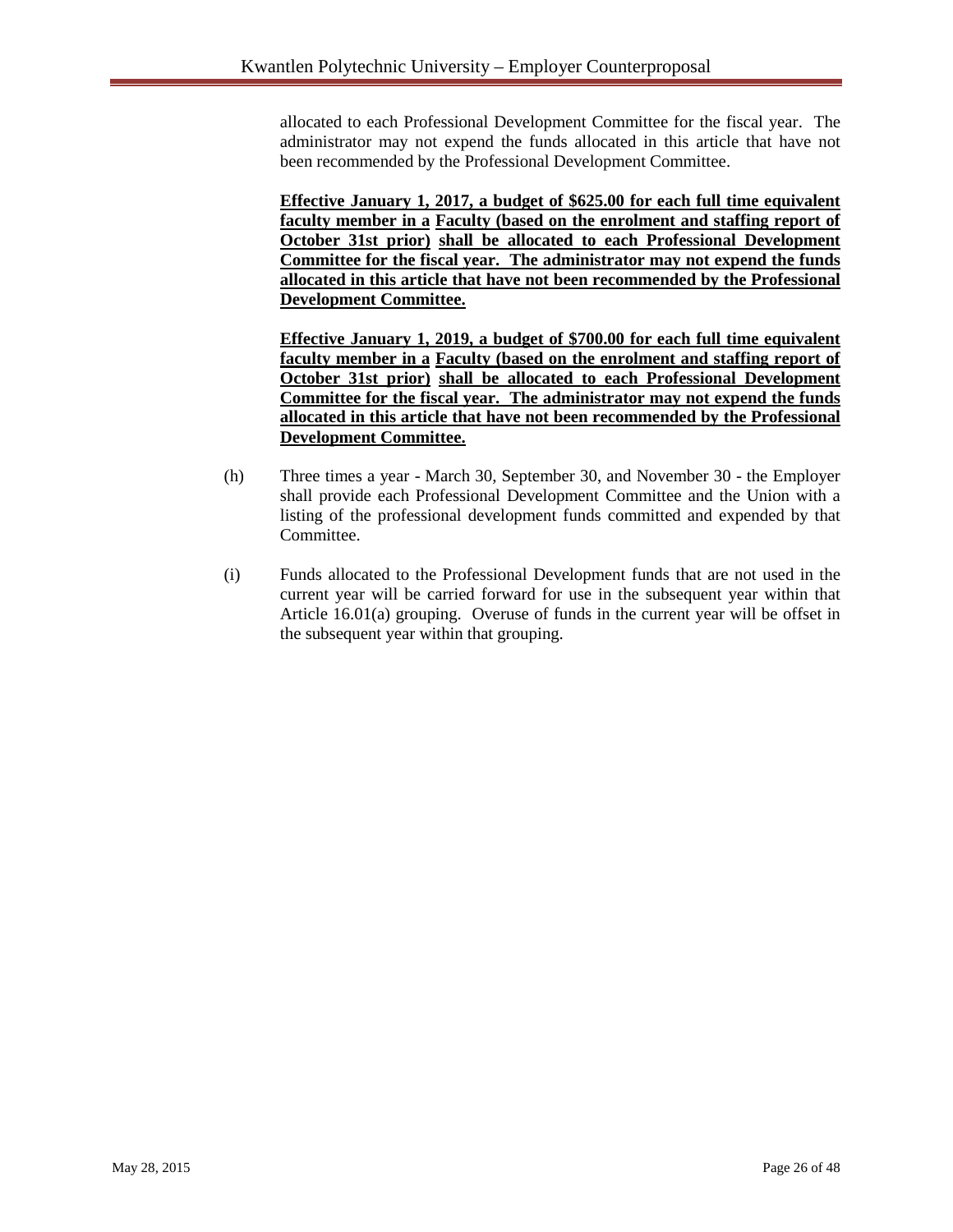allocated to each Professional Development Committee for the fiscal year. The administrator may not expend the funds allocated in this article that have not been recommended by the Professional Development Committee.

<u>**Effective January 1, 2017, a budget of $625.00 for each full time equivalent faculty member in a**</u> <u>**Faculty (based on the enrolment and staffing report of October 31st prior)**</u> <u>**shall be allocated to each Professional Development Committee for the fiscal year. The administrator may not expend the funds allocated in this article that have not been recommended by the Professional Development Committee.**</u>

<u>**Effective January 1, 2019, a budget of $700.00 for each full time equivalent faculty member in a**</u> <u>**Faculty (based on the enrolment and staffing report of October 31st prior)**</u> <u>**shall be allocated to each Professional Development Committee for the fiscal year. The administrator may not expend the funds allocated in this article that have not been recommended by the Professional Development Committee.**</u>

(h) Three times a year - March 30, September 30, and November 30 - the Employer shall provide each Professional Development Committee and the Union with a listing of the professional development funds committed and expended by that Committee.

(i) Funds allocated to the Professional Development funds that are not used in the current year will be carried forward for use in the subsequent year within that Article 16.01(a) grouping. Overuse of funds in the current year will be offset in the subsequent year within that grouping.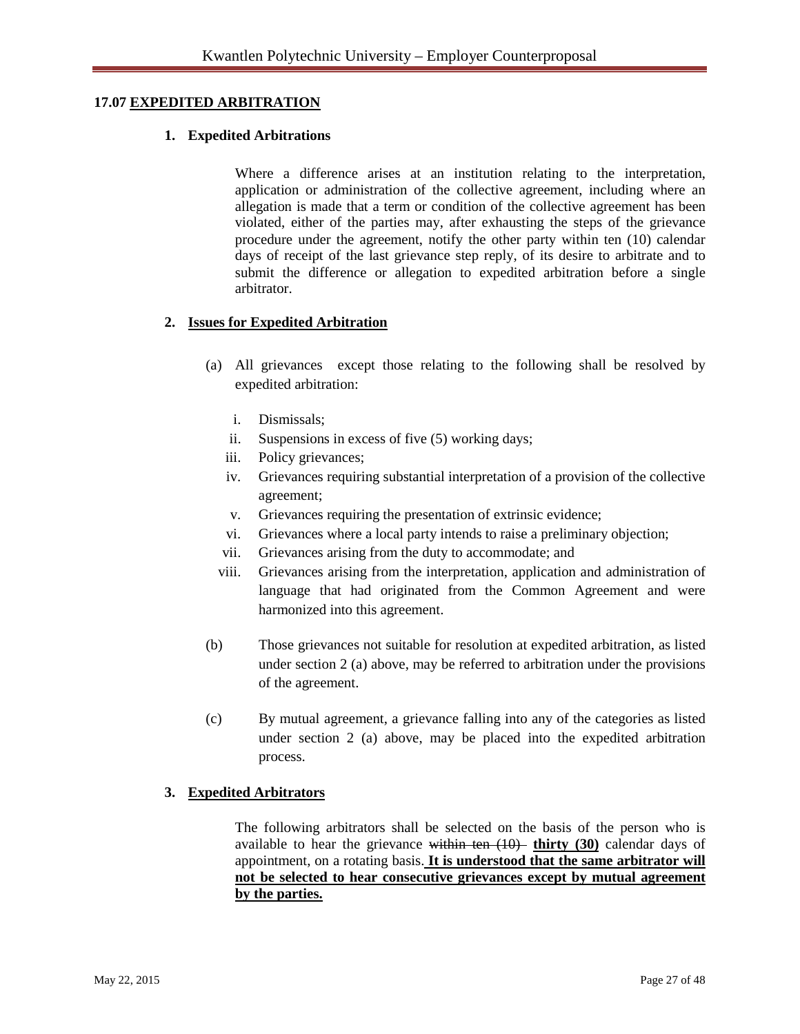**17.07 EXPEDITED ARBITRATION**

**1. Expedited Arbitrations**

Where a difference arises at an institution relating to the interpretation, application or administration of the collective agreement, including where an allegation is made that a term or condition of the collective agreement has been violated, either of the parties may, after exhausting the steps of the grievance procedure under the agreement, notify the other party within ten (10) calendar days of receipt of the last grievance step reply, of its desire to arbitrate and to submit the difference or allegation to expedited arbitration before a single arbitrator.

**2. Issues for Expedited Arbitration**

(a) All grievances except those relating to the following shall be resolved by expedited arbitration:

i. Dismissals;
ii. Suspensions in excess of five (5) working days;
iii. Policy grievances;
iv. Grievances requiring substantial interpretation of a provision of the collective agreement;
v. Grievances requiring the presentation of extrinsic evidence;
vi. Grievances where a local party intends to raise a preliminary objection;
vii. Grievances arising from the duty to accommodate; and
viii. Grievances arising from the interpretation, application and administration of language that had originated from the Common Agreement and were harmonized into this agreement.

(b) Those grievances not suitable for resolution at expedited arbitration, as listed under section 2 (a) above, may be referred to arbitration under the provisions of the agreement.

(c) By mutual agreement, a grievance falling into any of the categories as listed under section 2 (a) above, may be placed into the expedited arbitration process.

**3. Expedited Arbitrators**

The following arbitrators shall be selected on the basis of the person who is available to hear the grievance ~~within ten (10)~~ **thirty (30)** calendar days of appointment, on a rotating basis. **It is understood that the same arbitrator will not be selected to hear consecutive grievances except by mutual agreement by the parties.**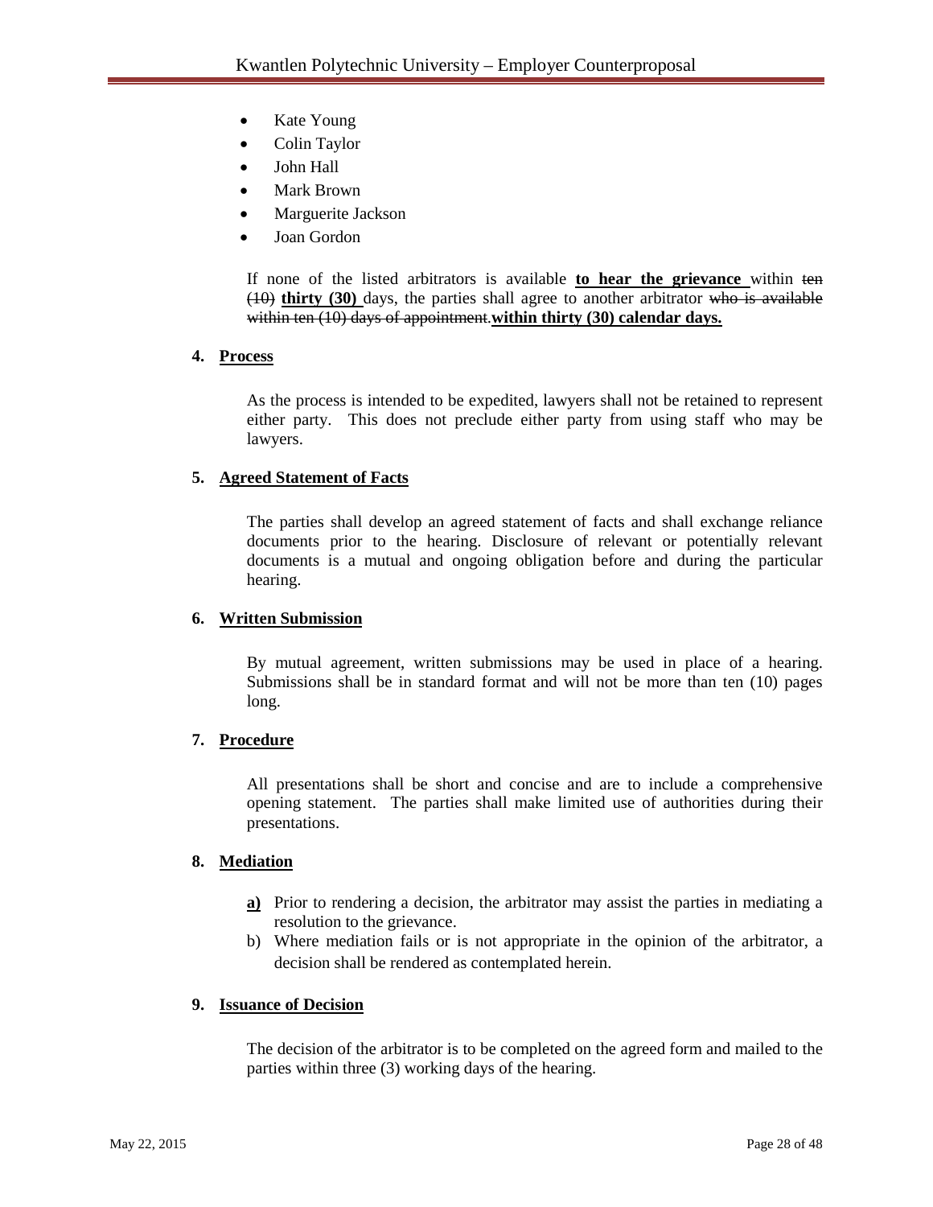- Kate Young
- Colin Taylor
- John Hall
- Mark Brown
- Marguerite Jackson
- Joan Gordon

If none of the listed arbitrators is available **to hear the grievance** within ~~ten (10)~~ **thirty (30)** days, the parties shall agree to another arbitrator ~~who is available within ten (10) days of appointment.~~ **within thirty (30) calendar days.**

**4. Process**

As the process is intended to be expedited, lawyers shall not be retained to represent either party. This does not preclude either party from using staff who may be lawyers.

**5. Agreed Statement of Facts**

The parties shall develop an agreed statement of facts and shall exchange reliance documents prior to the hearing. Disclosure of relevant or potentially relevant documents is a mutual and ongoing obligation before and during the particular hearing.

**6. Written Submission**

By mutual agreement, written submissions may be used in place of a hearing. Submissions shall be in standard format and will not be more than ten (10) pages long.

**7. Procedure**

All presentations shall be short and concise and are to include a comprehensive opening statement. The parties shall make limited use of authorities during their presentations.

**8. Mediation**

**a)** Prior to rendering a decision, the arbitrator may assist the parties in mediating a resolution to the grievance.

b) Where mediation fails or is not appropriate in the opinion of the arbitrator, a decision shall be rendered as contemplated herein.

**9. Issuance of Decision**

The decision of the arbitrator is to be completed on the agreed form and mailed to the parties within three (3) working days of the hearing.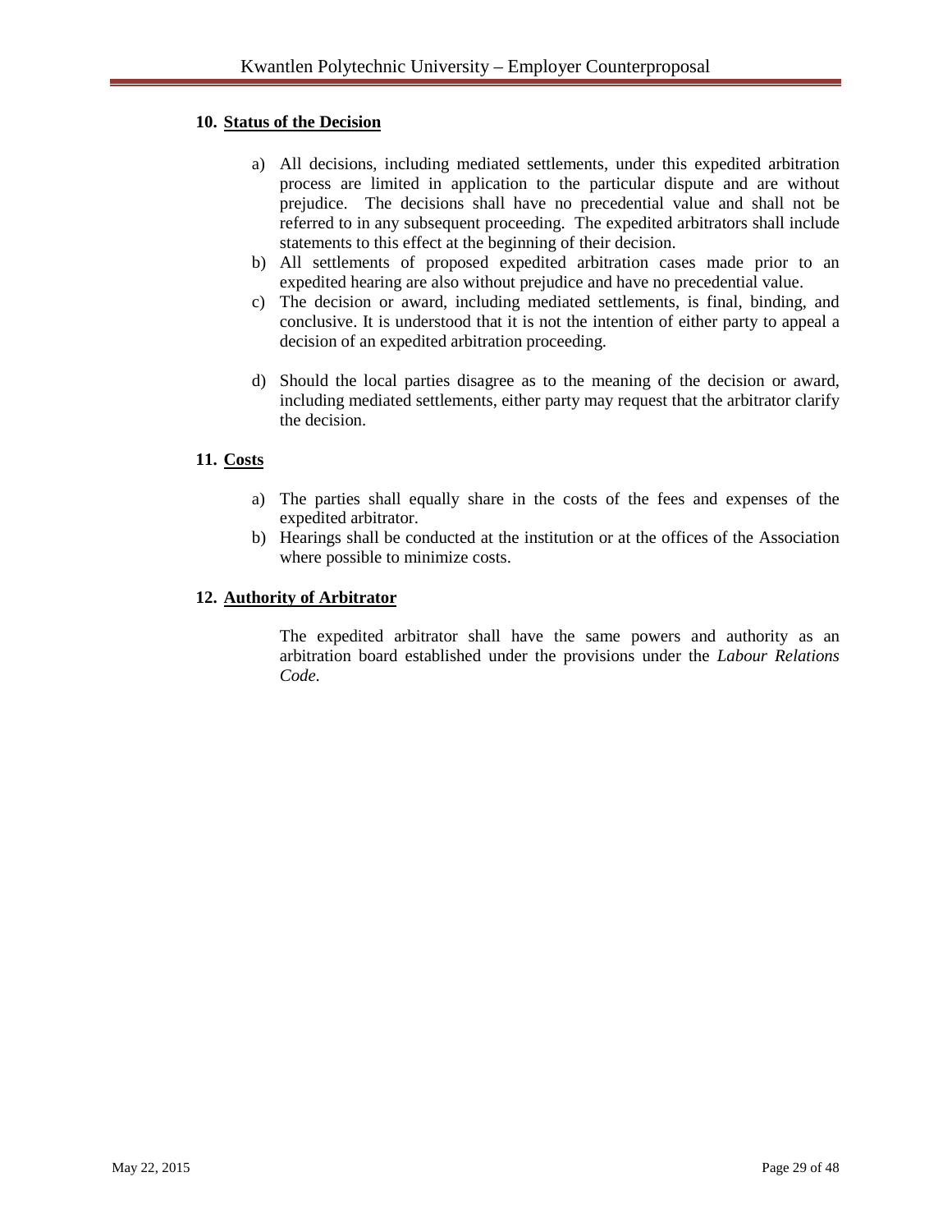### 10. **Status of the Decision**

a) All decisions, including mediated settlements, under this expedited arbitration process are limited in application to the particular dispute and are without prejudice. The decisions shall have no precedential value and shall not be referred to in any subsequent proceeding. The expedited arbitrators shall include statements to this effect at the beginning of their decision.

b) All settlements of proposed expedited arbitration cases made prior to an expedited hearing are also without prejudice and have no precedential value.

c) The decision or award, including mediated settlements, is final, binding, and conclusive. It is understood that it is not the intention of either party to appeal a decision of an expedited arbitration proceeding.

d) Should the local parties disagree as to the meaning of the decision or award, including mediated settlements, either party may request that the arbitrator clarify the decision.

### 11. **Costs**

a) The parties shall equally share in the costs of the fees and expenses of the expedited arbitrator.

b) Hearings shall be conducted at the institution or at the offices of the Association where possible to minimize costs.

### 12. **Authority of Arbitrator**

The expedited arbitrator shall have the same powers and authority as an arbitration board established under the provisions under the *Labour Relations Code*.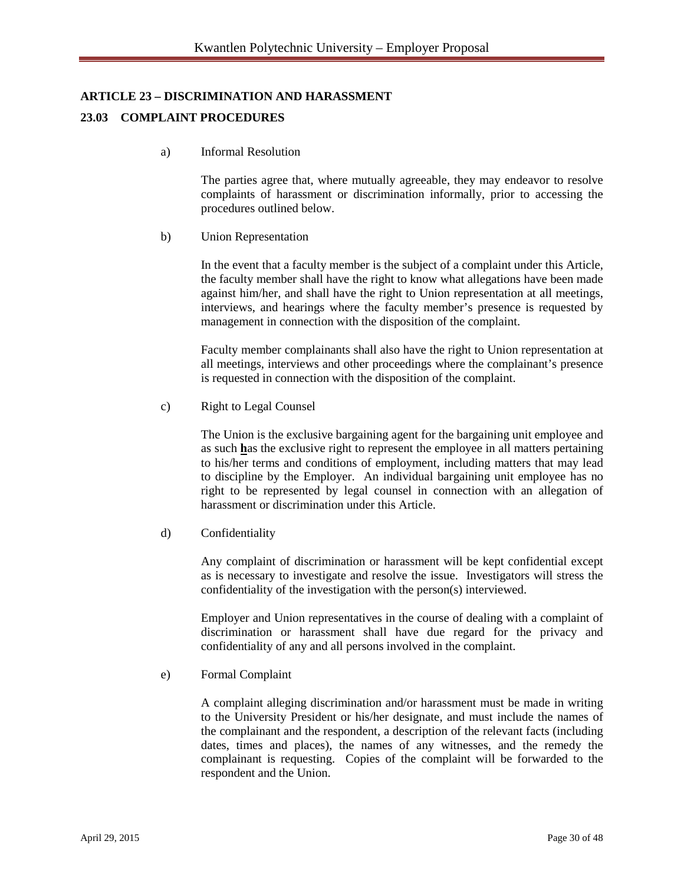## ARTICLE 23 – DISCRIMINATION AND HARASSMENT

### 23.03 COMPLAINT PROCEDURES

a) Informal Resolution

The parties agree that, where mutually agreeable, they may endeavor to resolve complaints of harassment or discrimination informally, prior to accessing the procedures outlined below.

b) Union Representation

In the event that a faculty member is the subject of a complaint under this Article, the faculty member shall have the right to know what allegations have been made against him/her, and shall have the right to Union representation at all meetings, interviews, and hearings where the faculty member's presence is requested by management in connection with the disposition of the complaint.

Faculty member complainants shall also have the right to Union representation at all meetings, interviews and other proceedings where the complainant's presence is requested in connection with the disposition of the complaint.

c) Right to Legal Counsel

The Union is the exclusive bargaining agent for the bargaining unit employee and as such **h**as the exclusive right to represent the employee in all matters pertaining to his/her terms and conditions of employment, including matters that may lead to discipline by the Employer. An individual bargaining unit employee has no right to be represented by legal counsel in connection with an allegation of harassment or discrimination under this Article.

d) Confidentiality

Any complaint of discrimination or harassment will be kept confidential except as is necessary to investigate and resolve the issue. Investigators will stress the confidentiality of the investigation with the person(s) interviewed.

Employer and Union representatives in the course of dealing with a complaint of discrimination or harassment shall have due regard for the privacy and confidentiality of any and all persons involved in the complaint.

e) Formal Complaint

A complaint alleging discrimination and/or harassment must be made in writing to the University President or his/her designate, and must include the names of the complainant and the respondent, a description of the relevant facts (including dates, times and places), the names of any witnesses, and the remedy the complainant is requesting. Copies of the complaint will be forwarded to the respondent and the Union.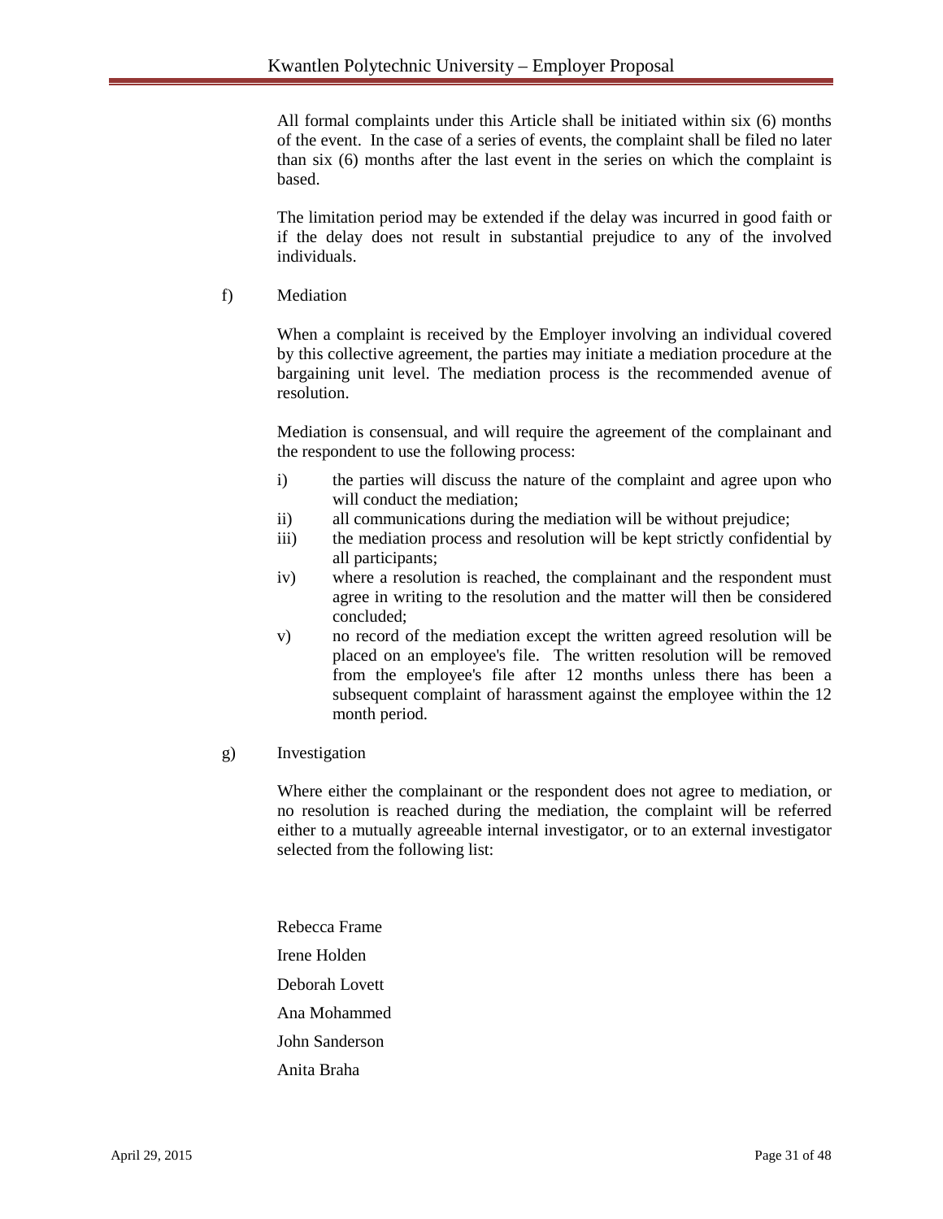All formal complaints under this Article shall be initiated within six (6) months of the event. In the case of a series of events, the complaint shall be filed no later than six (6) months after the last event in the series on which the complaint is based.

The limitation period may be extended if the delay was incurred in good faith or if the delay does not result in substantial prejudice to any of the involved individuals.

f) Mediation

When a complaint is received by the Employer involving an individual covered by this collective agreement, the parties may initiate a mediation procedure at the bargaining unit level. The mediation process is the recommended avenue of resolution.

Mediation is consensual, and will require the agreement of the complainant and the respondent to use the following process:

i) the parties will discuss the nature of the complaint and agree upon who will conduct the mediation;
ii) all communications during the mediation will be without prejudice;
iii) the mediation process and resolution will be kept strictly confidential by all participants;
iv) where a resolution is reached, the complainant and the respondent must agree in writing to the resolution and the matter will then be considered concluded;
v) no record of the mediation except the written agreed resolution will be placed on an employee's file. The written resolution will be removed from the employee's file after 12 months unless there has been a subsequent complaint of harassment against the employee within the 12 month period.

g) Investigation

Where either the complainant or the respondent does not agree to mediation, or no resolution is reached during the mediation, the complaint will be referred either to a mutually agreeable internal investigator, or to an external investigator selected from the following list:

Rebecca Frame

Irene Holden

Deborah Lovett

Ana Mohammed

John Sanderson

Anita Braha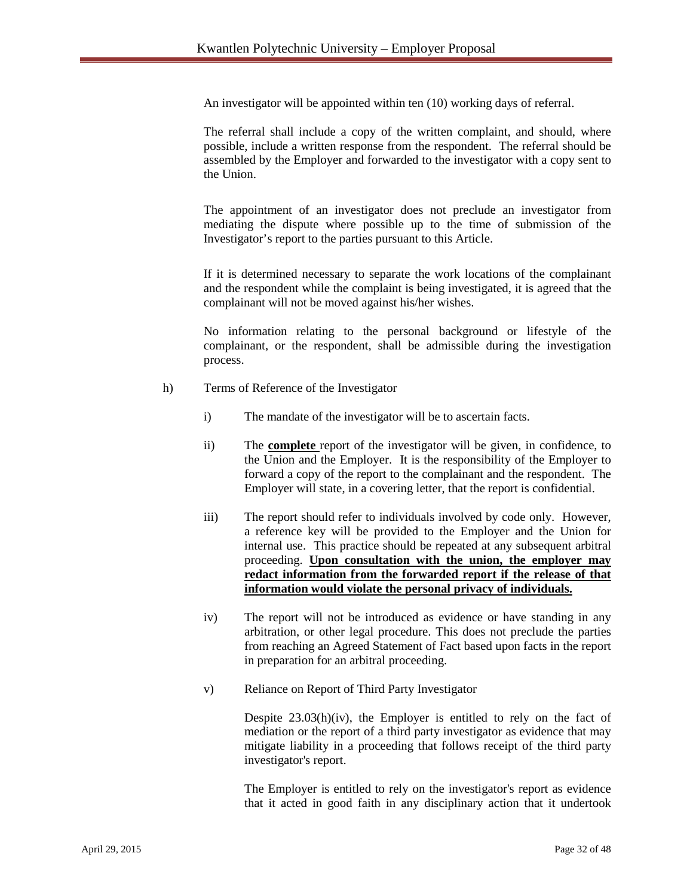An investigator will be appointed within ten (10) working days of referral.

The referral shall include a copy of the written complaint, and should, where possible, include a written response from the respondent. The referral should be assembled by the Employer and forwarded to the investigator with a copy sent to the Union.

The appointment of an investigator does not preclude an investigator from mediating the dispute where possible up to the time of submission of the Investigator's report to the parties pursuant to this Article.

If it is determined necessary to separate the work locations of the complainant and the respondent while the complaint is being investigated, it is agreed that the complainant will not be moved against his/her wishes.

No information relating to the personal background or lifestyle of the complainant, or the respondent, shall be admissible during the investigation process.

h) Terms of Reference of the Investigator

i) The mandate of the investigator will be to ascertain facts.

ii) The **<u>complete</u>** report of the investigator will be given, in confidence, to the Union and the Employer. It is the responsibility of the Employer to forward a copy of the report to the complainant and the respondent. The Employer will state, in a covering letter, that the report is confidential.

iii) The report should refer to individuals involved by code only. However, a reference key will be provided to the Employer and the Union for internal use. This practice should be repeated at any subsequent arbitral proceeding. **<u>Upon consultation with the union, the employer may redact information from the forwarded report if the release of that information would violate the personal privacy of individuals.</u>**

iv) The report will not be introduced as evidence or have standing in any arbitration, or other legal procedure. This does not preclude the parties from reaching an Agreed Statement of Fact based upon facts in the report in preparation for an arbitral proceeding.

v) Reliance on Report of Third Party Investigator

Despite 23.03(h)(iv), the Employer is entitled to rely on the fact of mediation or the report of a third party investigator as evidence that may mitigate liability in a proceeding that follows receipt of the third party investigator's report.

The Employer is entitled to rely on the investigator's report as evidence that it acted in good faith in any disciplinary action that it undertook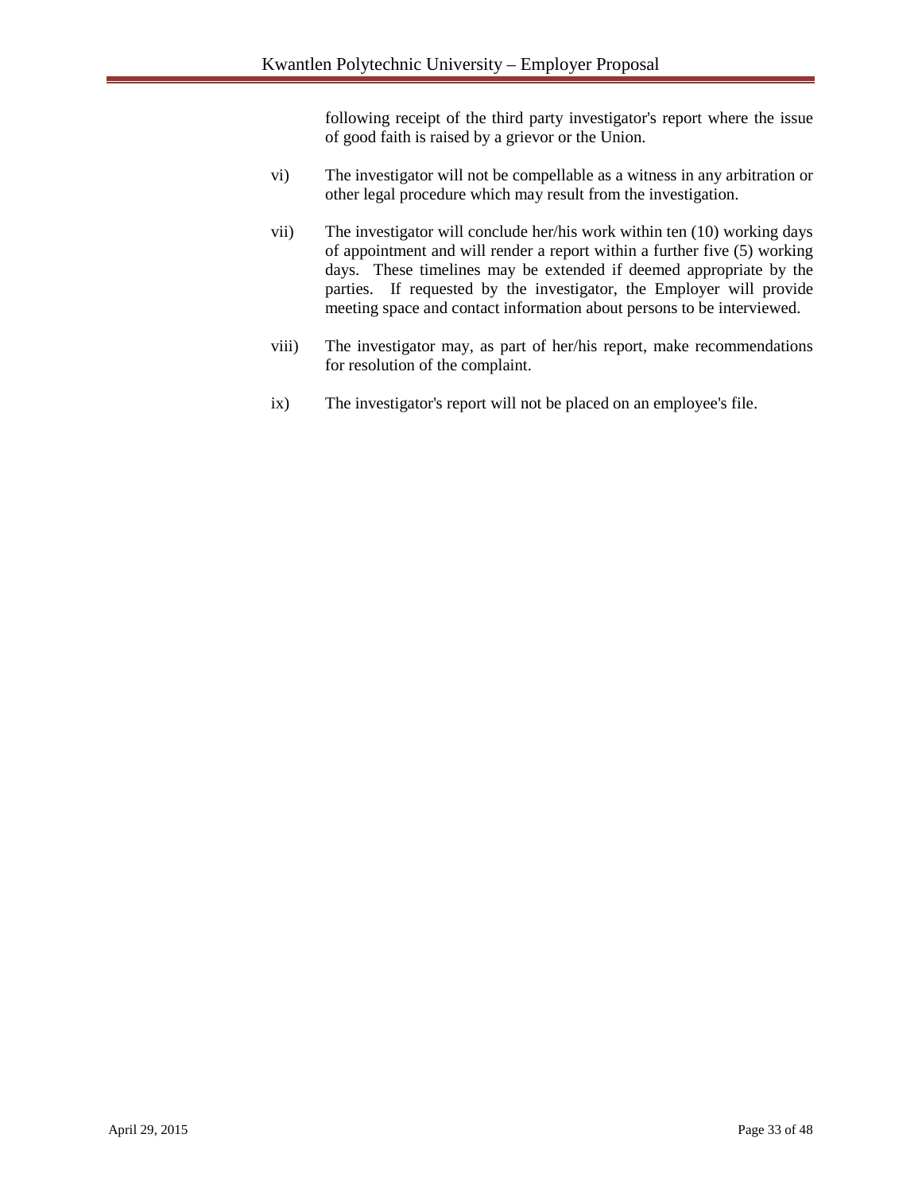following receipt of the third party investigator's report where the issue of good faith is raised by a grievor or the Union.

vi) The investigator will not be compellable as a witness in any arbitration or other legal procedure which may result from the investigation.

vii) The investigator will conclude her/his work within ten (10) working days of appointment and will render a report within a further five (5) working days. These timelines may be extended if deemed appropriate by the parties. If requested by the investigator, the Employer will provide meeting space and contact information about persons to be interviewed.

viii) The investigator may, as part of her/his report, make recommendations for resolution of the complaint.

ix) The investigator's report will not be placed on an employee's file.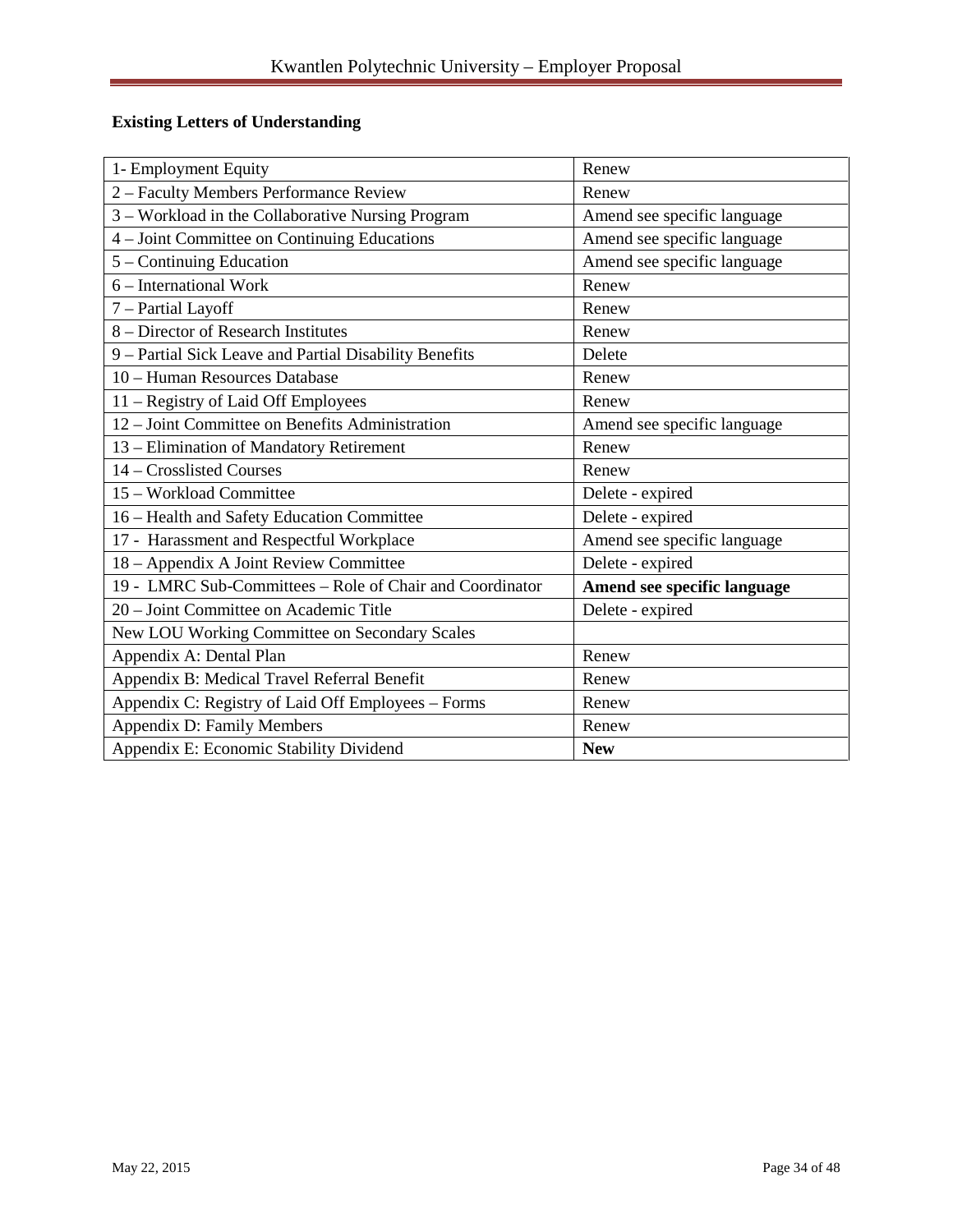**Existing Letters of Understanding**

| | |
|---|---|
| 1- Employment Equity | Renew |
| 2 – Faculty Members Performance Review | Renew |
| 3 – Workload in the Collaborative Nursing Program | Amend see specific language |
| 4 – Joint Committee on Continuing Educations | Amend see specific language |
| 5 – Continuing Education | Amend see specific language |
| 6 – International Work | Renew |
| 7 – Partial Layoff | Renew |
| 8 – Director of Research Institutes | Renew |
| 9 – Partial Sick Leave and Partial Disability Benefits | Delete |
| 10 – Human Resources Database | Renew |
| 11 – Registry of Laid Off Employees | Renew |
| 12 – Joint Committee on Benefits Administration | Amend see specific language |
| 13 – Elimination of Mandatory Retirement | Renew |
| 14 – Crosslisted Courses | Renew |
| 15 – Workload Committee | Delete - expired |
| 16 – Health and Safety Education Committee | Delete - expired |
| 17 - Harassment and Respectful Workplace | Amend see specific language |
| 18 – Appendix A Joint Review Committee | Delete - expired |
| 19 - LMRC Sub-Committees – Role of Chair and Coordinator | **Amend see specific language** |
| 20 – Joint Committee on Academic Title | Delete - expired |
| New LOU Working Committee on Secondary Scales | |
| Appendix A: Dental Plan | Renew |
| Appendix B: Medical Travel Referral Benefit | Renew |
| Appendix C: Registry of Laid Off Employees – Forms | Renew |
| Appendix D: Family Members | Renew |
| Appendix E: Economic Stability Dividend | **New** |

May 22, 2015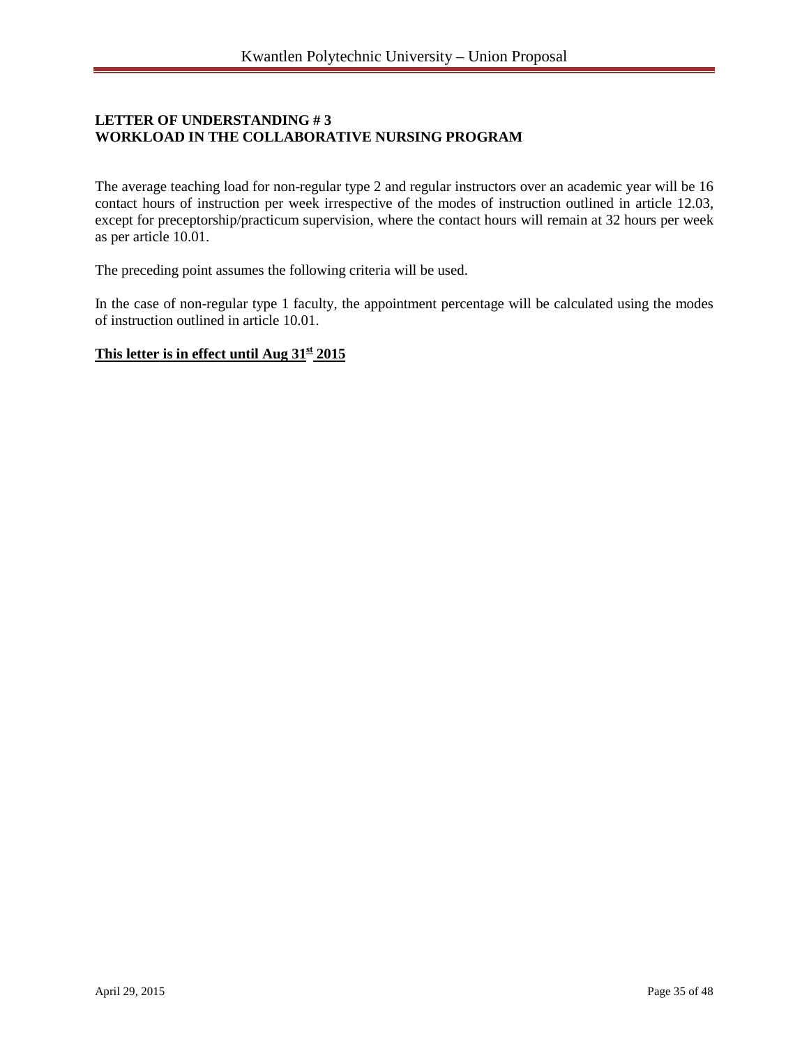**LETTER OF UNDERSTANDING # 3**
**WORKLOAD IN THE COLLABORATIVE NURSING PROGRAM**

The average teaching load for non-regular type 2 and regular instructors over an academic year will be 16 contact hours of instruction per week irrespective of the modes of instruction outlined in article 12.03, except for preceptorship/practicum supervision, where the contact hours will remain at 32 hours per week as per article 10.01.

The preceding point assumes the following criteria will be used.

In the case of non-regular type 1 faculty, the appointment percentage will be calculated using the modes of instruction outlined in article 10.01.

**<u>This letter is in effect until Aug 31st 2015</u>**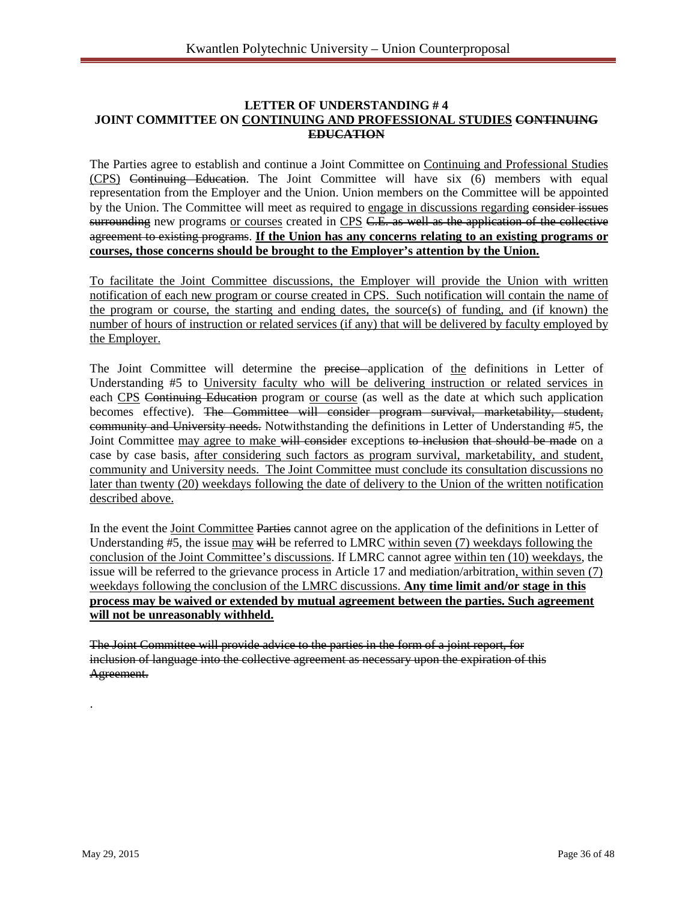**LETTER OF UNDERSTANDING # 4**
**JOINT COMMITTEE ON <u>CONTINUING AND PROFESSIONAL STUDIES</u> ~~CONTINUING EDUCATION~~**

The Parties agree to establish and continue a Joint Committee on <u>Continuing and Professional Studies (CPS)</u> ~~Continuing Education~~. The Joint Committee will have six (6) members with equal representation from the Employer and the Union. Union members on the Committee will be appointed by the Union. The Committee will meet as required to <u>engage in discussions regarding</u> ~~consider issues surrounding~~ new programs <u>or courses</u> created in <u>CPS</u> ~~C.E. as well as the application of the collective agreement to existing programs~~. **<u>If the Union has any concerns relating to an existing programs or courses, those concerns should be brought to the Employer's attention by the Union.</u>**

<u>To facilitate the Joint Committee discussions, the Employer will provide the Union with written notification of each new program or course created in CPS. Such notification will contain the name of the program or course, the starting and ending dates, the source(s) of funding, and (if known) the number of hours of instruction or related services (if any) that will be delivered by faculty employed by the Employer.</u>

The Joint Committee will determine the ~~precise~~ application of <u>the</u> definitions in Letter of Understanding #5 to <u>University faculty who will be delivering instruction or related services in</u> each <u>CPS</u> ~~Continuing Education~~ program <u>or course</u> (as well as the date at which such application becomes effective). ~~The Committee will consider program survival, marketability, student, community and University needs.~~ Notwithstanding the definitions in Letter of Understanding #5, the Joint Committee <u>may agree to make</u> ~~will consider~~ exceptions ~~to inclusion~~ ~~that should be made~~ on a case by case basis, <u>after considering such factors as program survival, marketability, and student, community and University needs. The Joint Committee must conclude its consultation discussions no later than twenty (20) weekdays following the date of delivery to the Union of the written notification described above.</u>

In the event the <u>Joint Committee</u> ~~Parties~~ cannot agree on the application of the definitions in Letter of Understanding #5, the issue <u>may</u> ~~will~~ be referred to LMRC <u>within seven (7) weekdays following the conclusion of the Joint Committee's discussions</u>. If LMRC cannot agree <u>within ten (10) weekdays</u>, the issue will be referred to the grievance process in Article 17 and mediation/arbitration<u>, within seven (7) weekdays following the conclusion of the LMRC discussions.</u> **<u>Any time limit and/or stage in this process may be waived or extended by mutual agreement between the parties. Such agreement will not be unreasonably withheld.</u>**

~~The Joint Committee will provide advice to the parties in the form of a joint report, for inclusion of language into the collective agreement as necessary upon the expiration of this Agreement.~~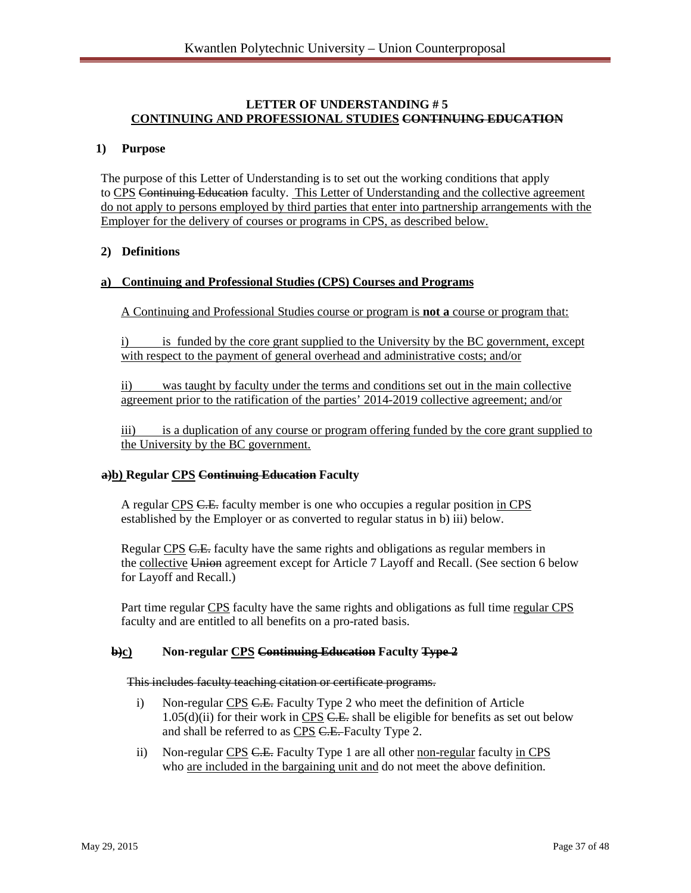**LETTER OF UNDERSTANDING # 5**
**CONTINUING AND PROFESSIONAL STUDIES ~~CONTINUING EDUCATION~~**

**1) Purpose**

The purpose of this Letter of Understanding is to set out the working conditions that apply to <u>CPS</u> ~~Continuing Education~~ faculty. <u>This Letter of Understanding and the collective agreement do not apply to persons employed by third parties that enter into partnership arrangements with the Employer for the delivery of courses or programs in CPS, as described below.</u>

**2) Definitions**

**<u>a) Continuing and Professional Studies (CPS) Courses and Programs</u>**

<u>A Continuing and Professional Studies course or program is **not a** course or program that:</u>

<u>i) is funded by the core grant supplied to the University by the BC government, except with respect to the payment of general overhead and administrative costs; and/or</u>

<u>ii) was taught by faculty under the terms and conditions set out in the main collective agreement prior to the ratification of the parties' 2014-2019 collective agreement; and/or</u>

<u>iii) is a duplication of any course or program offering funded by the core grant supplied to the University by the BC government.</u>

**~~a)~~<u>b)</u> Regular <u>CPS</u> ~~Continuing Education~~ Faculty**

A regular <u>CPS</u> ~~C.E.~~ faculty member is one who occupies a regular position <u>in CPS</u> established by the Employer or as converted to regular status in b) iii) below.

Regular <u>CPS</u> ~~C.E.~~ faculty have the same rights and obligations as regular members in the <u>collective</u> ~~Union~~ agreement except for Article 7 Layoff and Recall. (See section 6 below for Layoff and Recall.)

Part time regular <u>CPS</u> faculty have the same rights and obligations as full time <u>regular CPS</u> faculty and are entitled to all benefits on a pro-rated basis.

**~~b)~~<u>c)</u> Non-regular <u>CPS</u> ~~Continuing Education~~ Faculty ~~Type 2~~**

~~This includes faculty teaching citation or certificate programs.~~

i) Non-regular <u>CPS</u> ~~C.E.~~ Faculty Type 2 who meet the definition of Article 1.05(d)(ii) for their work in <u>CPS</u> ~~C.E.~~ shall be eligible for benefits as set out below and shall be referred to as <u>CPS</u> ~~C.E.~~ Faculty Type 2.

ii) Non-regular <u>CPS</u> ~~C.E.~~ Faculty Type 1 are all other <u>non-regular</u> faculty <u>in CPS</u> who <u>are included in the bargaining unit and</u> do not meet the above definition.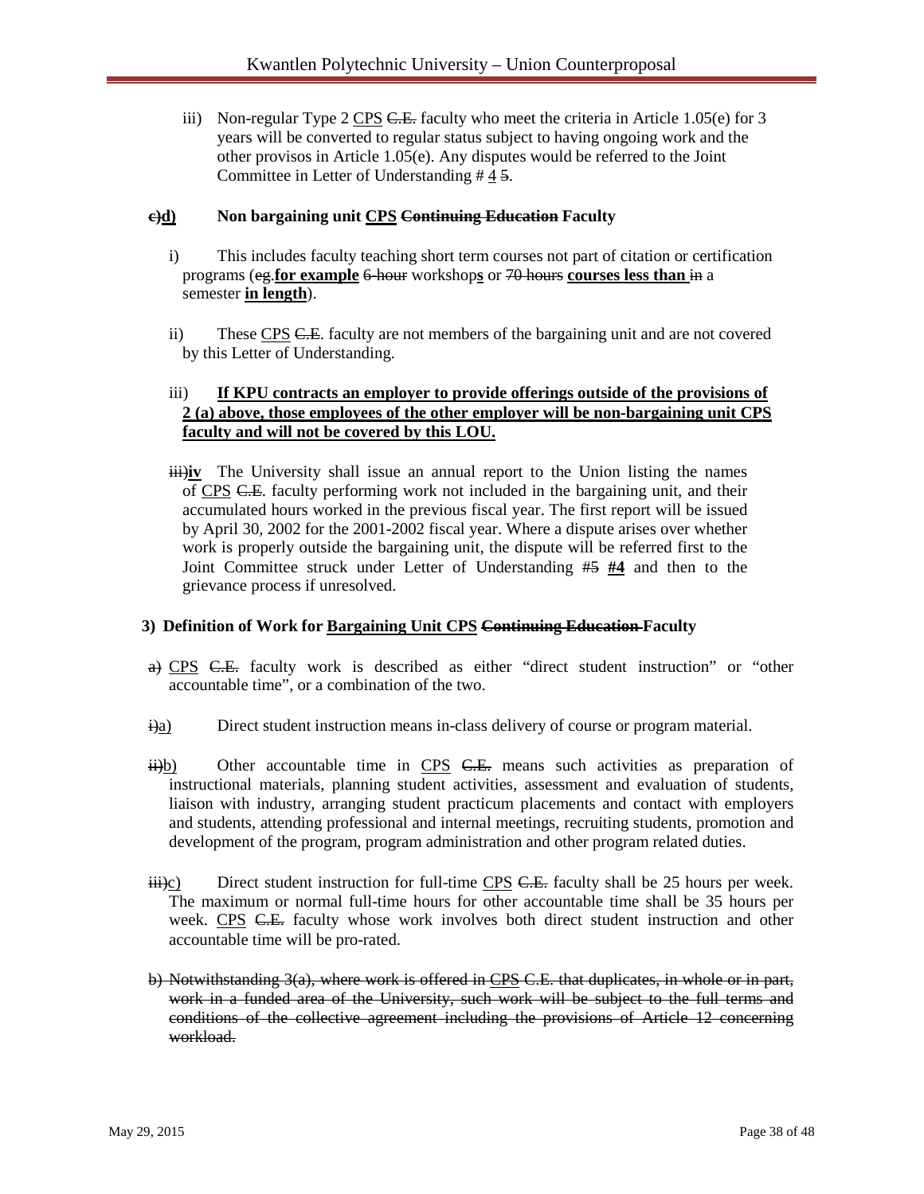iii) Non-regular Type 2 CPS ~~C.E.~~ faculty who meet the criteria in Article 1.05(e) for 3 years will be converted to regular status subject to having ongoing work and the other provisos in Article 1.05(e). Any disputes would be referred to the Joint Committee in Letter of Understanding # 4 ~~5~~.

### ~~c)~~**d)** Non bargaining unit **CPS** ~~Continuing Education~~ Faculty

i) This includes faculty teaching short term courses not part of citation or certification programs (~~eg.~~**for example** ~~6-hour~~ workshop**s** or ~~70 hours~~ **courses less than** ~~in~~ a semester **in length**).

ii) These CPS ~~C.E.~~ faculty are not members of the bargaining unit and are not covered by this Letter of Understanding.

iii) **If KPU contracts an employer to provide offerings outside of the provisions of 2 (a) above, those employees of the other employer will be non-bargaining unit CPS faculty and will not be covered by this LOU.**

~~iii)~~**iv** The University shall issue an annual report to the Union listing the names of CPS ~~C.E.~~ faculty performing work not included in the bargaining unit, and their accumulated hours worked in the previous fiscal year. The first report will be issued by April 30, 2002 for the 2001-2002 fiscal year. Where a dispute arises over whether work is properly outside the bargaining unit, the dispute will be referred first to the Joint Committee struck under Letter of Understanding ~~#5~~ **#4** and then to the grievance process if unresolved.

### 3) Definition of Work for Bargaining Unit CPS ~~Continuing Education~~ Faculty

~~a)~~ CPS ~~C.E.~~ faculty work is described as either "direct student instruction" or "other accountable time", or a combination of the two.

~~i)~~a) Direct student instruction means in-class delivery of course or program material.

~~ii)~~b) Other accountable time in CPS ~~C.E.~~ means such activities as preparation of instructional materials, planning student activities, assessment and evaluation of students, liaison with industry, arranging student practicum placements and contact with employers and students, attending professional and internal meetings, recruiting students, promotion and development of the program, program administration and other program related duties.

~~iii)~~c) Direct student instruction for full-time CPS ~~C.E.~~ faculty shall be 25 hours per week. The maximum or normal full-time hours for other accountable time shall be 35 hours per week. CPS ~~C.E.~~ faculty whose work involves both direct student instruction and other accountable time will be pro-rated.

~~b) Notwithstanding 3(a), where work is offered in CPS C.E. that duplicates, in whole or in part, work in a funded area of the University, such work will be subject to the full terms and conditions of the collective agreement including the provisions of Article 12 concerning workload.~~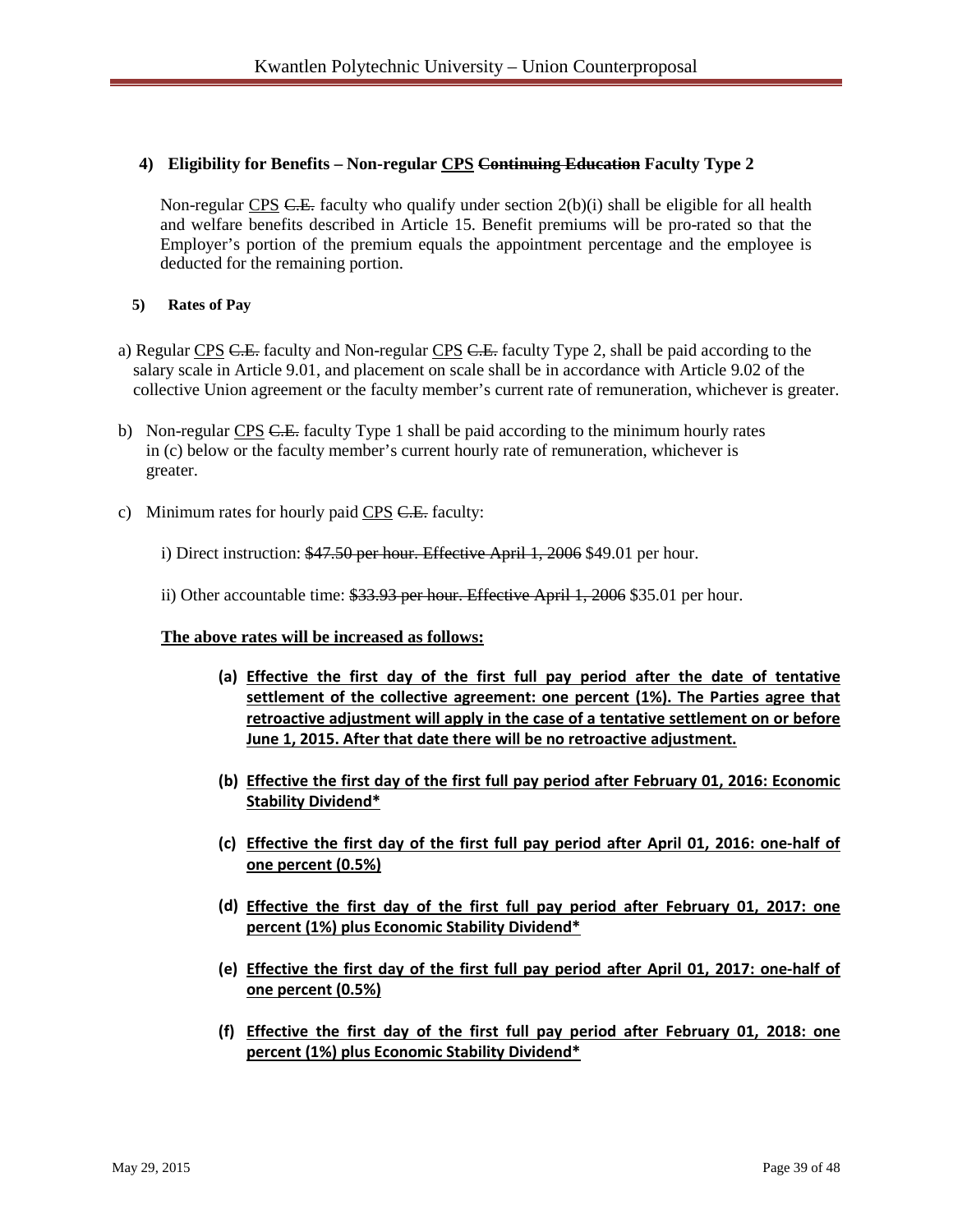### 4) Eligibility for Benefits – Non-regular <u>CPS</u> ~~Continuing Education~~ Faculty Type 2

Non-regular <u>CPS</u> ~~C.E.~~ faculty who qualify under section 2(b)(i) shall be eligible for all health and welfare benefits described in Article 15. Benefit premiums will be pro-rated so that the Employer's portion of the premium equals the appointment percentage and the employee is deducted for the remaining portion.

### 5) Rates of Pay

a) Regular <u>CPS</u> ~~C.E.~~ faculty and Non-regular <u>CPS</u> ~~C.E.~~ faculty Type 2, shall be paid according to the salary scale in Article 9.01, and placement on scale shall be in accordance with Article 9.02 of the collective Union agreement or the faculty member's current rate of remuneration, whichever is greater.

b) Non-regular <u>CPS</u> ~~C.E.~~ faculty Type 1 shall be paid according to the minimum hourly rates in (c) below or the faculty member's current hourly rate of remuneration, whichever is greater.

c) Minimum rates for hourly paid <u>CPS</u> ~~C.E.~~ faculty:

i) Direct instruction: ~~$47.50 per hour. Effective April 1, 2006~~ $49.01 per hour.

ii) Other accountable time: ~~$33.93 per hour. Effective April 1, 2006~~ $35.01 per hour.

<u>**The above rates will be increased as follows:**</u>

(a) <u>**Effective the first day of the first full pay period after the date of tentative settlement of the collective agreement: one percent (1%). The Parties agree that retroactive adjustment will apply in the case of a tentative settlement on or before June 1, 2015. After that date there will be no retroactive adjustment.**</u>

(b) <u>**Effective the first day of the first full pay period after February 01, 2016: Economic Stability Dividend***</u>

(c) <u>**Effective the first day of the first full pay period after April 01, 2016: one-half of one percent (0.5%)**</u>

(d) <u>**Effective the first day of the first full pay period after February 01, 2017: one percent (1%) plus Economic Stability Dividend***</u>

(e) <u>**Effective the first day of the first full pay period after April 01, 2017: one-half of one percent (0.5%)**</u>

(f) <u>**Effective the first day of the first full pay period after February 01, 2018: one percent (1%) plus Economic Stability Dividend***</u>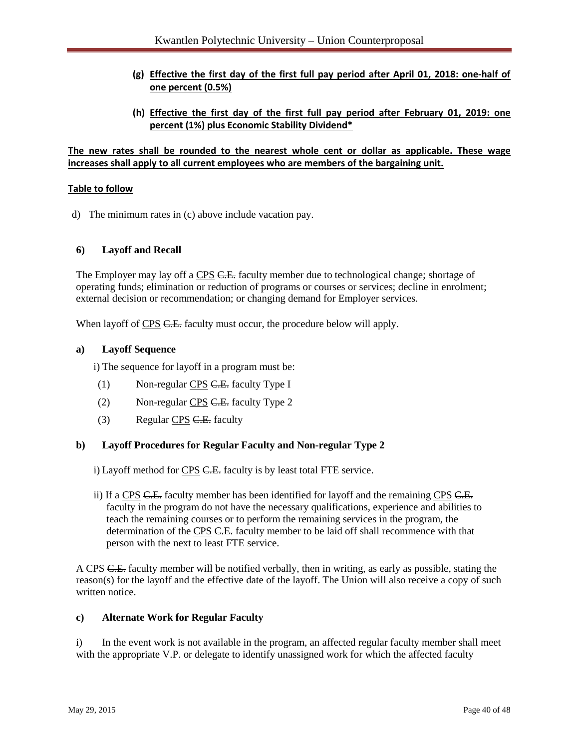**(g) Effective the first day of the first full pay period after April 01, 2018: one-half of one percent (0.5%)**

**(h) Effective the first day of the first full pay period after February 01, 2019: one percent (1%) plus Economic Stability Dividend***

**The new rates shall be rounded to the nearest whole cent or dollar as applicable. These wage increases shall apply to all current employees who are members of the bargaining unit.**

**Table to follow**

d) The minimum rates in (c) above include vacation pay.

### 6) Layoff and Recall

The Employer may lay off a CPS ~~C.E.~~ faculty member due to technological change; shortage of operating funds; elimination or reduction of programs or courses or services; decline in enrolment; external decision or recommendation; or changing demand for Employer services.

When layoff of CPS ~~C.E.~~ faculty must occur, the procedure below will apply.

#### a) Layoff Sequence

i) The sequence for layoff in a program must be:

(1) Non-regular CPS ~~C.E.~~ faculty Type I

(2) Non-regular CPS ~~C.E.~~ faculty Type 2

(3) Regular CPS ~~C.E.~~ faculty

#### b) Layoff Procedures for Regular Faculty and Non-regular Type 2

i) Layoff method for CPS ~~C.E.~~ faculty is by least total FTE service.

ii) If a CPS ~~C.E.~~ faculty member has been identified for layoff and the remaining CPS ~~C.E.~~ faculty in the program do not have the necessary qualifications, experience and abilities to teach the remaining courses or to perform the remaining services in the program, the determination of the CPS ~~C.E.~~ faculty member to be laid off shall recommence with that person with the next to least FTE service.

A CPS ~~C.E.~~ faculty member will be notified verbally, then in writing, as early as possible, stating the reason(s) for the layoff and the effective date of the layoff. The Union will also receive a copy of such written notice.

#### c) Alternate Work for Regular Faculty

i) In the event work is not available in the program, an affected regular faculty member shall meet with the appropriate V.P. or delegate to identify unassigned work for which the affected faculty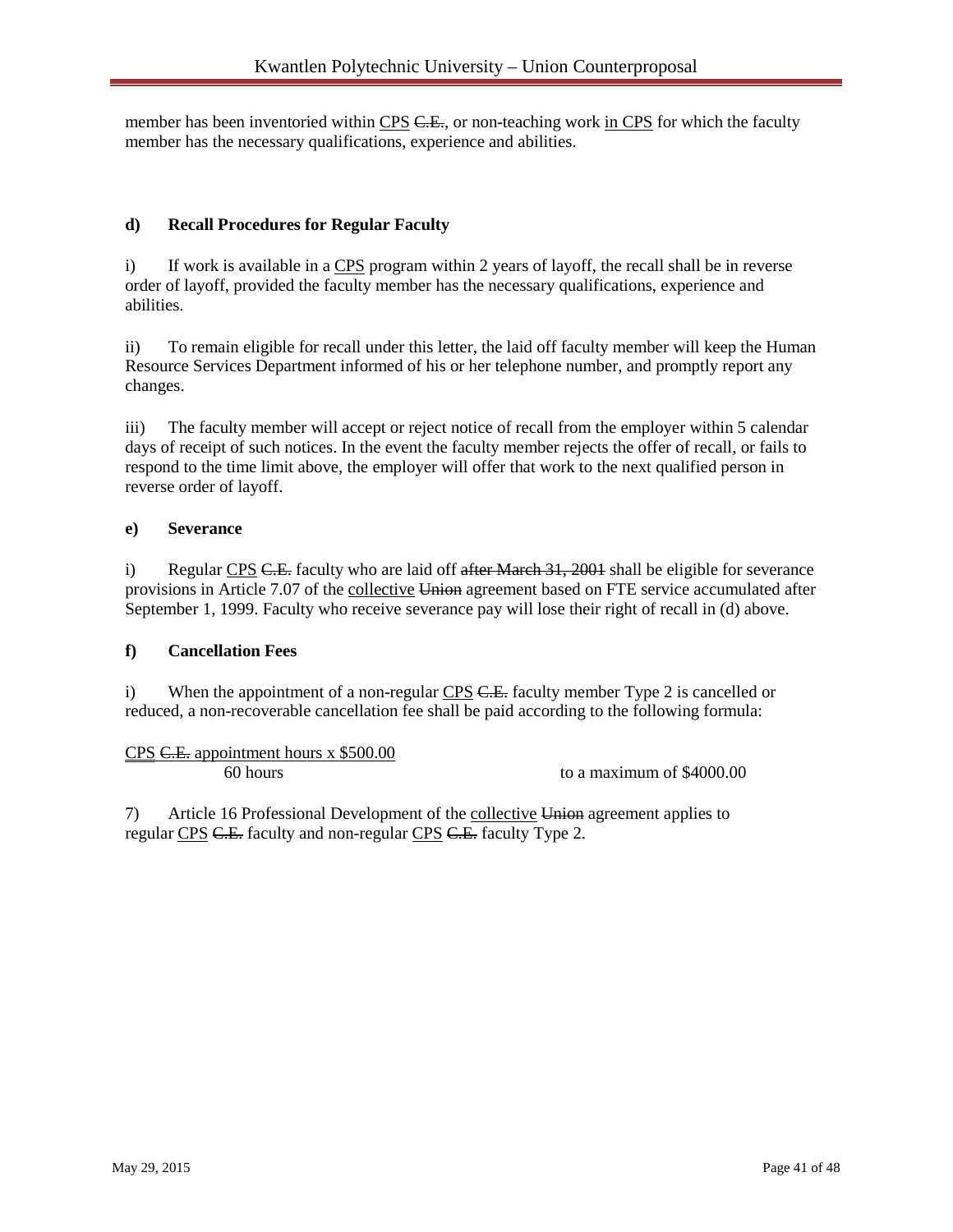member has been inventoried within <u>CPS</u> ~~C.E.~~, or non-teaching work <u>in CPS</u> for which the faculty member has the necessary qualifications, experience and abilities.

**d) Recall Procedures for Regular Faculty**

i) If work is available in a <u>CPS</u> program within 2 years of layoff, the recall shall be in reverse order of layoff, provided the faculty member has the necessary qualifications, experience and abilities.

ii) To remain eligible for recall under this letter, the laid off faculty member will keep the Human Resource Services Department informed of his or her telephone number, and promptly report any changes.

iii) The faculty member will accept or reject notice of recall from the employer within 5 calendar days of receipt of such notices. In the event the faculty member rejects the offer of recall, or fails to respond to the time limit above, the employer will offer that work to the next qualified person in reverse order of layoff.

**e) Severance**

i) Regular <u>CPS</u> ~~C.E.~~ faculty who are laid off ~~after March 31, 2001~~ shall be eligible for severance provisions in Article 7.07 of the <u>collective</u> ~~Union~~ agreement based on FTE service accumulated after September 1, 1999. Faculty who receive severance pay will lose their right of recall in (d) above.

**f) Cancellation Fees**

i) When the appointment of a non-regular <u>CPS</u> ~~C.E.~~ faculty member Type 2 is cancelled or reduced, a non-recoverable cancellation fee shall be paid according to the following formula:

<u>CPS</u> ~~C.E.~~ appointment hours x $500.00
60 hours — to a maximum of $4000.00

7) Article 16 Professional Development of the <u>collective</u> ~~Union~~ agreement applies to regular <u>CPS</u> ~~C.E.~~ faculty and non-regular <u>CPS</u> ~~C.E.~~ faculty Type 2.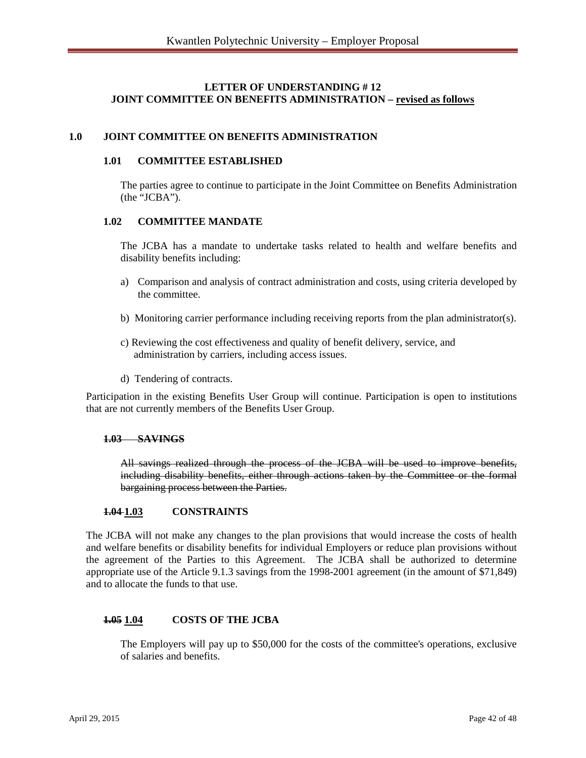**LETTER OF UNDERSTANDING # 12**
**JOINT COMMITTEE ON BENEFITS ADMINISTRATION – revised as follows**

## 1.0 JOINT COMMITTEE ON BENEFITS ADMINISTRATION

### 1.01 COMMITTEE ESTABLISHED

The parties agree to continue to participate in the Joint Committee on Benefits Administration (the "JCBA").

### 1.02 COMMITTEE MANDATE

The JCBA has a mandate to undertake tasks related to health and welfare benefits and disability benefits including:

a) Comparison and analysis of contract administration and costs, using criteria developed by the committee.

b) Monitoring carrier performance including receiving reports from the plan administrator(s).

c) Reviewing the cost effectiveness and quality of benefit delivery, service, and administration by carriers, including access issues.

d) Tendering of contracts.

Participation in the existing Benefits User Group will continue. Participation is open to institutions that are not currently members of the Benefits User Group.

### ~~1.03 SAVINGS~~

~~All savings realized through the process of the JCBA will be used to improve benefits, including disability benefits, either through actions taken by the Committee or the formal bargaining process between the Parties.~~

### ~~1.04~~ 1.03 CONSTRAINTS

The JCBA will not make any changes to the plan provisions that would increase the costs of health and welfare benefits or disability benefits for individual Employers or reduce plan provisions without the agreement of the Parties to this Agreement. The JCBA shall be authorized to determine appropriate use of the Article 9.1.3 savings from the 1998-2001 agreement (in the amount of $71,849) and to allocate the funds to that use.

### ~~1.05~~ 1.04 COSTS OF THE JCBA

The Employers will pay up to $50,000 for the costs of the committee's operations, exclusive of salaries and benefits.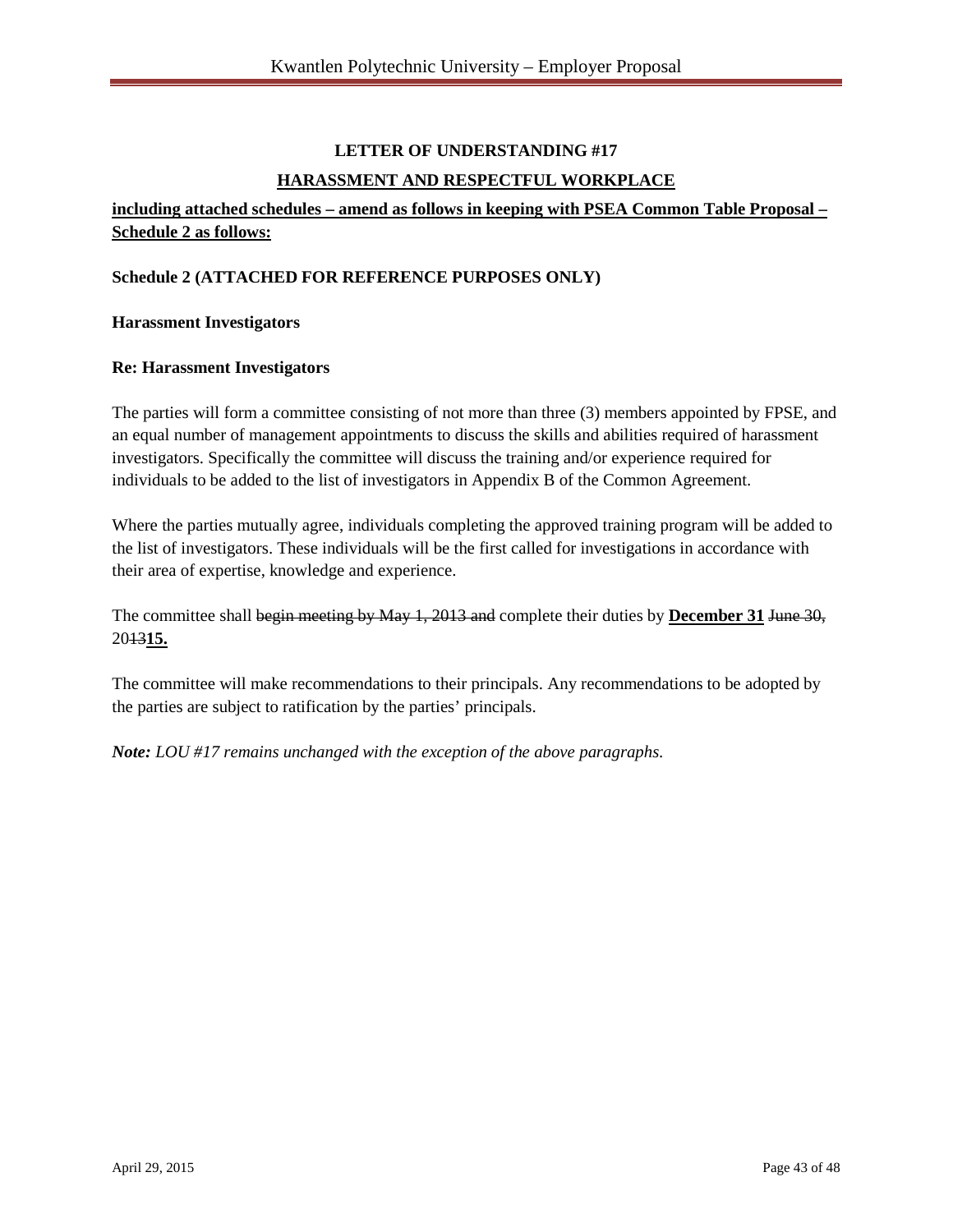## LETTER OF UNDERSTANDING #17

## HARASSMENT AND RESPECTFUL WORKPLACE

**including attached schedules – amend as follows in keeping with PSEA Common Table Proposal – Schedule 2 as follows:**

**Schedule 2 (ATTACHED FOR REFERENCE PURPOSES ONLY)**

**Harassment Investigators**

**Re: Harassment Investigators**

The parties will form a committee consisting of not more than three (3) members appointed by FPSE, and an equal number of management appointments to discuss the skills and abilities required of harassment investigators. Specifically the committee will discuss the training and/or experience required for individuals to be added to the list of investigators in Appendix B of the Common Agreement.

Where the parties mutually agree, individuals completing the approved training program will be added to the list of investigators. These individuals will be the first called for investigations in accordance with their area of expertise, knowledge and experience.

The committee shall ~~begin meeting by May 1, 2013 and~~ complete their duties by **December 31** ~~June 30,~~ 20~~13~~**15.**

The committee will make recommendations to their principals. Any recommendations to be adopted by the parties are subject to ratification by the parties' principals.

***Note:*** *LOU #17 remains unchanged with the exception of the above paragraphs.*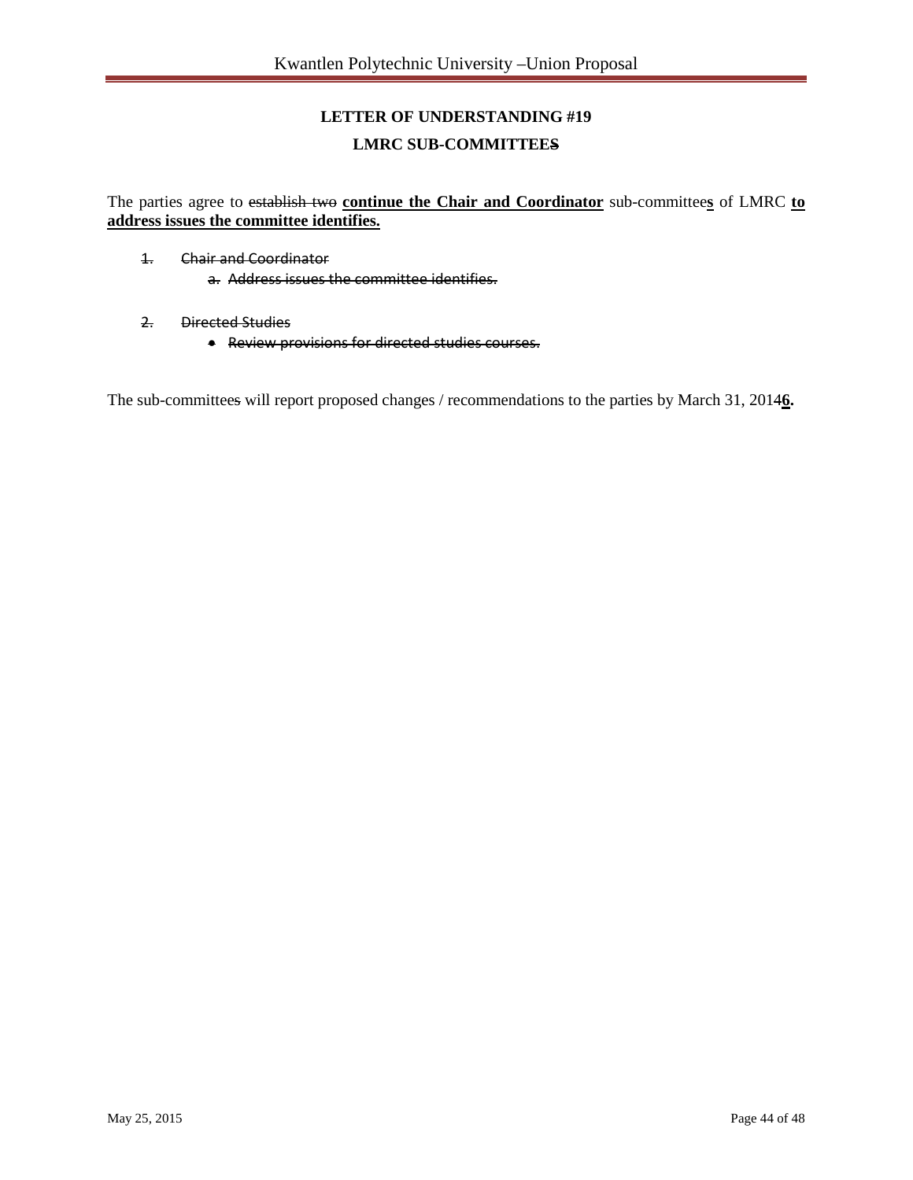**LETTER OF UNDERSTANDING #19**

**LMRC SUB-COMMITTEES**

The parties agree to ~~establish two~~ **continue the Chair and Coordinator** sub-committee**s** of LMRC **to address issues the committee identifies.**

~~1. Chair and Coordinator~~

~~a. Address issues the committee identifies.~~

~~2. Directed Studies~~

~~• Review provisions for directed studies courses.~~

The sub-committee~~s~~ will report proposed changes / recommendations to the parties by March 31, 201~~4~~**6.**

May 25, 2015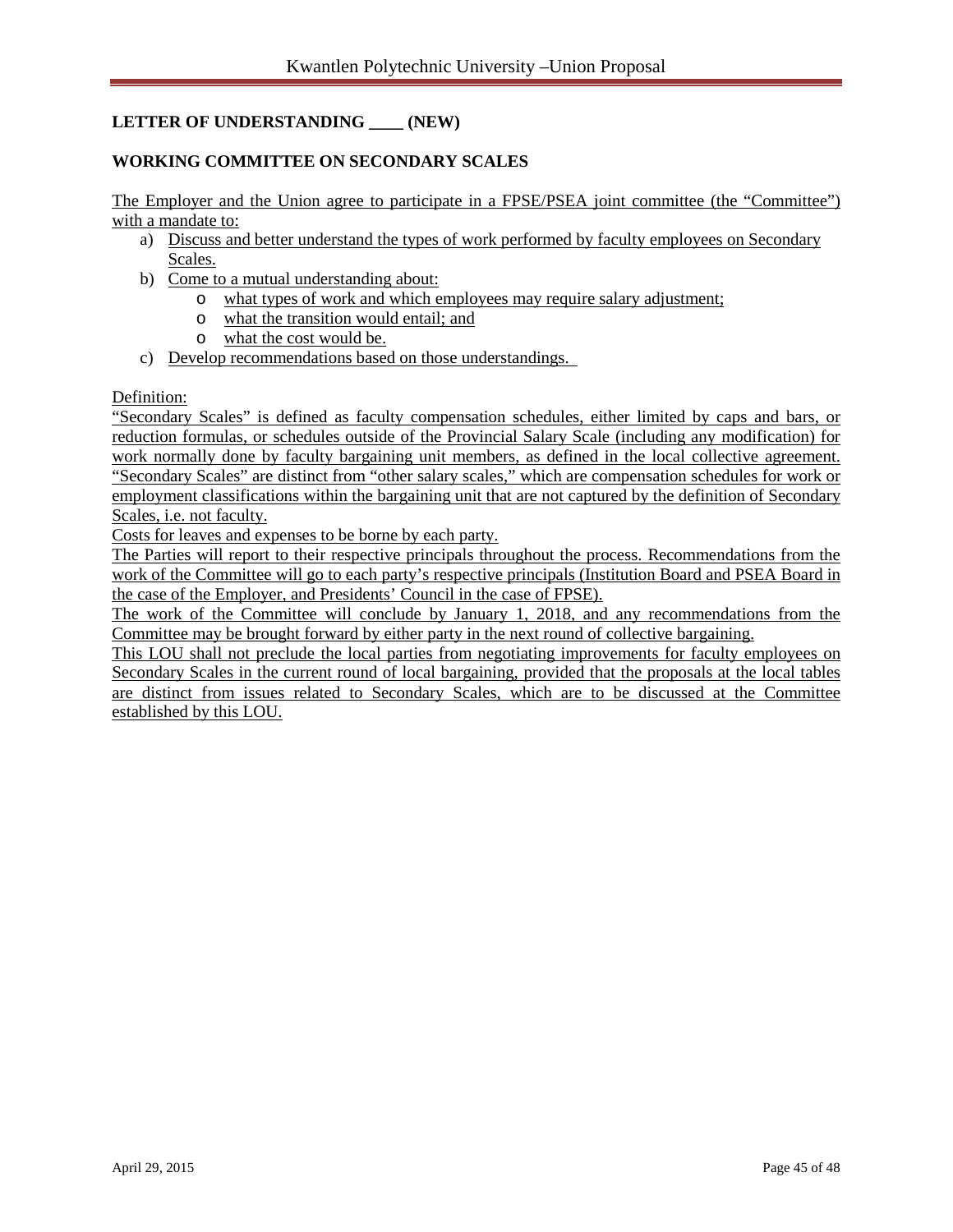**LETTER OF UNDERSTANDING ____ (NEW)**

**WORKING COMMITTEE ON SECONDARY SCALES**

The Employer and the Union agree to participate in a FPSE/PSEA joint committee (the "Committee") with a mandate to:

a) Discuss and better understand the types of work performed by faculty employees on Secondary Scales.
b) Come to a mutual understanding about:
   - what types of work and which employees may require salary adjustment;
   - what the transition would entail; and
   - what the cost would be.
c) Develop recommendations based on those understandings.

Definition:

"Secondary Scales" is defined as faculty compensation schedules, either limited by caps and bars, or reduction formulas, or schedules outside of the Provincial Salary Scale (including any modification) for work normally done by faculty bargaining unit members, as defined in the local collective agreement. "Secondary Scales" are distinct from "other salary scales," which are compensation schedules for work or employment classifications within the bargaining unit that are not captured by the definition of Secondary Scales, i.e. not faculty.

Costs for leaves and expenses to be borne by each party.

The Parties will report to their respective principals throughout the process. Recommendations from the work of the Committee will go to each party's respective principals (Institution Board and PSEA Board in the case of the Employer, and Presidents' Council in the case of FPSE).

The work of the Committee will conclude by January 1, 2018, and any recommendations from the Committee may be brought forward by either party in the next round of collective bargaining.

This LOU shall not preclude the local parties from negotiating improvements for faculty employees on Secondary Scales in the current round of local bargaining, provided that the proposals at the local tables are distinct from issues related to Secondary Scales, which are to be discussed at the Committee established by this LOU.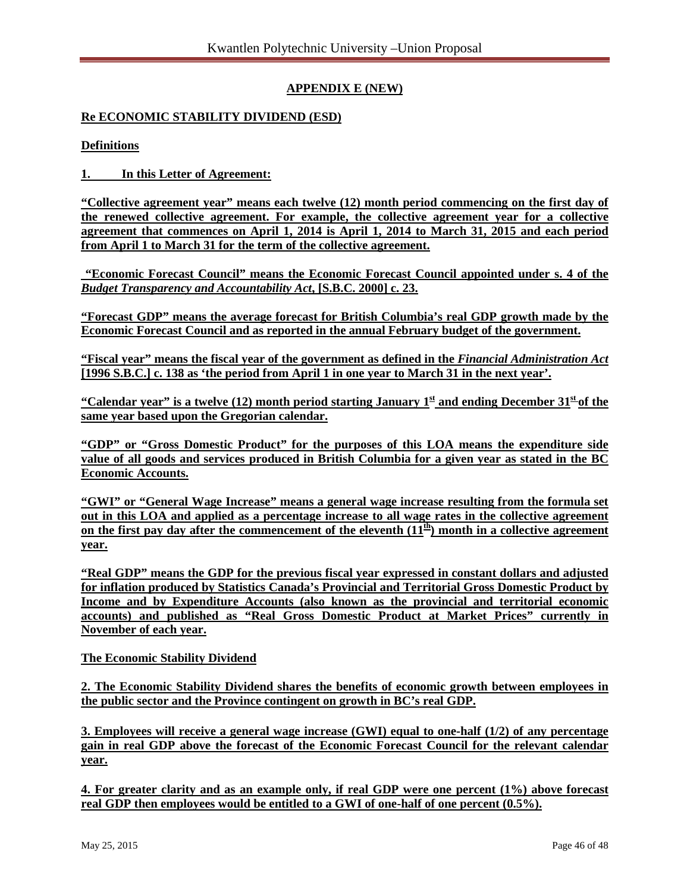## APPENDIX E (NEW)

### Re ECONOMIC STABILITY DIVIDEND (ESD)

**Definitions**

**1. In this Letter of Agreement:**

**"Collective agreement year" means each twelve (12) month period commencing on the first day of the renewed collective agreement. For example, the collective agreement year for a collective agreement that commences on April 1, 2014 is April 1, 2014 to March 31, 2015 and each period from April 1 to March 31 for the term of the collective agreement.**

**"Economic Forecast Council" means the Economic Forecast Council appointed under s. 4 of the *Budget Transparency and Accountability Act*, [S.B.C. 2000] c. 23.**

**"Forecast GDP" means the average forecast for British Columbia's real GDP growth made by the Economic Forecast Council and as reported in the annual February budget of the government.**

**"Fiscal year" means the fiscal year of the government as defined in the *Financial Administration Act* [1996 S.B.C.] c. 138 as 'the period from April 1 in one year to March 31 in the next year'.**

**"Calendar year" is a twelve (12) month period starting January 1st and ending December 31st of the same year based upon the Gregorian calendar.**

**"GDP" or "Gross Domestic Product" for the purposes of this LOA means the expenditure side value of all goods and services produced in British Columbia for a given year as stated in the BC Economic Accounts.**

**"GWI" or "General Wage Increase" means a general wage increase resulting from the formula set out in this LOA and applied as a percentage increase to all wage rates in the collective agreement on the first pay day after the commencement of the eleventh (11th) month in a collective agreement year.**

**"Real GDP" means the GDP for the previous fiscal year expressed in constant dollars and adjusted for inflation produced by Statistics Canada's Provincial and Territorial Gross Domestic Product by Income and by Expenditure Accounts (also known as the provincial and territorial economic accounts) and published as "Real Gross Domestic Product at Market Prices" currently in November of each year.**

**The Economic Stability Dividend**

**2. The Economic Stability Dividend shares the benefits of economic growth between employees in the public sector and the Province contingent on growth in BC's real GDP.**

**3. Employees will receive a general wage increase (GWI) equal to one-half (1/2) of any percentage gain in real GDP above the forecast of the Economic Forecast Council for the relevant calendar year.**

**4. For greater clarity and as an example only, if real GDP were one percent (1%) above forecast real GDP then employees would be entitled to a GWI of one-half of one percent (0.5%).**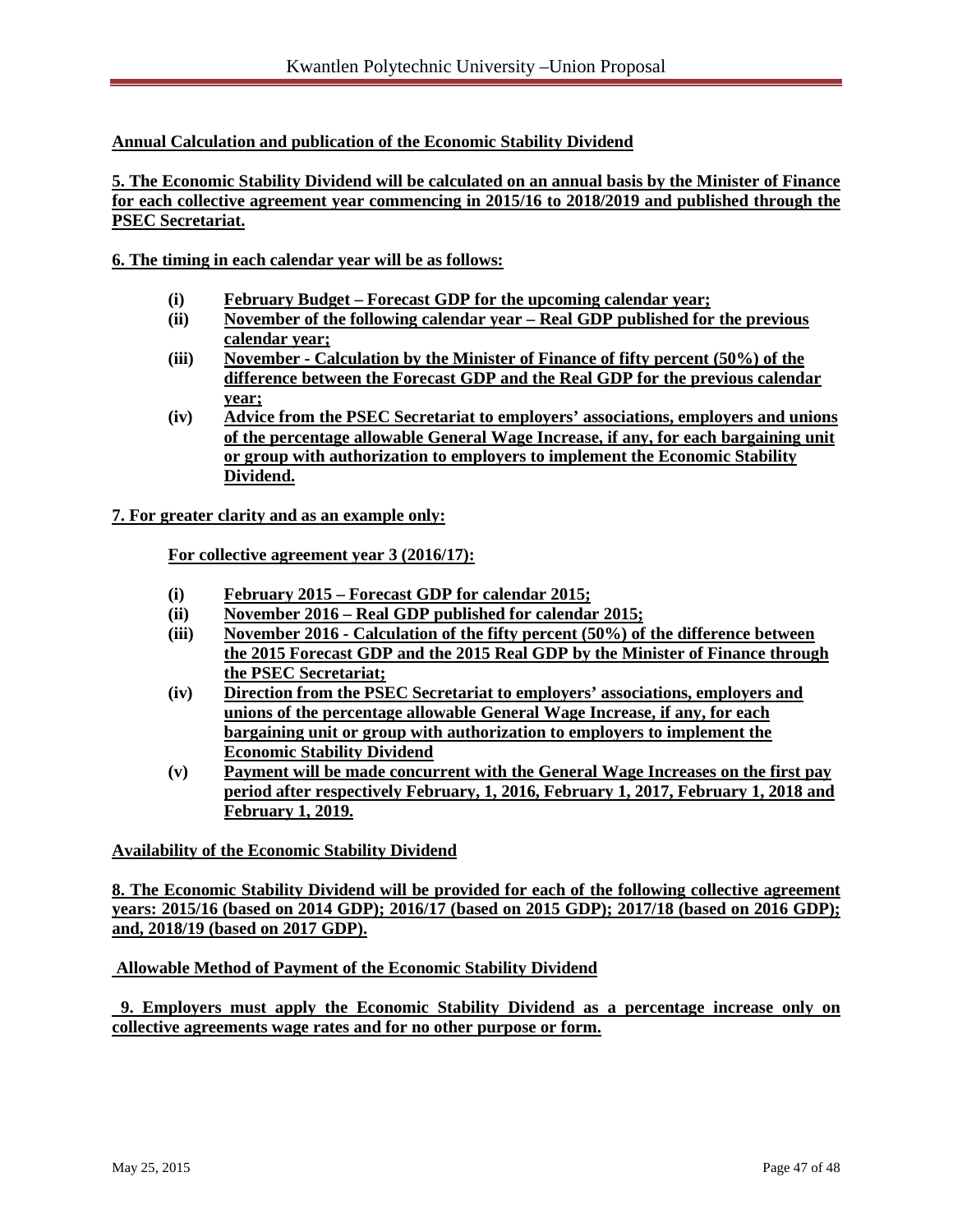**Annual Calculation and publication of the Economic Stability Dividend**

**5. The Economic Stability Dividend will be calculated on an annual basis by the Minister of Finance for each collective agreement year commencing in 2015/16 to 2018/2019 and published through the PSEC Secretariat.**

**6. The timing in each calendar year will be as follows:**

- **(i) February Budget – Forecast GDP for the upcoming calendar year;**
- **(ii) November of the following calendar year – Real GDP published for the previous calendar year;**
- **(iii) November - Calculation by the Minister of Finance of fifty percent (50%) of the difference between the Forecast GDP and the Real GDP for the previous calendar year;**
- **(iv) Advice from the PSEC Secretariat to employers' associations, employers and unions of the percentage allowable General Wage Increase, if any, for each bargaining unit or group with authorization to employers to implement the Economic Stability Dividend.**

**7. For greater clarity and as an example only:**

**For collective agreement year 3 (2016/17):**

- **(i) February 2015 – Forecast GDP for calendar 2015;**
- **(ii) November 2016 – Real GDP published for calendar 2015;**
- **(iii) November 2016 - Calculation of the fifty percent (50%) of the difference between the 2015 Forecast GDP and the 2015 Real GDP by the Minister of Finance through the PSEC Secretariat;**
- **(iv) Direction from the PSEC Secretariat to employers' associations, employers and unions of the percentage allowable General Wage Increase, if any, for each bargaining unit or group with authorization to employers to implement the Economic Stability Dividend**
- **(v) Payment will be made concurrent with the General Wage Increases on the first pay period after respectively February, 1, 2016, February 1, 2017, February 1, 2018 and February 1, 2019.**

**Availability of the Economic Stability Dividend**

**8. The Economic Stability Dividend will be provided for each of the following collective agreement years: 2015/16 (based on 2014 GDP); 2016/17 (based on 2015 GDP); 2017/18 (based on 2016 GDP); and, 2018/19 (based on 2017 GDP).**

**Allowable Method of Payment of the Economic Stability Dividend**

**9. Employers must apply the Economic Stability Dividend as a percentage increase only on collective agreements wage rates and for no other purpose or form.**